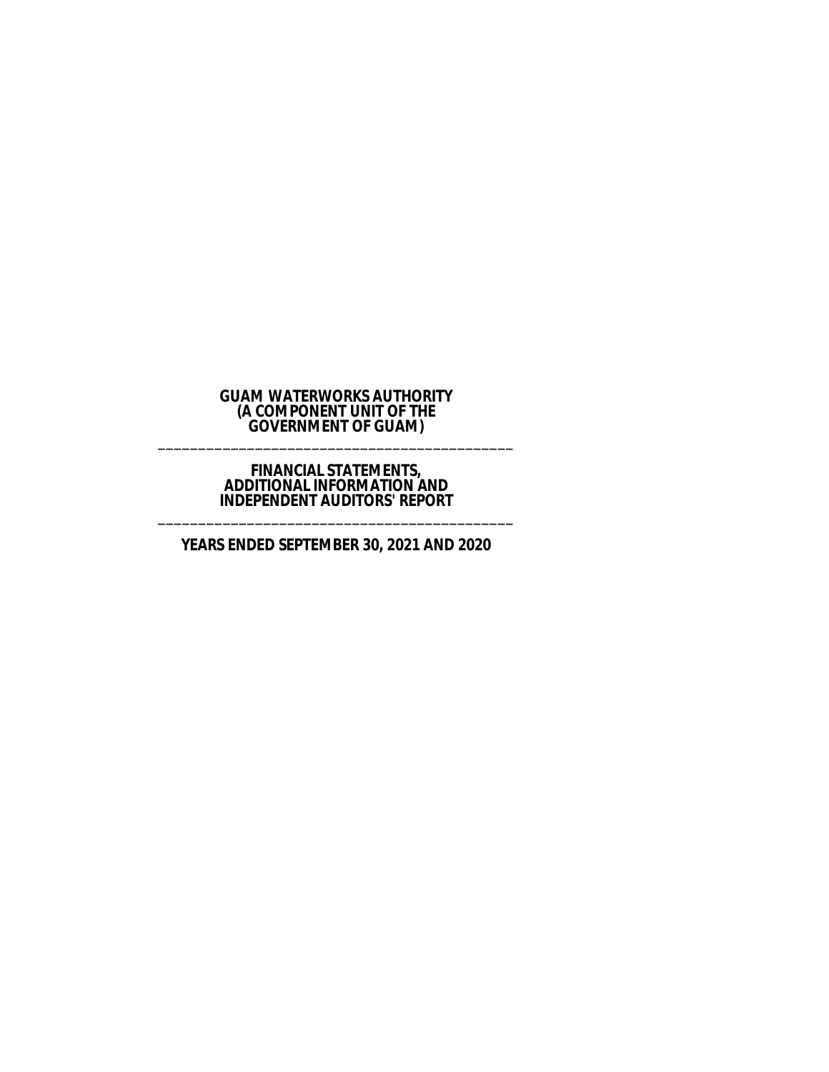# GUAM WATERWORKS AUTHORITY
## (A COMPONENT UNIT OF THE GOVERNMENT OF GUAM)

---

## FINANCIAL STATEMENTS, ADDITIONAL INFORMATION AND INDEPENDENT AUDITORS' REPORT

---

## YEARS ENDED SEPTEMBER 30, 2021 AND 2020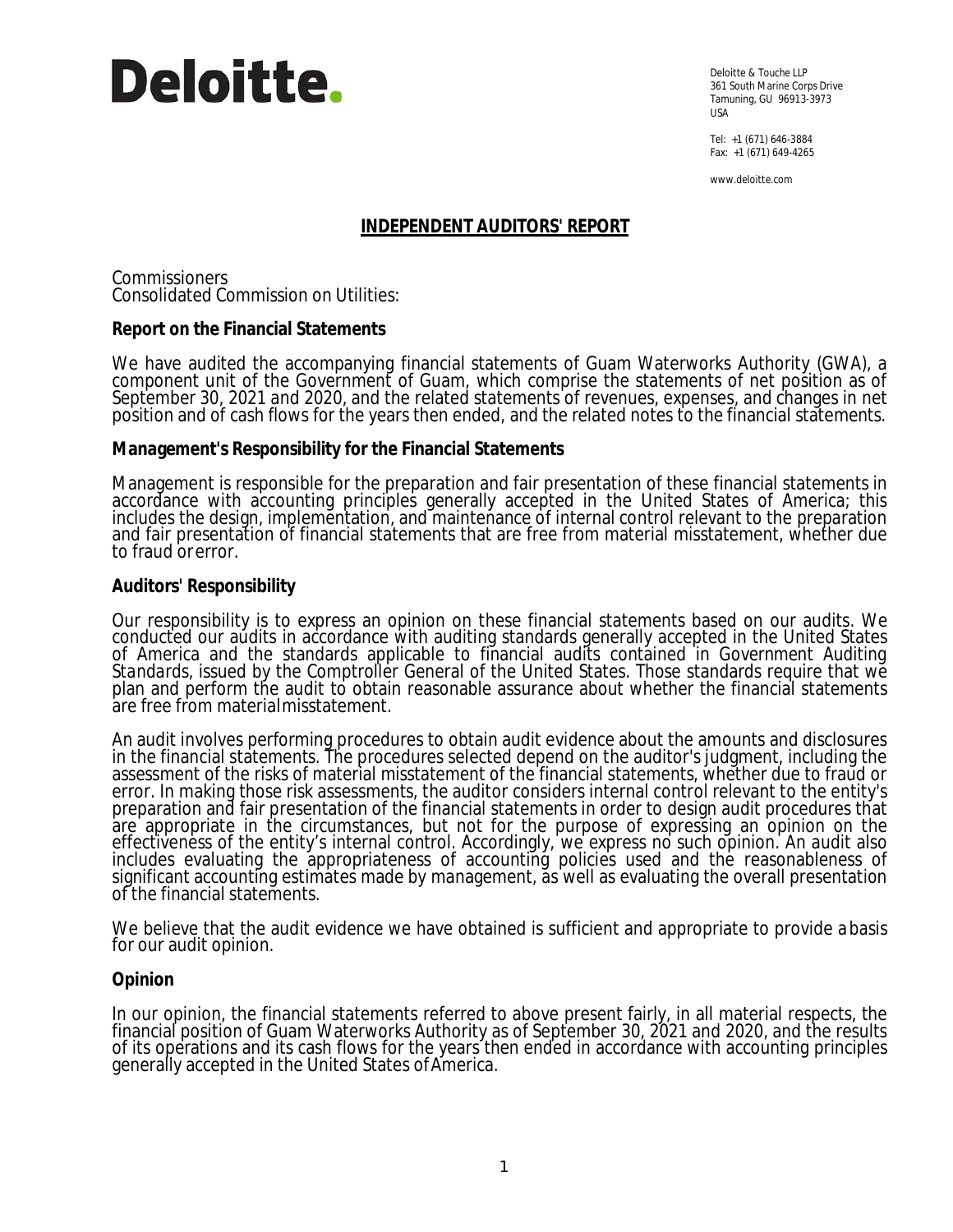Deloitte.

Deloitte & Touche LLP
361 South Marine Corps Drive
Tamuning, GU 96913-3973
USA

Tel: +1 (671) 646-3884
Fax: +1 (671) 649-4265

www.deloitte.com

# INDEPENDENT AUDITORS' REPORT

Commissioners
Consolidated Commission on Utilities:

**Report on the Financial Statements**

We have audited the accompanying financial statements of Guam Waterworks Authority (GWA), a component unit of the Government of Guam, which comprise the statements of net position as of September 30, 2021 and 2020, and the related statements of revenues, expenses, and changes in net position and of cash flows for the years then ended, and the related notes to the financial statements.

**Management's Responsibility for the Financial Statements**

Management is responsible for the preparation and fair presentation of these financial statements in accordance with accounting principles generally accepted in the United States of America; this includes the design, implementation, and maintenance of internal control relevant to the preparation and fair presentation of financial statements that are free from material misstatement, whether due to fraud or error.

**Auditors' Responsibility**

Our responsibility is to express an opinion on these financial statements based on our audits. We conducted our audits in accordance with auditing standards generally accepted in the United States of America and the standards applicable to financial audits contained in Government Auditing Standards, issued by the Comptroller General of the United States. Those standards require that we plan and perform the audit to obtain reasonable assurance about whether the financial statements are free from material misstatement.

An audit involves performing procedures to obtain audit evidence about the amounts and disclosures in the financial statements. The procedures selected depend on the auditor's judgment, including the assessment of the risks of material misstatement of the financial statements, whether due to fraud or error. In making those risk assessments, the auditor considers internal control relevant to the entity's preparation and fair presentation of the financial statements in order to design audit procedures that are appropriate in the circumstances, but not for the purpose of expressing an opinion on the effectiveness of the entity's internal control. Accordingly, we express no such opinion. An audit also includes evaluating the appropriateness of accounting policies used and the reasonableness of significant accounting estimates made by management, as well as evaluating the overall presentation of the financial statements.

We believe that the audit evidence we have obtained is sufficient and appropriate to provide a basis for our audit opinion.

**Opinion**

In our opinion, the financial statements referred to above present fairly, in all material respects, the financial position of Guam Waterworks Authority as of September 30, 2021 and 2020, and the results of its operations and its cash flows for the years then ended in accordance with accounting principles generally accepted in the United States of America.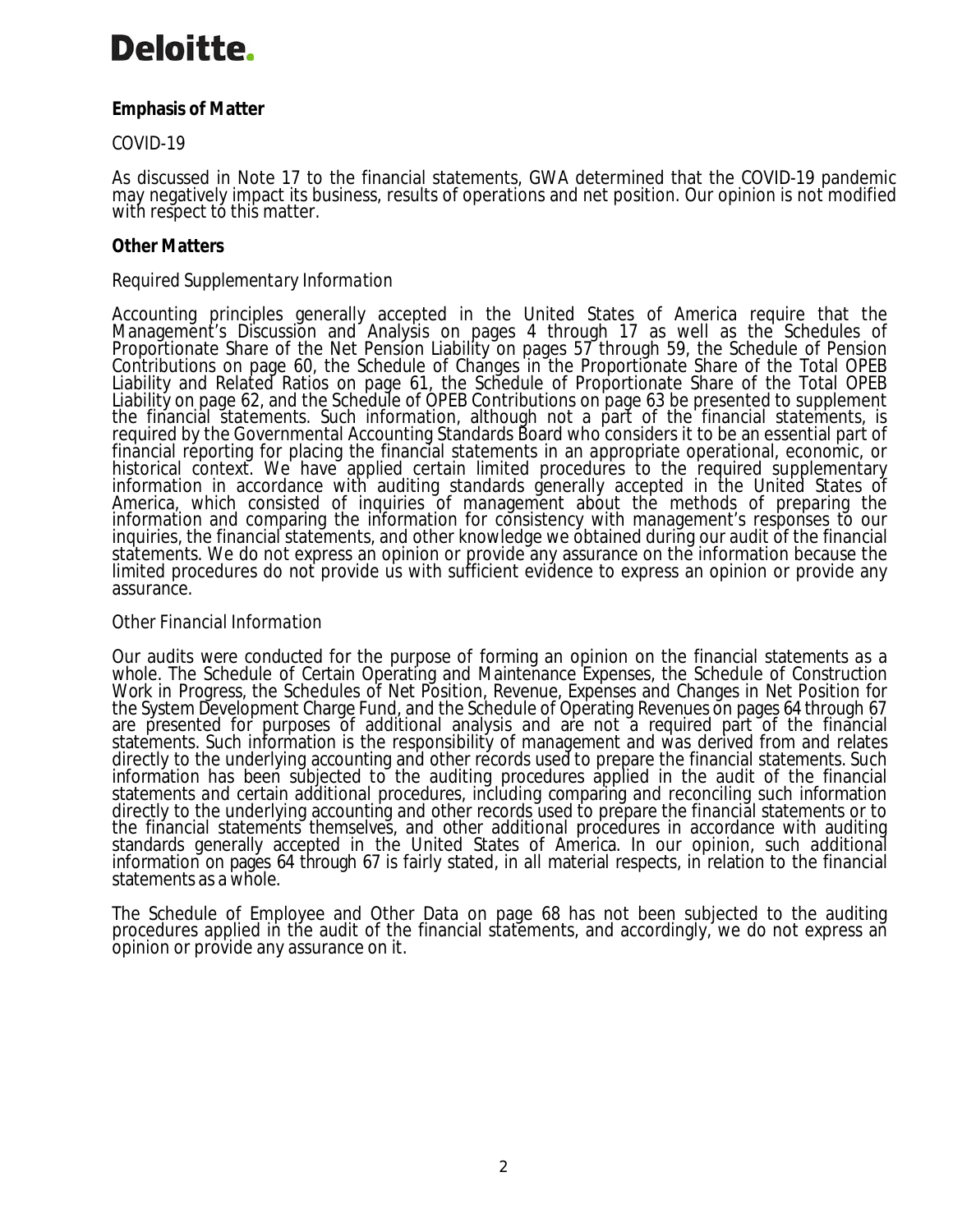**Emphasis of Matter**

COVID-19

As discussed in Note 17 to the financial statements, GWA determined that the COVID-19 pandemic may negatively impact its business, results of operations and net position. Our opinion is not modified with respect to this matter.

**Other Matters**

*Required Supplementary Information*

Accounting principles generally accepted in the United States of America require that the Management's Discussion and Analysis on pages 4 through 17 as well as the Schedules of Proportionate Share of the Net Pension Liability on pages 57 through 59, the Schedule of Pension Contributions on page 60, the Schedule of Changes in the Proportionate Share of the Total OPEB Liability and Related Ratios on page 61, the Schedule of Proportionate Share of the Total OPEB Liability on page 62, and the Schedule of OPEB Contributions on page 63 be presented to supplement the financial statements. Such information, although not a part of the financial statements, is required by the Governmental Accounting Standards Board who considers it to be an essential part of financial reporting for placing the financial statements in an appropriate operational, economic, or historical context. We have applied certain limited procedures to the required supplementary information in accordance with auditing standards generally accepted in the United States of America, which consisted of inquiries of management about the methods of preparing the information and comparing the information for consistency with management's responses to our inquiries, the financial statements, and other knowledge we obtained during our audit of the financial statements. We do not express an opinion or provide any assurance on the information because the limited procedures do not provide us with sufficient evidence to express an opinion or provide any assurance.

*Other Financial Information*

Our audits were conducted for the purpose of forming an opinion on the financial statements as a whole. The Schedule of Certain Operating and Maintenance Expenses, the Schedule of Construction Work in Progress, the Schedules of Net Position, Revenue, Expenses and Changes in Net Position for the System Development Charge Fund, and the Schedule of Operating Revenues on pages 64 through 67 are presented for purposes of additional analysis and are not a required part of the financial statements. Such information is the responsibility of management and was derived from and relates directly to the underlying accounting and other records used to prepare the financial statements. Such information has been subjected to the auditing procedures applied in the audit of the financial statements and certain additional procedures, including comparing and reconciling such information directly to the underlying accounting and other records used to prepare the financial statements or to the financial statements themselves, and other additional procedures in accordance with auditing standards generally accepted in the United States of America. In our opinion, such additional information on pages 64 through 67 is fairly stated, in all material respects, in relation to the financial statements as a whole.

The Schedule of Employee and Other Data on page 68 has not been subjected to the auditing procedures applied in the audit of the financial statements, and accordingly, we do not express an opinion or provide any assurance on it.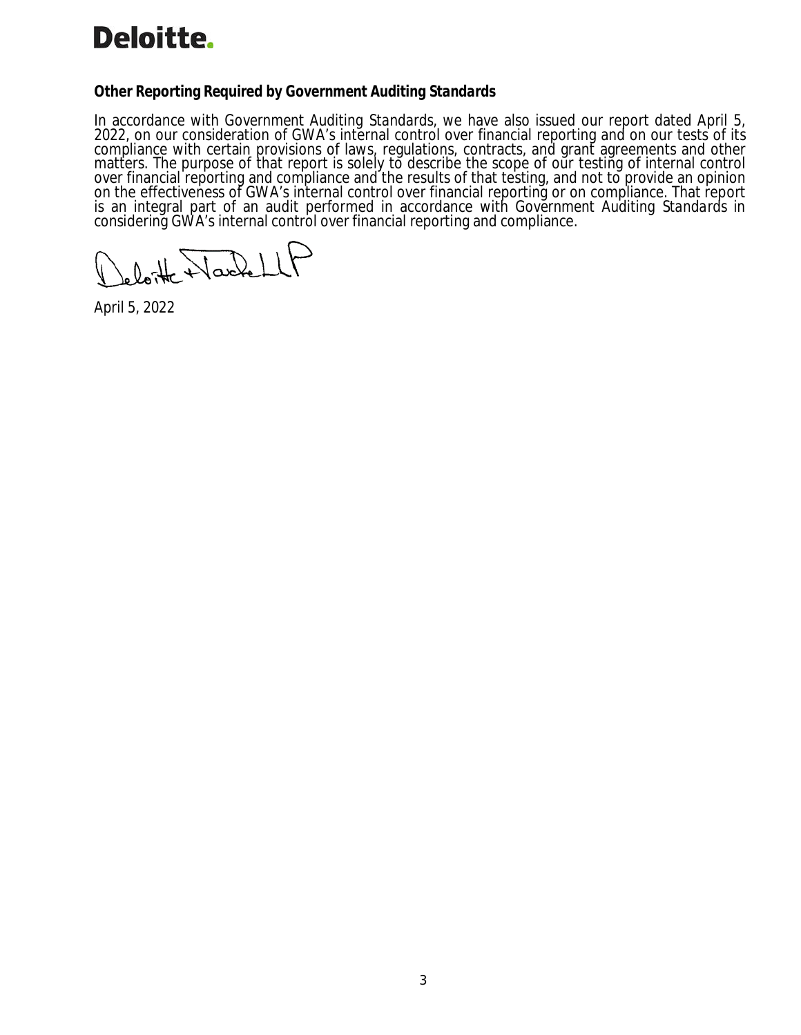Deloitte.

**Other Reporting Required by *Government Auditing Standards***

In accordance with *Government Auditing Standards*, we have also issued our report dated April 5, 2022, on our consideration of GWA's internal control over financial reporting and on our tests of its compliance with certain provisions of laws, regulations, contracts, and grant agreements and other matters. The purpose of that report is solely to describe the scope of our testing of internal control over financial reporting and compliance and the results of that testing, and not to provide an opinion on the effectiveness of GWA's internal control over financial reporting or on compliance. That report is an integral part of an audit performed in accordance with *Government Auditing Standards* in considering GWA's internal control over financial reporting and compliance.

Deloitte & Touche LLP

April 5, 2022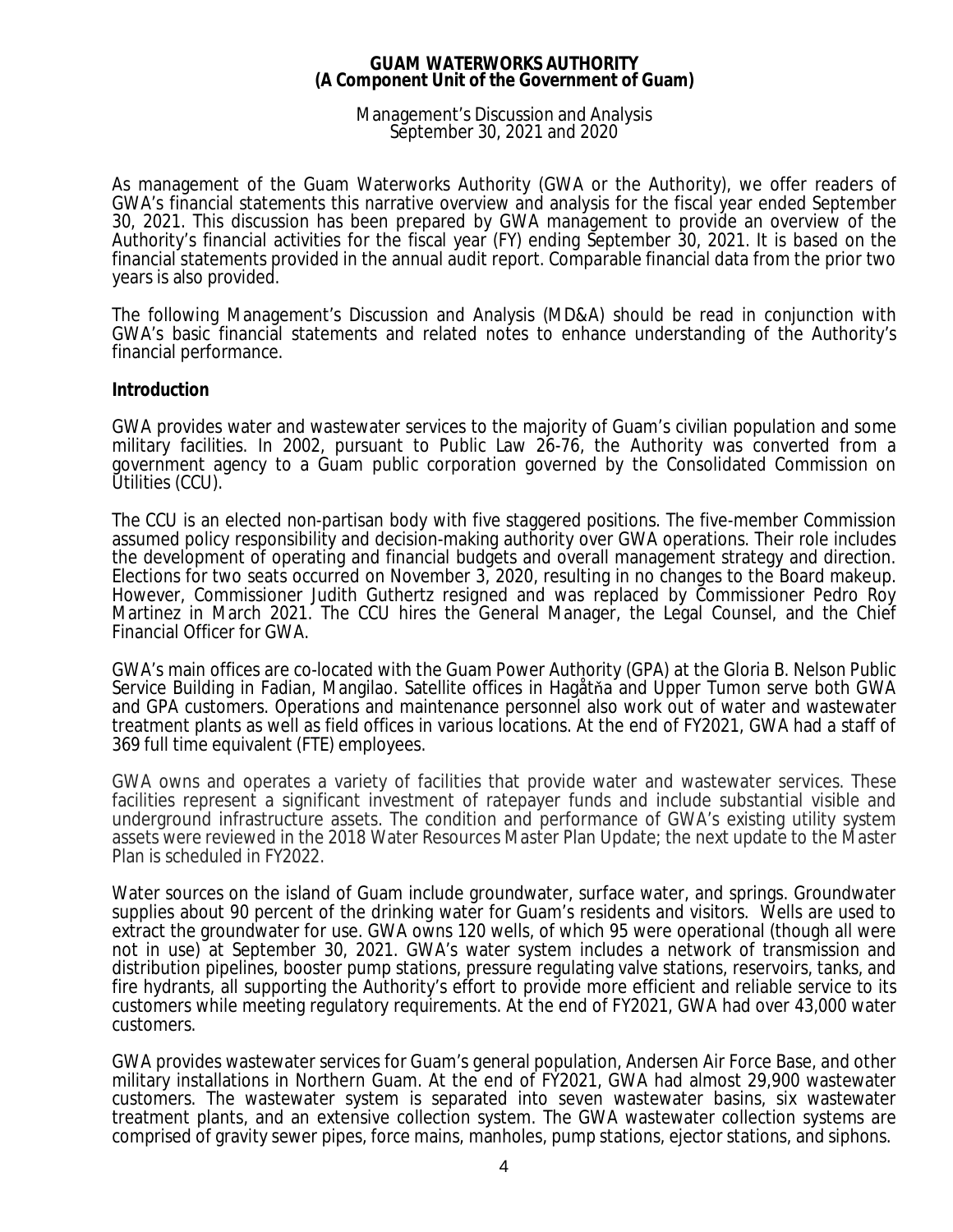# GUAM WATERWORKS AUTHORITY
## (A Component Unit of the Government of Guam)

Management's Discussion and Analysis
September 30, 2021 and 2020

As management of the Guam Waterworks Authority (GWA or the Authority), we offer readers of GWA's financial statements this narrative overview and analysis for the fiscal year ended September 30, 2021. This discussion has been prepared by GWA management to provide an overview of the Authority's financial activities for the fiscal year (FY) ending September 30, 2021. It is based on the financial statements provided in the annual audit report. Comparable financial data from the prior two years is also provided.

The following Management's Discussion and Analysis (MD&A) should be read in conjunction with GWA's basic financial statements and related notes to enhance understanding of the Authority's financial performance.

**Introduction**

GWA provides water and wastewater services to the majority of Guam's civilian population and some military facilities. In 2002, pursuant to Public Law 26-76, the Authority was converted from a government agency to a Guam public corporation governed by the Consolidated Commission on Utilities (CCU).

The CCU is an elected non-partisan body with five staggered positions. The five-member Commission assumed policy responsibility and decision-making authority over GWA operations. Their role includes the development of operating and financial budgets and overall management strategy and direction. Elections for two seats occurred on November 3, 2020, resulting in no changes to the Board makeup. However, Commissioner Judith Guthertz resigned and was replaced by Commissioner Pedro Roy Martinez in March 2021. The CCU hires the General Manager, the Legal Counsel, and the Chief Financial Officer for GWA.

GWA's main offices are co-located with the Guam Power Authority (GPA) at the Gloria B. Nelson Public Service Building in Fadian, Mangilao. Satellite offices in Hagåtña and Upper Tumon serve both GWA and GPA customers. Operations and maintenance personnel also work out of water and wastewater treatment plants as well as field offices in various locations. At the end of FY2021, GWA had a staff of 369 full time equivalent (FTE) employees.

GWA owns and operates a variety of facilities that provide water and wastewater services. These facilities represent a significant investment of ratepayer funds and include substantial visible and underground infrastructure assets. The condition and performance of GWA's existing utility system assets were reviewed in the 2018 Water Resources Master Plan Update; the next update to the Master Plan is scheduled in FY2022.

Water sources on the island of Guam include groundwater, surface water, and springs. Groundwater supplies about 90 percent of the drinking water for Guam's residents and visitors. Wells are used to extract the groundwater for use. GWA owns 120 wells, of which 95 were operational (though all were not in use) at September 30, 2021. GWA's water system includes a network of transmission and distribution pipelines, booster pump stations, pressure regulating valve stations, reservoirs, tanks, and fire hydrants, all supporting the Authority's effort to provide more efficient and reliable service to its customers while meeting regulatory requirements. At the end of FY2021, GWA had over 43,000 water customers.

GWA provides wastewater services for Guam's general population, Andersen Air Force Base, and other military installations in Northern Guam. At the end of FY2021, GWA had almost 29,900 wastewater customers. The wastewater system is separated into seven wastewater basins, six wastewater treatment plants, and an extensive collection system. The GWA wastewater collection systems are comprised of gravity sewer pipes, force mains, manholes, pump stations, ejector stations, and siphons.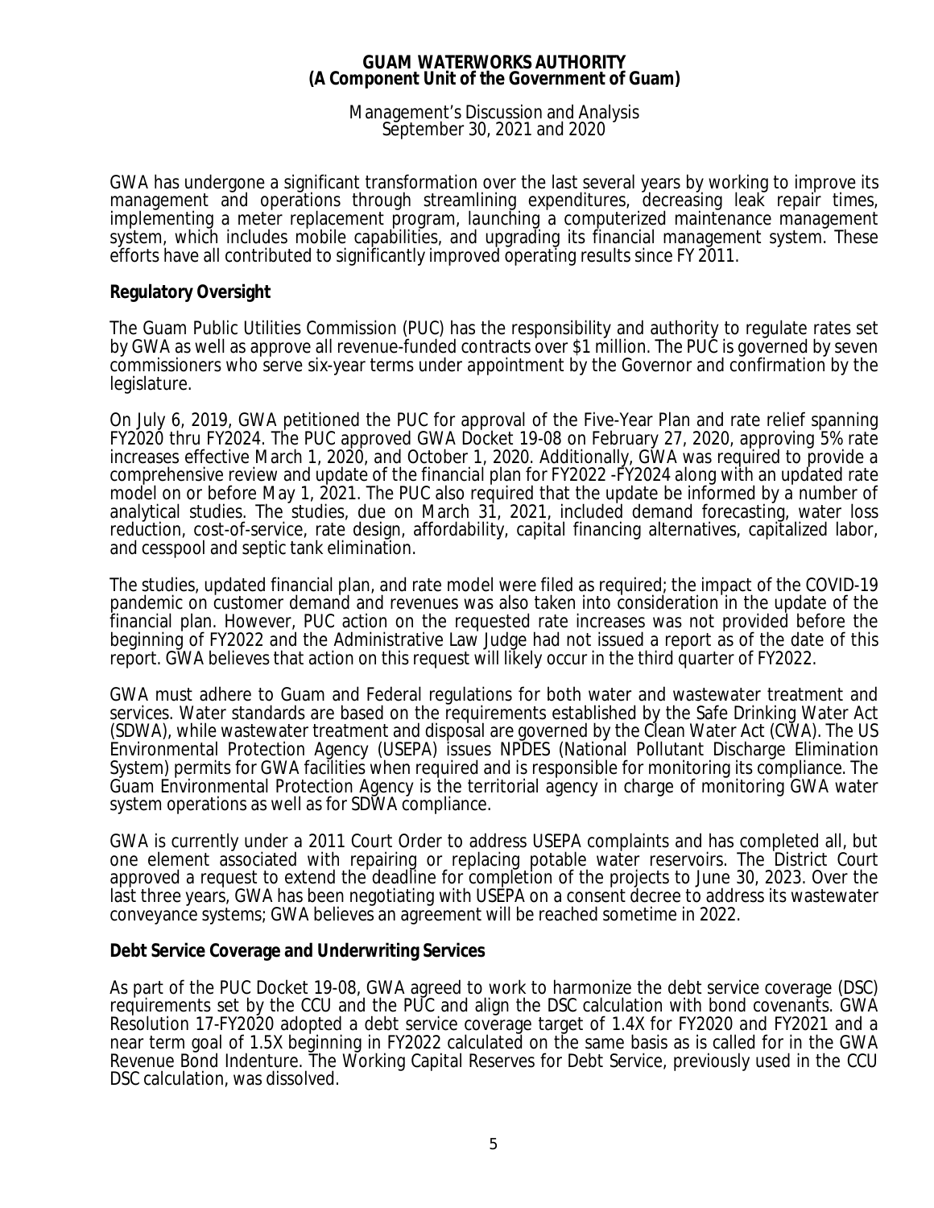GWA has undergone a significant transformation over the last several years by working to improve its management and operations through streamlining expenditures, decreasing leak repair times, implementing a meter replacement program, launching a computerized maintenance management system, which includes mobile capabilities, and upgrading its financial management system. These efforts have all contributed to significantly improved operating results since FY 2011.

**Regulatory Oversight**

The Guam Public Utilities Commission (PUC) has the responsibility and authority to regulate rates set by GWA as well as approve all revenue-funded contracts over $1 million. The PUC is governed by seven commissioners who serve six-year terms under appointment by the Governor and confirmation by the legislature.

On July 6, 2019, GWA petitioned the PUC for approval of the Five-Year Plan and rate relief spanning FY2020 thru FY2024. The PUC approved GWA Docket 19-08 on February 27, 2020, approving 5% rate increases effective March 1, 2020, and October 1, 2020. Additionally, GWA was required to provide a comprehensive review and update of the financial plan for FY2022 -FY2024 along with an updated rate model on or before May 1, 2021. The PUC also required that the update be informed by a number of analytical studies. The studies, due on March 31, 2021, included demand forecasting, water loss reduction, cost-of-service, rate design, affordability, capital financing alternatives, capitalized labor, and cesspool and septic tank elimination.

The studies, updated financial plan, and rate model were filed as required; the impact of the COVID-19 pandemic on customer demand and revenues was also taken into consideration in the update of the financial plan. However, PUC action on the requested rate increases was not provided before the beginning of FY2022 and the Administrative Law Judge had not issued a report as of the date of this report. GWA believes that action on this request will likely occur in the third quarter of FY2022.

GWA must adhere to Guam and Federal regulations for both water and wastewater treatment and services. Water standards are based on the requirements established by the Safe Drinking Water Act (SDWA), while wastewater treatment and disposal are governed by the Clean Water Act (CWA). The US Environmental Protection Agency (USEPA) issues NPDES (National Pollutant Discharge Elimination System) permits for GWA facilities when required and is responsible for monitoring its compliance. The Guam Environmental Protection Agency is the territorial agency in charge of monitoring GWA water system operations as well as for SDWA compliance.

GWA is currently under a 2011 Court Order to address USEPA complaints and has completed all, but one element associated with repairing or replacing potable water reservoirs. The District Court approved a request to extend the deadline for completion of the projects to June 30, 2023. Over the last three years, GWA has been negotiating with USEPA on a consent decree to address its wastewater conveyance systems; GWA believes an agreement will be reached sometime in 2022.

**Debt Service Coverage and Underwriting Services**

As part of the PUC Docket 19-08, GWA agreed to work to harmonize the debt service coverage (DSC) requirements set by the CCU and the PUC and align the DSC calculation with bond covenants. GWA Resolution 17-FY2020 adopted a debt service coverage target of 1.4X for FY2020 and FY2021 and a near term goal of 1.5X beginning in FY2022 calculated on the same basis as is called for in the GWA Revenue Bond Indenture. The Working Capital Reserves for Debt Service, previously used in the CCU DSC calculation, was dissolved.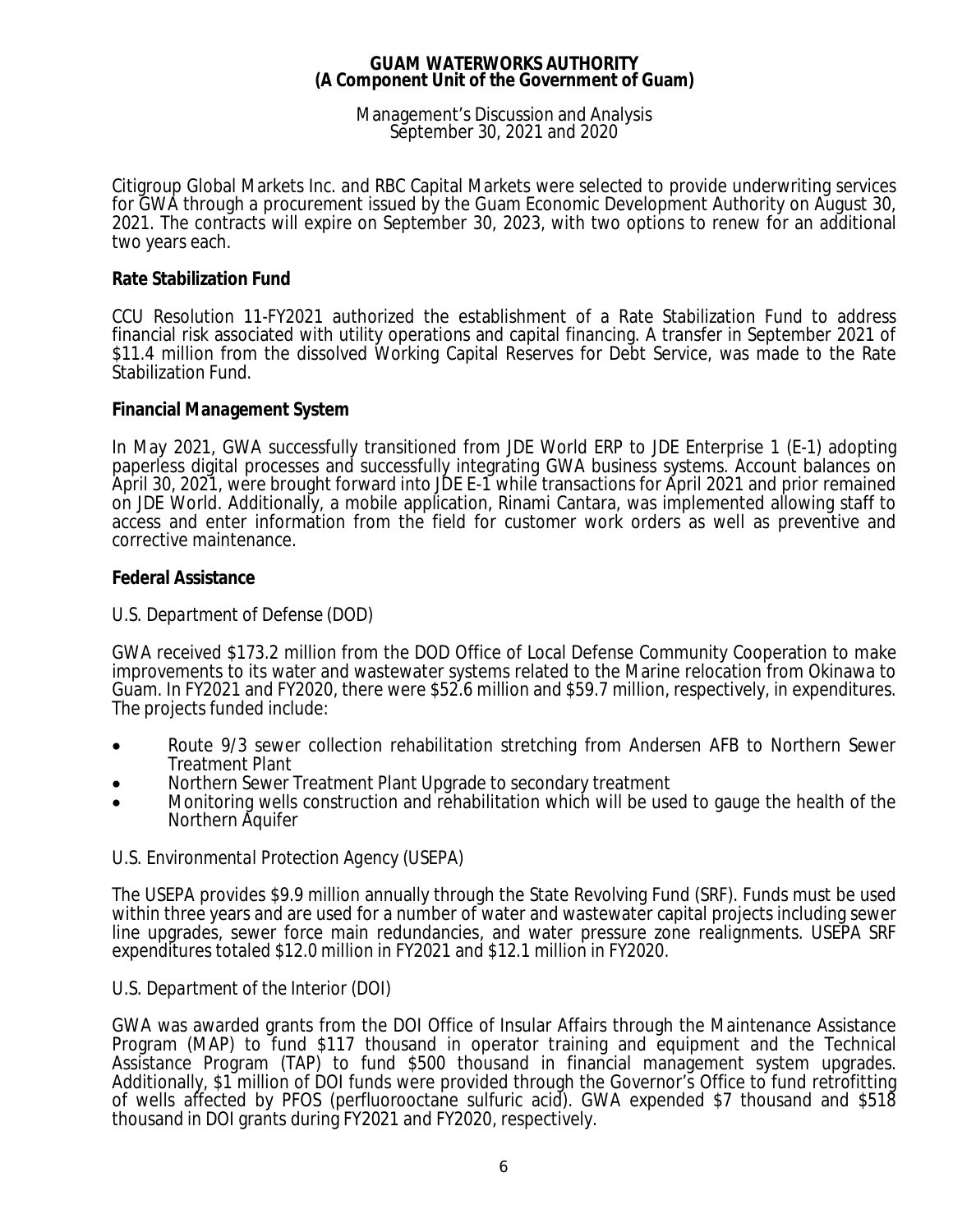Citigroup Global Markets Inc. and RBC Capital Markets were selected to provide underwriting services for GWA through a procurement issued by the Guam Economic Development Authority on August 30, 2021. The contracts will expire on September 30, 2023, with two options to renew for an additional two years each.

**Rate Stabilization Fund**

CCU Resolution 11-FY2021 authorized the establishment of a Rate Stabilization Fund to address financial risk associated with utility operations and capital financing. A transfer in September 2021 of $11.4 million from the dissolved Working Capital Reserves for Debt Service, was made to the Rate Stabilization Fund.

**Financial Management System**

In May 2021, GWA successfully transitioned from JDE World ERP to JDE Enterprise 1 (E-1) adopting paperless digital processes and successfully integrating GWA business systems. Account balances on April 30, 2021, were brought forward into JDE E-1 while transactions for April 2021 and prior remained on JDE World. Additionally, a mobile application, Rinami Cantara, was implemented allowing staff to access and enter information from the field for customer work orders as well as preventive and corrective maintenance.

**Federal Assistance**

*U.S. Department of Defense (DOD)*

GWA received $173.2 million from the DOD Office of Local Defense Community Cooperation to make improvements to its water and wastewater systems related to the Marine relocation from Okinawa to Guam. In FY2021 and FY2020, there were $52.6 million and $59.7 million, respectively, in expenditures. The projects funded include:

- Route 9/3 sewer collection rehabilitation stretching from Andersen AFB to Northern Sewer Treatment Plant
- Northern Sewer Treatment Plant Upgrade to secondary treatment
- Monitoring wells construction and rehabilitation which will be used to gauge the health of the Northern Aquifer

*U.S. Environmental Protection Agency (USEPA)*

The USEPA provides $9.9 million annually through the State Revolving Fund (SRF). Funds must be used within three years and are used for a number of water and wastewater capital projects including sewer line upgrades, sewer force main redundancies, and water pressure zone realignments. USEPA SRF expenditures totaled $12.0 million in FY2021 and $12.1 million in FY2020.

*U.S. Department of the Interior (DOI)*

GWA was awarded grants from the DOI Office of Insular Affairs through the Maintenance Assistance Program (MAP) to fund $117 thousand in operator training and equipment and the Technical Assistance Program (TAP) to fund $500 thousand in financial management system upgrades. Additionally, $1 million of DOI funds were provided through the Governor's Office to fund retrofitting of wells affected by PFOS (perfluorooctane sulfuric acid). GWA expended $7 thousand and $518 thousand in DOI grants during FY2021 and FY2020, respectively.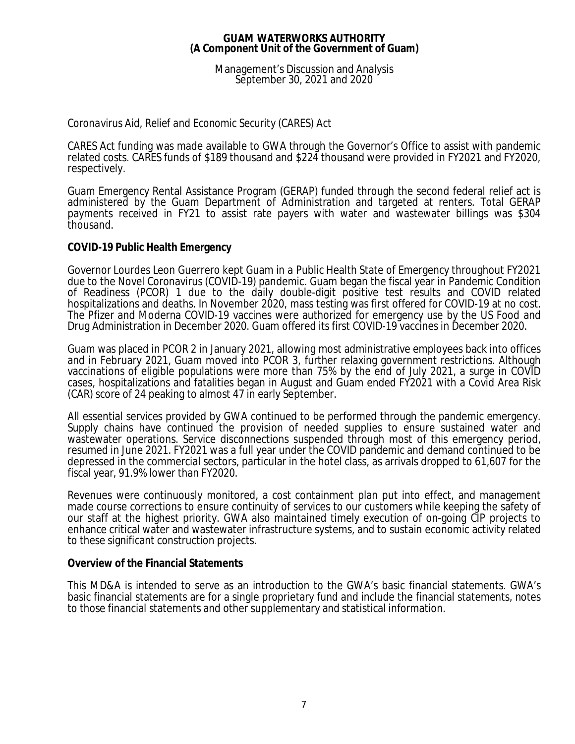*Coronavirus Aid, Relief and Economic Security (CARES) Act*

CARES Act funding was made available to GWA through the Governor's Office to assist with pandemic related costs. CARES funds of $189 thousand and $224 thousand were provided in FY2021 and FY2020, respectively.

Guam Emergency Rental Assistance Program (GERAP) funded through the second federal relief act is administered by the Guam Department of Administration and targeted at renters. Total GERAP payments received in FY21 to assist rate payers with water and wastewater billings was $304 thousand.

**COVID-19 Public Health Emergency**

Governor Lourdes Leon Guerrero kept Guam in a Public Health State of Emergency throughout FY2021 due to the Novel Coronavirus (COVID-19) pandemic. Guam began the fiscal year in Pandemic Condition of Readiness (PCOR) 1 due to the daily double-digit positive test results and COVID related hospitalizations and deaths. In November 2020, mass testing was first offered for COVID-19 at no cost. The Pfizer and Moderna COVID-19 vaccines were authorized for emergency use by the US Food and Drug Administration in December 2020. Guam offered its first COVID-19 vaccines in December 2020.

Guam was placed in PCOR 2 in January 2021, allowing most administrative employees back into offices and in February 2021, Guam moved into PCOR 3, further relaxing government restrictions. Although vaccinations of eligible populations were more than 75% by the end of July 2021, a surge in COVID cases, hospitalizations and fatalities began in August and Guam ended FY2021 with a Covid Area Risk (CAR) score of 24 peaking to almost 47 in early September.

All essential services provided by GWA continued to be performed through the pandemic emergency. Supply chains have continued the provision of needed supplies to ensure sustained water and wastewater operations. Service disconnections suspended through most of this emergency period, resumed in June 2021. FY2021 was a full year under the COVID pandemic and demand continued to be depressed in the commercial sectors, particular in the hotel class, as arrivals dropped to 61,607 for the fiscal year, 91.9% lower than FY2020.

Revenues were continuously monitored, a cost containment plan put into effect, and management made course corrections to ensure continuity of services to our customers while keeping the safety of our staff at the highest priority. GWA also maintained timely execution of on-going CIP projects to enhance critical water and wastewater infrastructure systems, and to sustain economic activity related to these significant construction projects.

**Overview of the Financial Statements**

This MD&A is intended to serve as an introduction to the GWA's basic financial statements. GWA's basic financial statements are for a single proprietary fund and include the financial statements, notes to those financial statements and other supplementary and statistical information.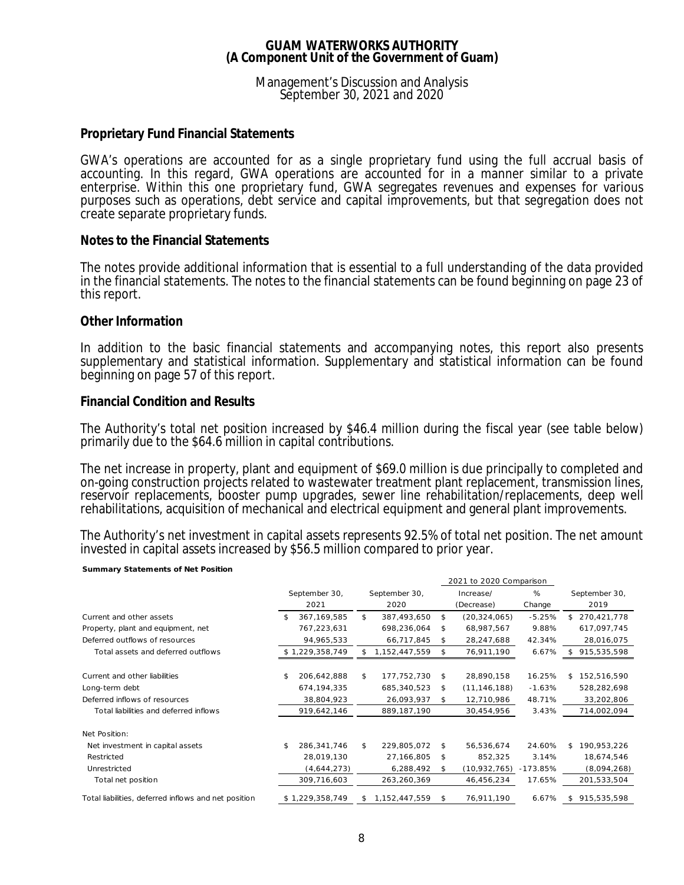## Proprietary Fund Financial Statements

GWA's operations are accounted for as a single proprietary fund using the full accrual basis of accounting. In this regard, GWA operations are accounted for in a manner similar to a private enterprise. Within this one proprietary fund, GWA segregates revenues and expenses for various purposes such as operations, debt service and capital improvements, but that segregation does not create separate proprietary funds.

## Notes to the Financial Statements

The notes provide additional information that is essential to a full understanding of the data provided in the financial statements. The notes to the financial statements can be found beginning on page 23 of this report.

## Other Information

In addition to the basic financial statements and accompanying notes, this report also presents supplementary and statistical information. Supplementary and statistical information can be found beginning on page 57 of this report.

## Financial Condition and Results

The Authority's total net position increased by $46.4 million during the fiscal year (see table below) primarily due to the $64.6 million in capital contributions.

The net increase in property, plant and equipment of $69.0 million is due principally to completed and on-going construction projects related to wastewater treatment plant replacement, transmission lines, reservoir replacements, booster pump upgrades, sewer line rehabilitation/replacements, deep well rehabilitations, acquisition of mechanical and electrical equipment and general plant improvements.

The Authority's net investment in capital assets represents 92.5% of total net position. The net amount invested in capital assets increased by $56.5 million compared to prior year.

**Summary Statements of Net Position**

| | September 30, 2021 | September 30, 2020 | 2021 to 2020 Comparison Increase/ (Decrease) | % Change | September 30, 2019 |
|---|---|---|---|---|---|
| Current and other assets | $ 367,169,585 | $ 387,493,650 | $ (20,324,065) | -5.25% | $ 270,421,778 |
| Property, plant and equipment, net | 767,223,631 | 698,236,064 | $ 68,987,567 | 9.88% | 617,097,745 |
| Deferred outflows of resources | 94,965,533 | 66,717,845 | $ 28,247,688 | 42.34% | 28,016,075 |
| Total assets and deferred outflows | $ 1,229,358,749 | $ 1,152,447,559 | $ 76,911,190 | 6.67% | $ 915,535,598 |
| | | | | | |
| Current and other liabilities | $ 206,642,888 | $ 177,752,730 | $ 28,890,158 | 16.25% | $ 152,516,590 |
| Long-term debt | 674,194,335 | 685,340,523 | $ (11,146,188) | -1.63% | 528,282,698 |
| Deferred inflows of resources | 38,804,923 | 26,093,937 | $ 12,710,986 | 48.71% | 33,202,806 |
| Total liabilities and deferred inflows | 919,642,146 | 889,187,190 | 30,454,956 | 3.43% | 714,002,094 |
| | | | | | |
| Net Position: | | | | | |
| Net investment in capital assets | $ 286,341,746 | $ 229,805,072 | $ 56,536,674 | 24.60% | $ 190,953,226 |
| Restricted | 28,019,130 | 27,166,805 | $ 852,325 | 3.14% | 18,674,546 |
| Unrestricted | (4,644,273) | 6,288,492 | $ (10,932,765) | -173.85% | (8,094,268) |
| Total net position | 309,716,603 | 263,260,369 | 46,456,234 | 17.65% | 201,533,504 |
| Total liabilities, deferred inflows and net position | $ 1,229,358,749 | $ 1,152,447,559 | $ 76,911,190 | 6.67% | $ 915,535,598 |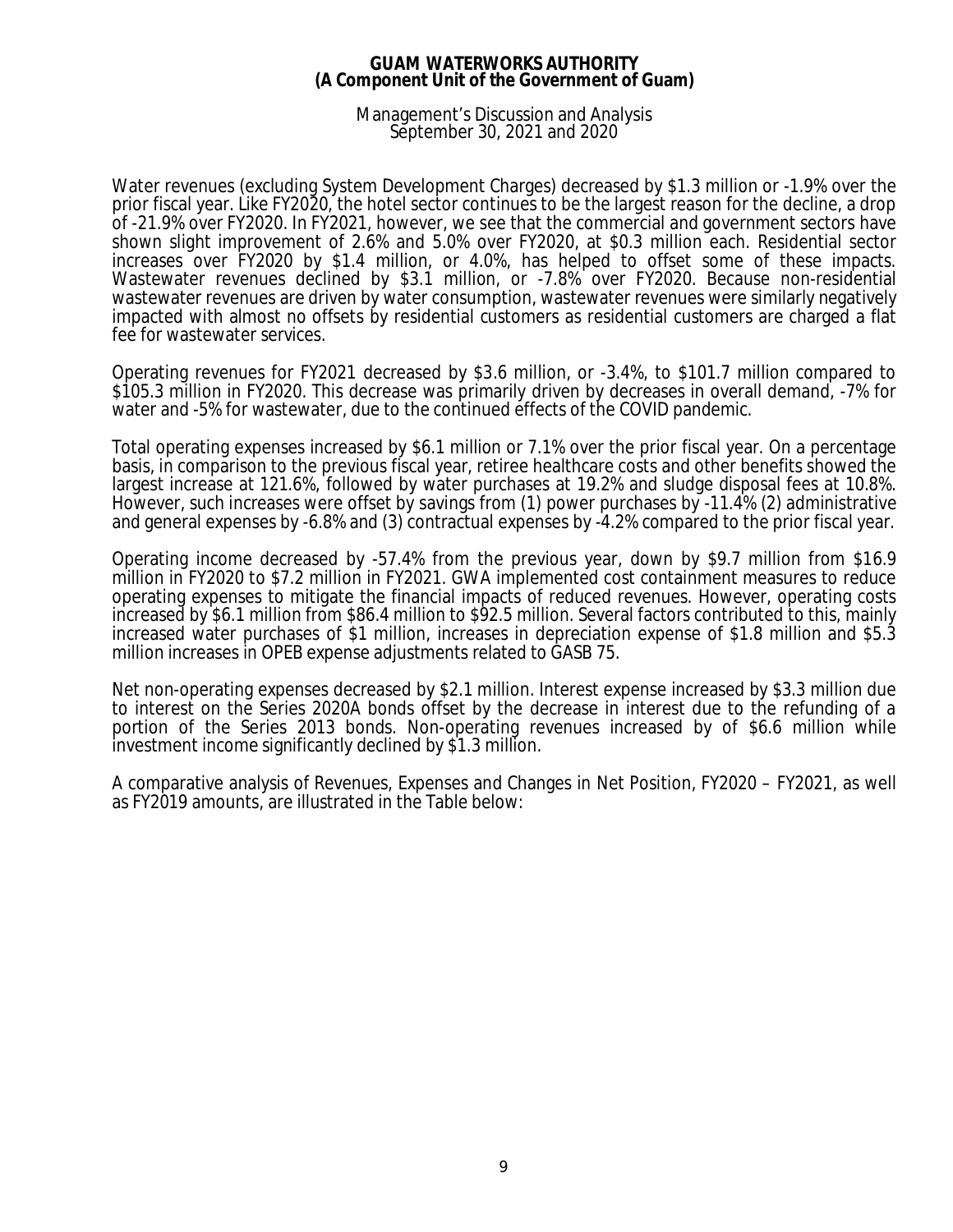Water revenues (excluding System Development Charges) decreased by $1.3 million or -1.9% over the prior fiscal year. Like FY2020, the hotel sector continues to be the largest reason for the decline, a drop of -21.9% over FY2020. In FY2021, however, we see that the commercial and government sectors have shown slight improvement of 2.6% and 5.0% over FY2020, at $0.3 million each. Residential sector increases over FY2020 by $1.4 million, or 4.0%, has helped to offset some of these impacts. Wastewater revenues declined by $3.1 million, or -7.8% over FY2020. Because non-residential wastewater revenues are driven by water consumption, wastewater revenues were similarly negatively impacted with almost no offsets by residential customers as residential customers are charged a flat fee for wastewater services.

Operating revenues for FY2021 decreased by $3.6 million, or -3.4%, to $101.7 million compared to $105.3 million in FY2020. This decrease was primarily driven by decreases in overall demand, -7% for water and -5% for wastewater, due to the continued effects of the COVID pandemic.

Total operating expenses increased by $6.1 million or 7.1% over the prior fiscal year. On a percentage basis, in comparison to the previous fiscal year, retiree healthcare costs and other benefits showed the largest increase at 121.6%, followed by water purchases at 19.2% and sludge disposal fees at 10.8%. However, such increases were offset by savings from (1) power purchases by -11.4% (2) administrative and general expenses by -6.8% and (3) contractual expenses by -4.2% compared to the prior fiscal year.

Operating income decreased by -57.4% from the previous year, down by $9.7 million from $16.9 million in FY2020 to $7.2 million in FY2021. GWA implemented cost containment measures to reduce operating expenses to mitigate the financial impacts of reduced revenues. However, operating costs increased by $6.1 million from $86.4 million to $92.5 million. Several factors contributed to this, mainly increased water purchases of $1 million, increases in depreciation expense of $1.8 million and $5.3 million increases in OPEB expense adjustments related to GASB 75.

Net non-operating expenses decreased by $2.1 million. Interest expense increased by $3.3 million due to interest on the Series 2020A bonds offset by the decrease in interest due to the refunding of a portion of the Series 2013 bonds. Non-operating revenues increased by of $6.6 million while investment income significantly declined by $1.3 million.

A comparative analysis of Revenues, Expenses and Changes in Net Position, FY2020 – FY2021, as well as FY2019 amounts, are illustrated in the Table below: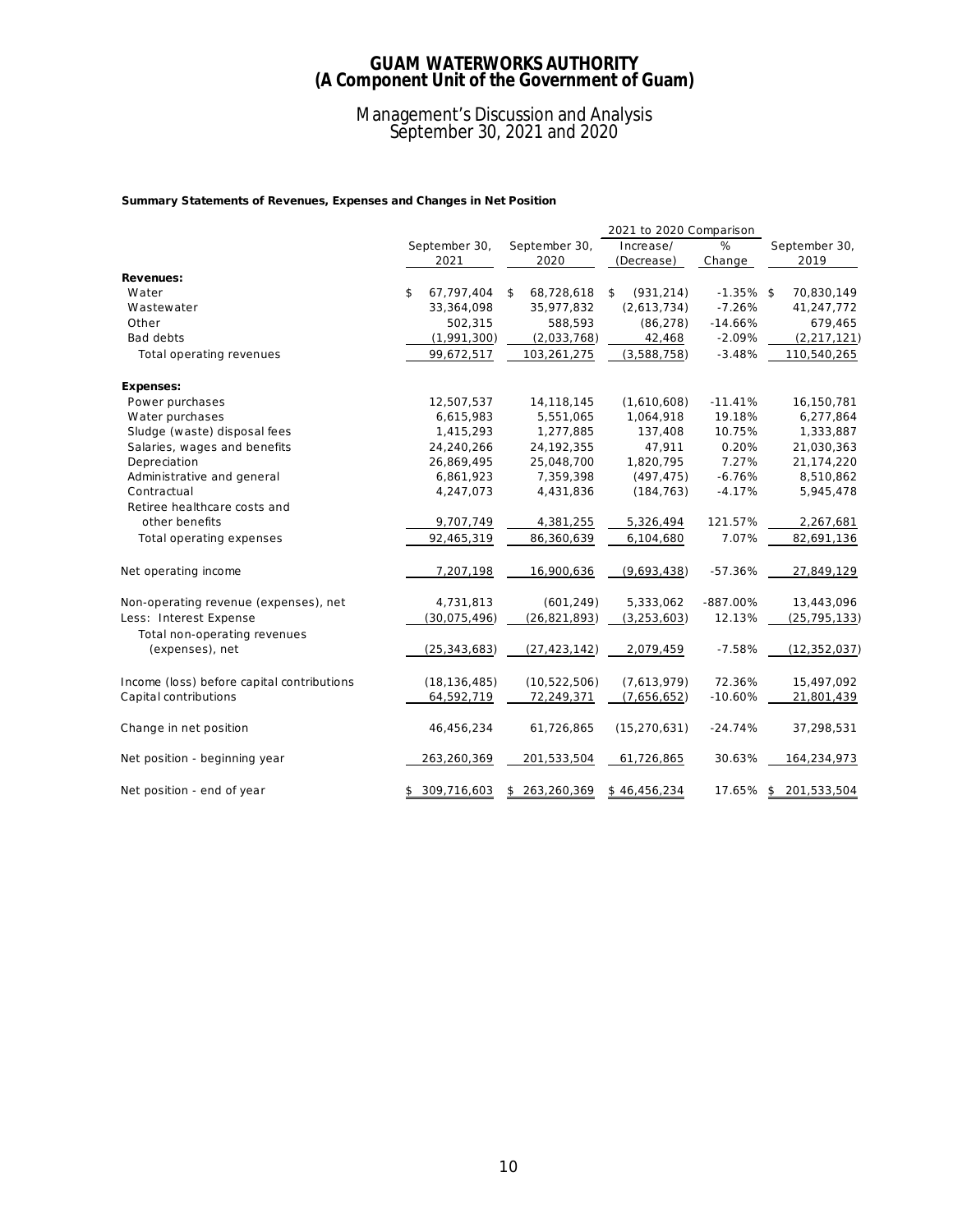# GUAM WATERWORKS AUTHORITY
# (A Component Unit of the Government of Guam)

## Management's Discussion and Analysis
## September 30, 2021 and 2020

**Summary Statements of Revenues, Expenses and Changes in Net Position**

| | September 30, 2021 | September 30, 2020 | 2021 to 2020 Comparison Increase/ (Decrease) | % Change | September 30, 2019 |
|---|---|---|---|---|---|
| **Revenues:** | | | | | |
| Water | $ 67,797,404 | $ 68,728,618 | $ (931,214) | -1.35% | $ 70,830,149 |
| Wastewater | 33,364,098 | 35,977,832 | (2,613,734) | -7.26% | 41,247,772 |
| Other | 502,315 | 588,593 | (86,278) | -14.66% | 679,465 |
| Bad debts | (1,991,300) | (2,033,768) | 42,468 | -2.09% | (2,217,121) |
| Total operating revenues | 99,672,517 | 103,261,275 | (3,588,758) | -3.48% | 110,540,265 |
| **Expenses:** | | | | | |
| Power purchases | 12,507,537 | 14,118,145 | (1,610,608) | -11.41% | 16,150,781 |
| Water purchases | 6,615,983 | 5,551,065 | 1,064,918 | 19.18% | 6,277,864 |
| Sludge (waste) disposal fees | 1,415,293 | 1,277,885 | 137,408 | 10.75% | 1,333,887 |
| Salaries, wages and benefits | 24,240,266 | 24,192,355 | 47,911 | 0.20% | 21,030,363 |
| Depreciation | 26,869,495 | 25,048,700 | 1,820,795 | 7.27% | 21,174,220 |
| Administrative and general | 6,861,923 | 7,359,398 | (497,475) | -6.76% | 8,510,862 |
| Contractual | 4,247,073 | 4,431,836 | (184,763) | -4.17% | 5,945,478 |
| Retiree healthcare costs and other benefits | 9,707,749 | 4,381,255 | 5,326,494 | 121.57% | 2,267,681 |
| Total operating expenses | 92,465,319 | 86,360,639 | 6,104,680 | 7.07% | 82,691,136 |
| Net operating income | 7,207,198 | 16,900,636 | (9,693,438) | -57.36% | 27,849,129 |
| Non-operating revenue (expenses), net | 4,731,813 | (601,249) | 5,333,062 | -887.00% | 13,443,096 |
| Less: Interest Expense | (30,075,496) | (26,821,893) | (3,253,603) | 12.13% | (25,795,133) |
| Total non-operating revenues (expenses), net | (25,343,683) | (27,423,142) | 2,079,459 | -7.58% | (12,352,037) |
| Income (loss) before capital contributions | (18,136,485) | (10,522,506) | (7,613,979) | 72.36% | 15,497,092 |
| Capital contributions | 64,592,719 | 72,249,371 | (7,656,652) | -10.60% | 21,801,439 |
| Change in net position | 46,456,234 | 61,726,865 | (15,270,631) | -24.74% | 37,298,531 |
| Net position - beginning year | 263,260,369 | 201,533,504 | 61,726,865 | 30.63% | 164,234,973 |
| Net position - end of year | $ 309,716,603 | $ 263,260,369 | $ 46,456,234 | 17.65% | $ 201,533,504 |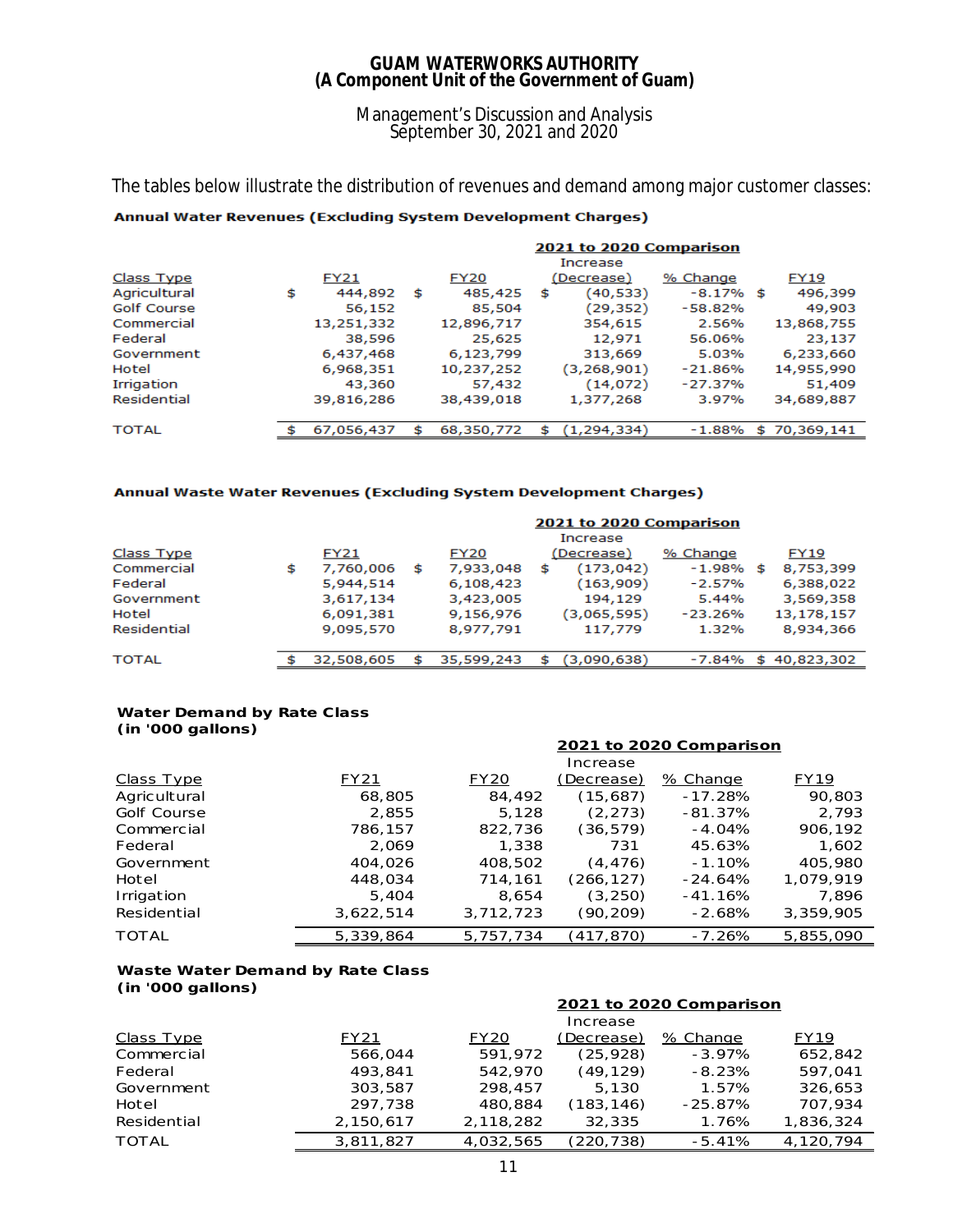# GUAM WATERWORKS AUTHORITY
## (A Component Unit of the Government of Guam)

Management's Discussion and Analysis
September 30, 2021 and 2020

The tables below illustrate the distribution of revenues and demand among major customer classes:

**Annual Water Revenues (Excluding System Development Charges)**

| | | | 2021 to 2020 Comparison | | |
|---|---|---|---|---|---|
| Class Type | FY21 | FY20 | Increase (Decrease) | % Change | FY19 |
| Agricultural | $ 444,892 | $ 485,425 | $ (40,533) | -8.17% | $ 496,399 |
| Golf Course | 56,152 | 85,504 | (29,352) | -58.82% | 49,903 |
| Commercial | 13,251,332 | 12,896,717 | 354,615 | 2.56% | 13,868,755 |
| Federal | 38,596 | 25,625 | 12,971 | 56.06% | 23,137 |
| Government | 6,437,468 | 6,123,799 | 313,669 | 5.03% | 6,233,660 |
| Hotel | 6,968,351 | 10,237,252 | (3,268,901) | -21.86% | 14,955,990 |
| Irrigation | 43,360 | 57,432 | (14,072) | -27.37% | 51,409 |
| Residential | 39,816,286 | 38,439,018 | 1,377,268 | 3.97% | 34,689,887 |
| TOTAL | $ 67,056,437 | $ 68,350,772 | $ (1,294,334) | -1.88% | $ 70,369,141 |

**Annual Waste Water Revenues (Excluding System Development Charges)**

| | | | 2021 to 2020 Comparison | | |
|---|---|---|---|---|---|
| Class Type | FY21 | FY20 | Increase (Decrease) | % Change | FY19 |
| Commercial | $ 7,760,006 | $ 7,933,048 | $ (173,042) | -1.98% | $ 8,753,399 |
| Federal | 5,944,514 | 6,108,423 | (163,909) | -2.57% | 6,388,022 |
| Government | 3,617,134 | 3,423,005 | 194,129 | 5.44% | 3,569,358 |
| Hotel | 6,091,381 | 9,156,976 | (3,065,595) | -23.26% | 13,178,157 |
| Residential | 9,095,570 | 8,977,791 | 117,779 | 1.32% | 8,934,366 |
| TOTAL | $ 32,508,605 | $ 35,599,243 | $ (3,090,638) | -7.84% | $ 40,823,302 |

**Water Demand by Rate Class**
**(in '000 gallons)**

| | | | 2021 to 2020 Comparison | | |
|---|---|---|---|---|---|
| Class Type | FY21 | FY20 | Increase (Decrease) | % Change | FY19 |
| Agricultural | 68,805 | 84,492 | (15,687) | -17.28% | 90,803 |
| Golf Course | 2,855 | 5,128 | (2,273) | -81.37% | 2,793 |
| Commercial | 786,157 | 822,736 | (36,579) | -4.04% | 906,192 |
| Federal | 2,069 | 1,338 | 731 | 45.63% | 1,602 |
| Government | 404,026 | 408,502 | (4,476) | -1.10% | 405,980 |
| Hotel | 448,034 | 714,161 | (266,127) | -24.64% | 1,079,919 |
| Irrigation | 5,404 | 8,654 | (3,250) | -41.16% | 7,896 |
| Residential | 3,622,514 | 3,712,723 | (90,209) | -2.68% | 3,359,905 |
| TOTAL | 5,339,864 | 5,757,734 | (417,870) | -7.26% | 5,855,090 |

**Waste Water Demand by Rate Class**
**(in '000 gallons)**

| | | | 2021 to 2020 Comparison | | |
|---|---|---|---|---|---|
| Class Type | FY21 | FY20 | Increase (Decrease) | % Change | FY19 |
| Commercial | 566,044 | 591,972 | (25,928) | -3.97% | 652,842 |
| Federal | 493,841 | 542,970 | (49,129) | -8.23% | 597,041 |
| Government | 303,587 | 298,457 | 5,130 | 1.57% | 326,653 |
| Hotel | 297,738 | 480,884 | (183,146) | -25.87% | 707,934 |
| Residential | 2,150,617 | 2,118,282 | 32,335 | 1.76% | 1,836,324 |
| TOTAL | 3,811,827 | 4,032,565 | (220,738) | -5.41% | 4,120,794 |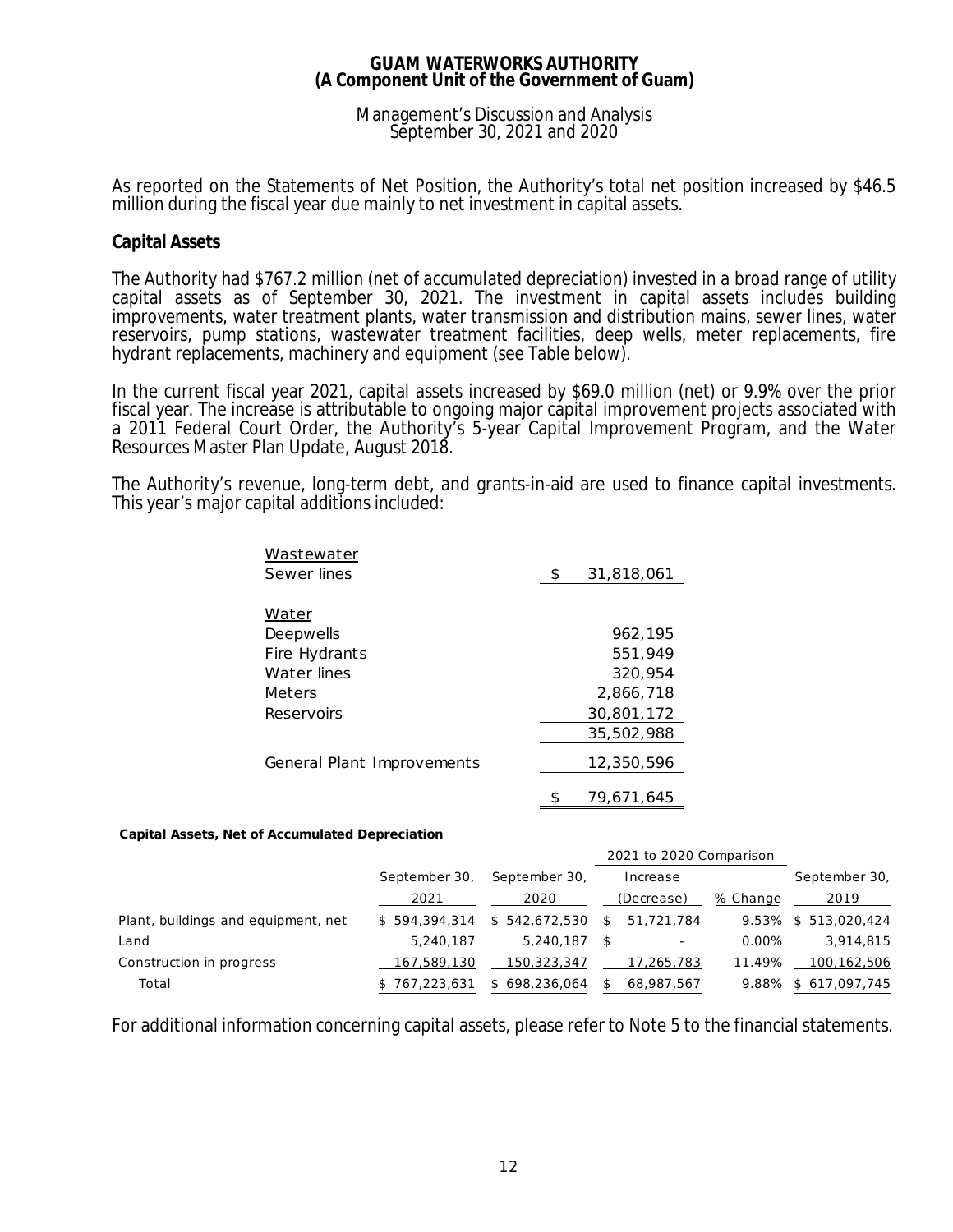As reported on the Statements of Net Position, the Authority's total net position increased by $46.5 million during the fiscal year due mainly to net investment in capital assets.

## Capital Assets

The Authority had $767.2 million (net of accumulated depreciation) invested in a broad range of utility capital assets as of September 30, 2021. The investment in capital assets includes building improvements, water treatment plants, water transmission and distribution mains, sewer lines, water reservoirs, pump stations, wastewater treatment facilities, deep wells, meter replacements, fire hydrant replacements, machinery and equipment (see Table below).

In the current fiscal year 2021, capital assets increased by $69.0 million (net) or 9.9% over the prior fiscal year. The increase is attributable to ongoing major capital improvement projects associated with a 2011 Federal Court Order, the Authority's 5-year Capital Improvement Program, and the Water Resources Master Plan Update, August 2018.

The Authority's revenue, long-term debt, and grants-in-aid are used to finance capital investments. This year's major capital additions included:

| | |
|---|---|
| Wastewater | |
| Sewer lines | $ 31,818,061 |
| Water | |
| Deepwells | 962,195 |
| Fire Hydrants | 551,949 |
| Water lines | 320,954 |
| Meters | 2,866,718 |
| Reservoirs | 30,801,172 |
| | 35,502,988 |
| General Plant Improvements | 12,350,596 |
| | $ 79,671,645 |

**Capital Assets, Net of Accumulated Depreciation**

| | September 30, 2021 | September 30, 2020 | 2021 to 2020 Comparison Increase (Decrease) | % Change | September 30, 2019 |
|---|---|---|---|---|---|
| Plant, buildings and equipment, net | $ 594,394,314 | $ 542,672,530 | $ 51,721,784 | 9.53% | $ 513,020,424 |
| Land | 5,240,187 | 5,240,187 | $ - | 0.00% | 3,914,815 |
| Construction in progress | 167,589,130 | 150,323,347 | 17,265,783 | 11.49% | 100,162,506 |
| Total | $ 767,223,631 | $ 698,236,064 | $ 68,987,567 | 9.88% | $ 617,097,745 |

For additional information concerning capital assets, please refer to Note 5 to the financial statements.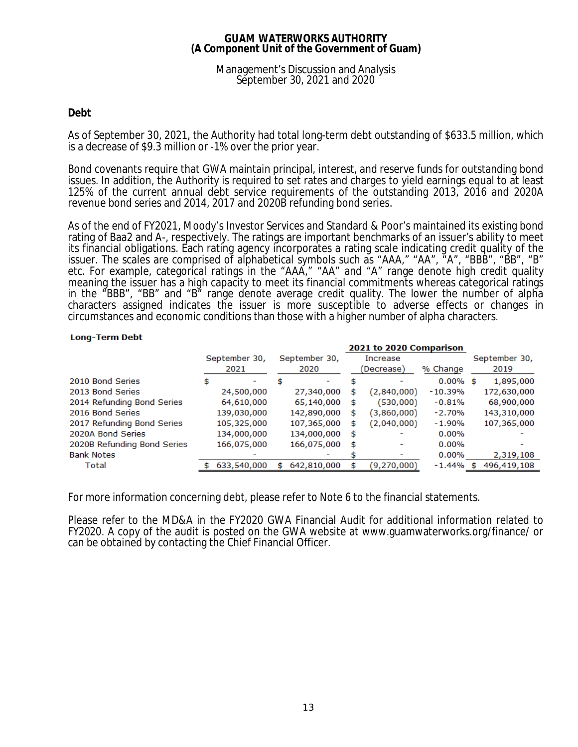## Debt

As of September 30, 2021, the Authority had total long-term debt outstanding of $633.5 million, which is a decrease of $9.3 million or -1% over the prior year.

Bond covenants require that GWA maintain principal, interest, and reserve funds for outstanding bond issues. In addition, the Authority is required to set rates and charges to yield earnings equal to at least 125% of the current annual debt service requirements of the outstanding 2013, 2016 and 2020A revenue bond series and 2014, 2017 and 2020B refunding bond series.

As of the end of FY2021, Moody's Investor Services and Standard & Poor's maintained its existing bond rating of Baa2 and A-, respectively. The ratings are important benchmarks of an issuer's ability to meet its financial obligations. Each rating agency incorporates a rating scale indicating credit quality of the issuer. The scales are comprised of alphabetical symbols such as "AAA," "AA", "A", "BBB", "BB", "B" etc. For example, categorical ratings in the "AAA," "AA" and "A" range denote high credit quality meaning the issuer has a high capacity to meet its financial commitments whereas categorical ratings in the "BBB", "BB" and "B" range denote average credit quality. The lower the number of alpha characters assigned indicates the issuer is more susceptible to adverse effects or changes in circumstances and economic conditions than those with a higher number of alpha characters.

**Long-Term Debt**

| | September 30, 2021 | September 30, 2020 | 2021 to 2020 Comparison Increase (Decrease) | % Change | September 30, 2019 |
|---|---|---|---|---|---|
| 2010 Bond Series | $ - | $ - | $ - | 0.00% | $ 1,895,000 |
| 2013 Bond Series | 24,500,000 | 27,340,000 | $ (2,840,000) | -10.39% | 172,630,000 |
| 2014 Refunding Bond Series | 64,610,000 | 65,140,000 | $ (530,000) | -0.81% | 68,900,000 |
| 2016 Bond Series | 139,030,000 | 142,890,000 | $ (3,860,000) | -2.70% | 143,310,000 |
| 2017 Refunding Bond Series | 105,325,000 | 107,365,000 | $ (2,040,000) | -1.90% | 107,365,000 |
| 2020A Bond Series | 134,000,000 | 134,000,000 | $ - | 0.00% | - |
| 2020B Refunding Bond Series | 166,075,000 | 166,075,000 | $ - | 0.00% | - |
| Bank Notes | - | - | $ - | 0.00% | 2,319,108 |
| Total | $ 633,540,000 | $ 642,810,000 | $ (9,270,000) | -1.44% | $ 496,419,108 |

For more information concerning debt, please refer to Note 6 to the financial statements.

Please refer to the MD&A in the FY2020 GWA Financial Audit for additional information related to FY2020. A copy of the audit is posted on the GWA website at www.guamwaterworks.org/finance/ or can be obtained by contacting the Chief Financial Officer.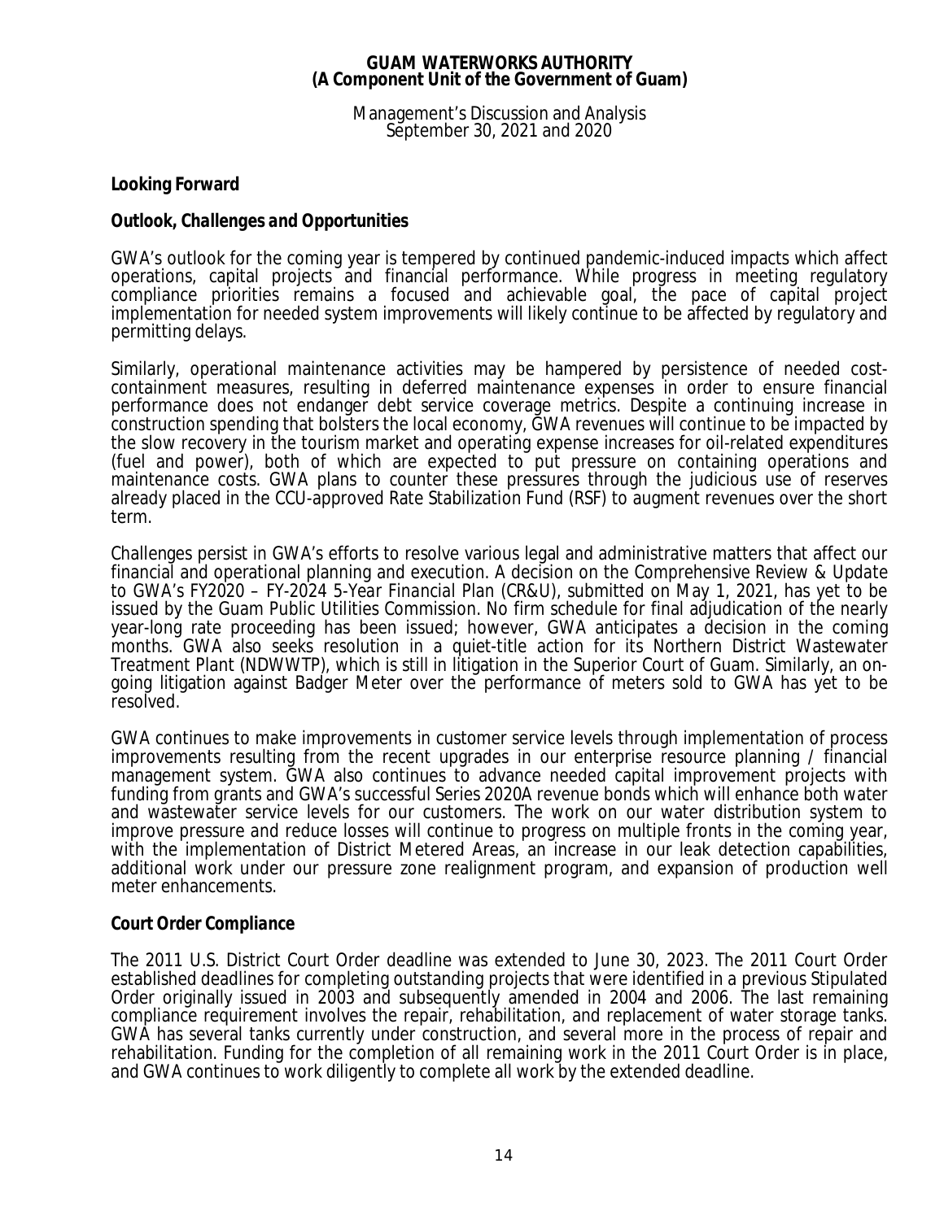## Looking Forward

### Outlook, Challenges and Opportunities

GWA's outlook for the coming year is tempered by continued pandemic-induced impacts which affect operations, capital projects and financial performance. While progress in meeting regulatory compliance priorities remains a focused and achievable goal, the pace of capital project implementation for needed system improvements will likely continue to be affected by regulatory and permitting delays.

Similarly, operational maintenance activities may be hampered by persistence of needed cost-containment measures, resulting in deferred maintenance expenses in order to ensure financial performance does not endanger debt service coverage metrics. Despite a continuing increase in construction spending that bolsters the local economy, GWA revenues will continue to be impacted by the slow recovery in the tourism market and operating expense increases for oil-related expenditures (fuel and power), both of which are expected to put pressure on containing operations and maintenance costs. GWA plans to counter these pressures through the judicious use of reserves already placed in the CCU-approved Rate Stabilization Fund (RSF) to augment revenues over the short term.

Challenges persist in GWA's efforts to resolve various legal and administrative matters that affect our financial and operational planning and execution. A decision on the *Comprehensive Review & Update to GWA's FY2020 – FY-2024 5-Year Financial Plan (CR&U)*, submitted on May 1, 2021, has yet to be issued by the Guam Public Utilities Commission. No firm schedule for final adjudication of the nearly year-long rate proceeding has been issued; however, GWA anticipates a decision in the coming months. GWA also seeks resolution in a quiet-title action for its Northern District Wastewater Treatment Plant (NDWWTP), which is still in litigation in the Superior Court of Guam. Similarly, an on-going litigation against Badger Meter over the performance of meters sold to GWA has yet to be resolved.

GWA continues to make improvements in customer service levels through implementation of process improvements resulting from the recent upgrades in our enterprise resource planning / financial management system. GWA also continues to advance needed capital improvement projects with funding from grants and GWA's successful Series 2020A revenue bonds which will enhance both water and wastewater service levels for our customers. The work on our water distribution system to improve pressure and reduce losses will continue to progress on multiple fronts in the coming year, with the implementation of District Metered Areas, an increase in our leak detection capabilities, additional work under our pressure zone realignment program, and expansion of production well meter enhancements.

### Court Order Compliance

The 2011 U.S. District Court Order deadline was extended to June 30, 2023. The 2011 Court Order established deadlines for completing outstanding projects that were identified in a previous Stipulated Order originally issued in 2003 and subsequently amended in 2004 and 2006. The last remaining compliance requirement involves the repair, rehabilitation, and replacement of water storage tanks. GWA has several tanks currently under construction, and several more in the process of repair and rehabilitation. Funding for the completion of all remaining work in the 2011 Court Order is in place, and GWA continues to work diligently to complete all work by the extended deadline.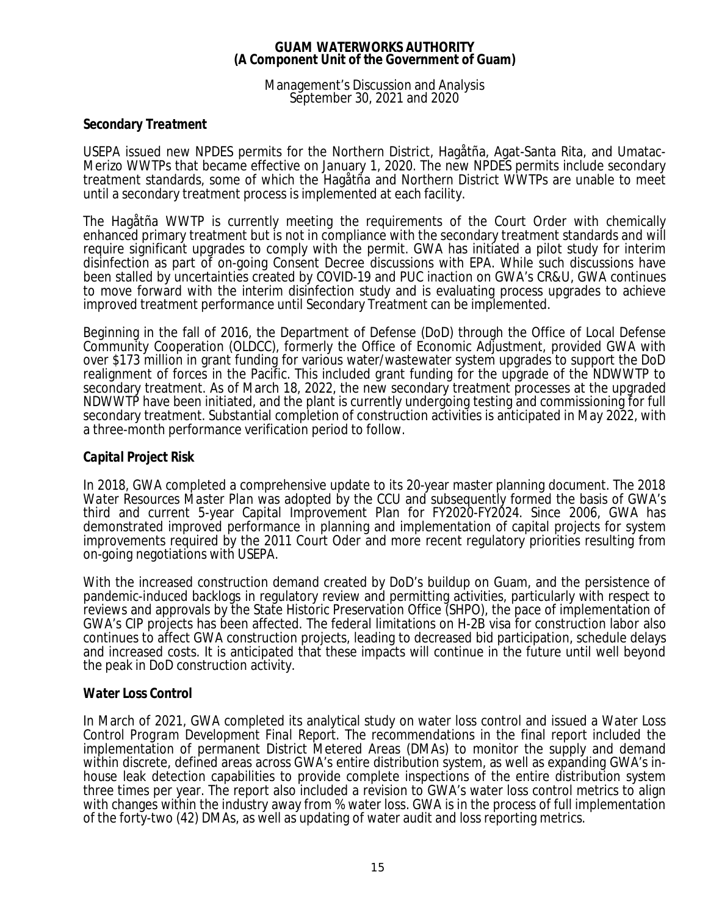### Secondary Treatment

USEPA issued new NPDES permits for the Northern District, Hagåtña, Agat-Santa Rita, and Umatac-Merizo WWTPs that became effective on January 1, 2020. The new NPDES permits include secondary treatment standards, some of which the Hagåtña and Northern District WWTPs are unable to meet until a secondary treatment process is implemented at each facility.

The Hagåtña WWTP is currently meeting the requirements of the Court Order with chemically enhanced primary treatment but is not in compliance with the secondary treatment standards and will require significant upgrades to comply with the permit. GWA has initiated a pilot study for interim disinfection as part of on-going Consent Decree discussions with EPA. While such discussions have been stalled by uncertainties created by COVID-19 and PUC inaction on GWA's CR&U, GWA continues to move forward with the interim disinfection study and is evaluating process upgrades to achieve improved treatment performance until Secondary Treatment can be implemented.

Beginning in the fall of 2016, the Department of Defense (DoD) through the Office of Local Defense Community Cooperation (OLDCC), formerly the Office of Economic Adjustment, provided GWA with over $173 million in grant funding for various water/wastewater system upgrades to support the DoD realignment of forces in the Pacific. This included grant funding for the upgrade of the NDWWTP to secondary treatment. As of March 18, 2022, the new secondary treatment processes at the upgraded NDWWTP have been initiated, and the plant is currently undergoing testing and commissioning for full secondary treatment. Substantial completion of construction activities is anticipated in May 2022, with a three-month performance verification period to follow.

### Capital Project Risk

In 2018, GWA completed a comprehensive update to its 20-year master planning document. The 2018 *Water Resources Master Plan* was adopted by the CCU and subsequently formed the basis of GWA's third and current 5-year Capital Improvement Plan for FY2020-FY2024. Since 2006, GWA has demonstrated improved performance in planning and implementation of capital projects for system improvements required by the 2011 Court Oder and more recent regulatory priorities resulting from on-going negotiations with USEPA.

With the increased construction demand created by DoD's buildup on Guam, and the persistence of pandemic-induced backlogs in regulatory review and permitting activities, particularly with respect to reviews and approvals by the State Historic Preservation Office (SHPO), the pace of implementation of GWA's CIP projects has been affected. The federal limitations on H-2B visa for construction labor also continues to affect GWA construction projects, leading to decreased bid participation, schedule delays and increased costs. It is anticipated that these impacts will continue in the future until well beyond the peak in DoD construction activity.

### Water Loss Control

In March of 2021, GWA completed its analytical study on water loss control and issued a *Water Loss Control Program Development Final Report*. The recommendations in the final report included the implementation of permanent District Metered Areas (DMAs) to monitor the supply and demand within discrete, defined areas across GWA's entire distribution system, as well as expanding GWA's in-house leak detection capabilities to provide complete inspections of the entire distribution system three times per year. The report also included a revision to GWA's water loss control metrics to align with changes within the industry away from % water loss. GWA is in the process of full implementation of the forty-two (42) DMAs, as well as updating of water audit and loss reporting metrics.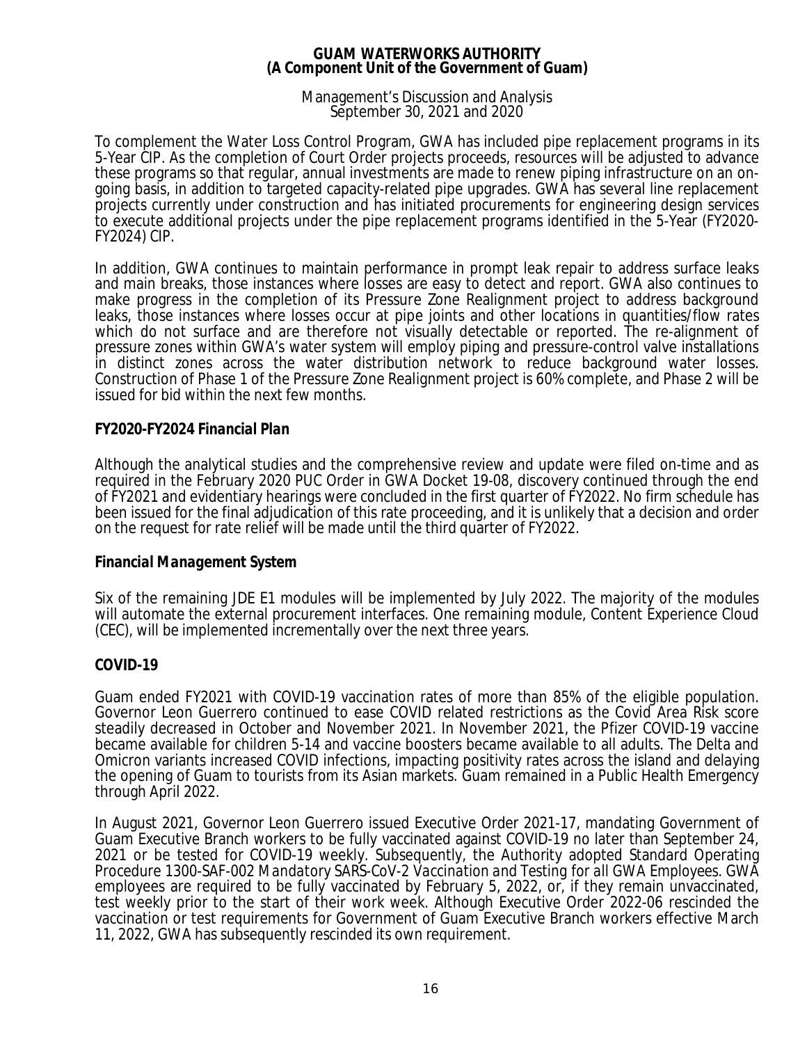To complement the Water Loss Control Program, GWA has included pipe replacement programs in its 5-Year CIP. As the completion of Court Order projects proceeds, resources will be adjusted to advance these programs so that regular, annual investments are made to renew piping infrastructure on an on-going basis, in addition to targeted capacity-related pipe upgrades. GWA has several line replacement projects currently under construction and has initiated procurements for engineering design services to execute additional projects under the pipe replacement programs identified in the 5-Year (FY2020-FY2024) CIP.

In addition, GWA continues to maintain performance in prompt leak repair to address surface leaks and main breaks, those instances where losses are easy to detect and report. GWA also continues to make progress in the completion of its Pressure Zone Realignment project to address background leaks, those instances where losses occur at pipe joints and other locations in quantities/flow rates which do not surface and are therefore not visually detectable or reported. The re-alignment of pressure zones within GWA's water system will employ piping and pressure-control valve installations in distinct zones across the water distribution network to reduce background water losses. Construction of Phase 1 of the Pressure Zone Realignment project is 60% complete, and Phase 2 will be issued for bid within the next few months.

### *FY2020-FY2024 Financial Plan*

Although the analytical studies and the comprehensive review and update were filed on-time and as required in the February 2020 PUC Order in GWA Docket 19-08, discovery continued through the end of FY2021 and evidentiary hearings were concluded in the first quarter of FY2022. No firm schedule has been issued for the final adjudication of this rate proceeding, and it is unlikely that a decision and order on the request for rate relief will be made until the third quarter of FY2022.

### *Financial Management System*

Six of the remaining JDE E1 modules will be implemented by July 2022. The majority of the modules will automate the external procurement interfaces. One remaining module, Content Experience Cloud (CEC), will be implemented incrementally over the next three years.

### COVID-19

Guam ended FY2021 with COVID-19 vaccination rates of more than 85% of the eligible population. Governor Leon Guerrero continued to ease COVID related restrictions as the Covid Area Risk score steadily decreased in October and November 2021. In November 2021, the Pfizer COVID-19 vaccine became available for children 5-14 and vaccine boosters became available to all adults. The Delta and Omicron variants increased COVID infections, impacting positivity rates across the island and delaying the opening of Guam to tourists from its Asian markets. Guam remained in a Public Health Emergency through April 2022.

In August 2021, Governor Leon Guerrero issued Executive Order 2021-17, mandating Government of Guam Executive Branch workers to be fully vaccinated against COVID-19 no later than September 24, 2021 or be tested for COVID-19 weekly. Subsequently, the Authority adopted Standard Operating Procedure 1300-SAF-002 *Mandatory SARS-CoV-2 Vaccination and Testing for all GWA Employees*. GWA employees are required to be fully vaccinated by February 5, 2022, or, if they remain unvaccinated, test weekly prior to the start of their work week. Although Executive Order 2022-06 rescinded the vaccination or test requirements for Government of Guam Executive Branch workers effective March 11, 2022, GWA has subsequently rescinded its own requirement.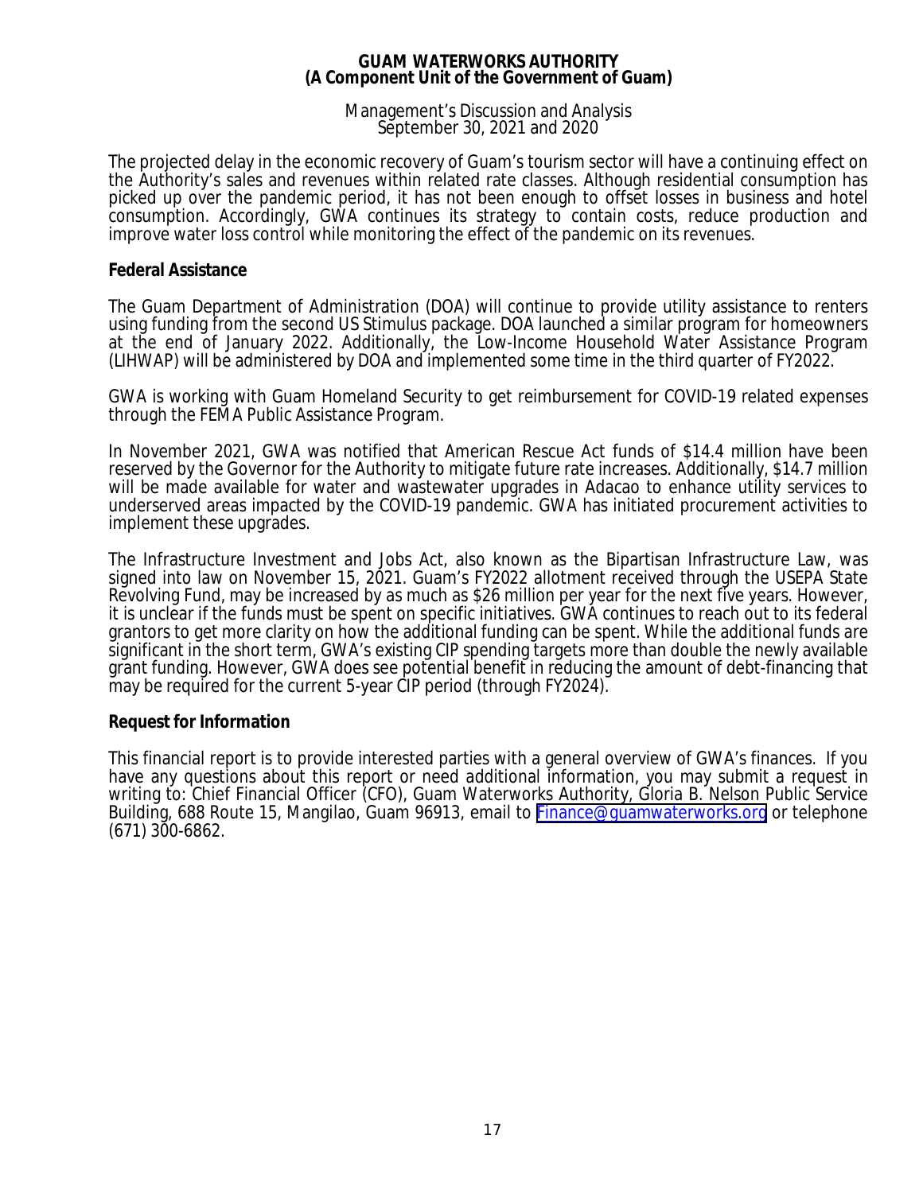The projected delay in the economic recovery of Guam's tourism sector will have a continuing effect on the Authority's sales and revenues within related rate classes. Although residential consumption has picked up over the pandemic period, it has not been enough to offset losses in business and hotel consumption. Accordingly, GWA continues its strategy to contain costs, reduce production and improve water loss control while monitoring the effect of the pandemic on its revenues.

**Federal Assistance**

The Guam Department of Administration (DOA) will continue to provide utility assistance to renters using funding from the second US Stimulus package. DOA launched a similar program for homeowners at the end of January 2022. Additionally, the Low-Income Household Water Assistance Program (LIHWAP) will be administered by DOA and implemented some time in the third quarter of FY2022.

GWA is working with Guam Homeland Security to get reimbursement for COVID-19 related expenses through the FEMA Public Assistance Program.

In November 2021, GWA was notified that American Rescue Act funds of $14.4 million have been reserved by the Governor for the Authority to mitigate future rate increases. Additionally, $14.7 million will be made available for water and wastewater upgrades in Adacao to enhance utility services to underserved areas impacted by the COVID-19 pandemic. GWA has initiated procurement activities to implement these upgrades.

The Infrastructure Investment and Jobs Act, also known as the Bipartisan Infrastructure Law, was signed into law on November 15, 2021. Guam's FY2022 allotment received through the USEPA State Revolving Fund, may be increased by as much as $26 million per year for the next five years. However, it is unclear if the funds must be spent on specific initiatives. GWA continues to reach out to its federal grantors to get more clarity on how the additional funding can be spent. While the additional funds are significant in the short term, GWA's existing CIP spending targets more than double the newly available grant funding. However, GWA does see potential benefit in reducing the amount of debt-financing that may be required for the current 5-year CIP period (through FY2024).

**Request for Information**

This financial report is to provide interested parties with a general overview of GWA's finances. If you have any questions about this report or need additional information, you may submit a request in writing to: Chief Financial Officer (CFO), Guam Waterworks Authority, Gloria B. Nelson Public Service Building, 688 Route 15, Mangilao, Guam 96913, email to Finance@guamwaterworks.org or telephone (671) 300-6862.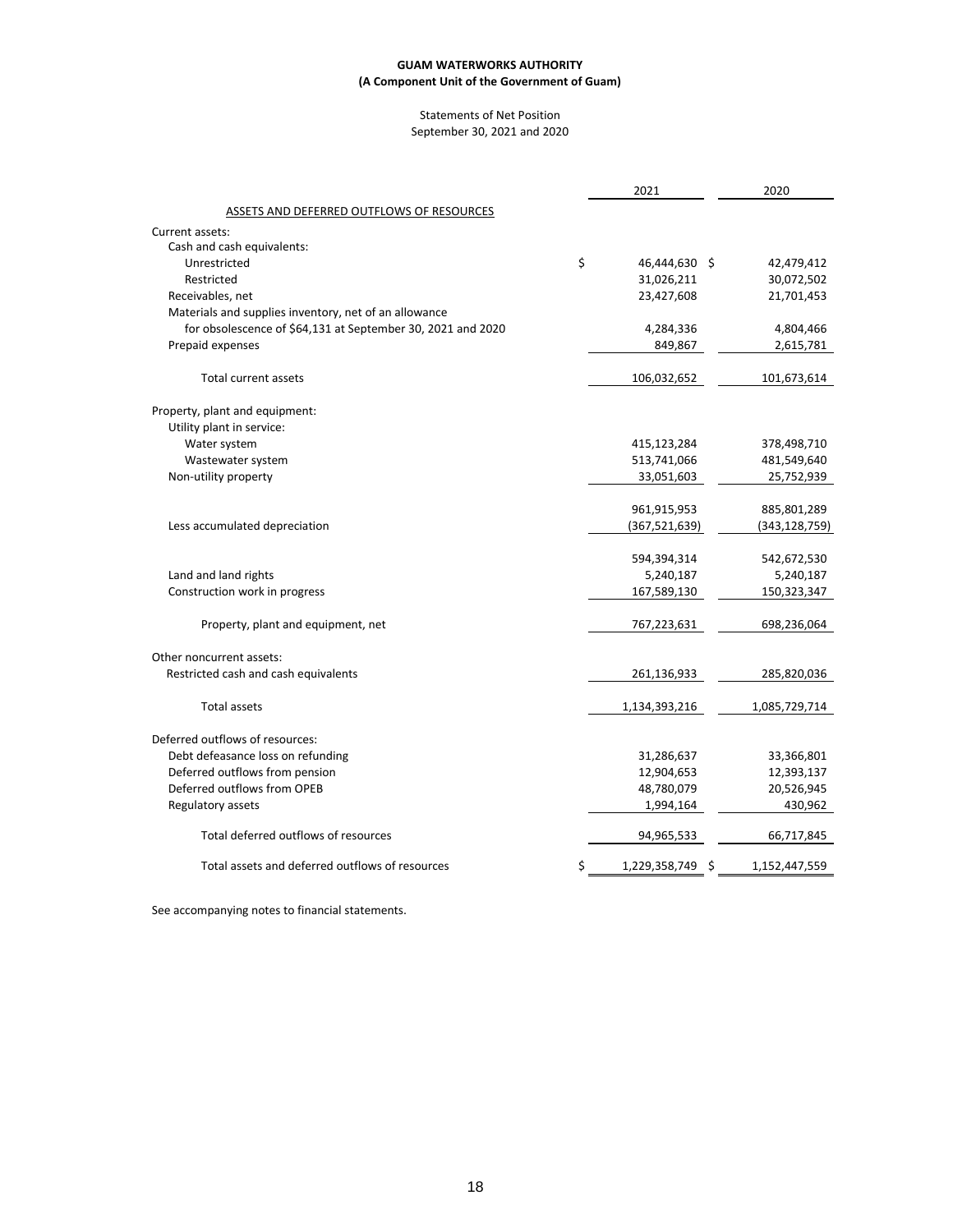**GUAM WATERWORKS AUTHORITY**
**(A Component Unit of the Government of Guam)**

Statements of Net Position
September 30, 2021 and 2020

| | 2021 | 2020 |
|---|---|---|
| ASSETS AND DEFERRED OUTFLOWS OF RESOURCES | | |
| Current assets: | | |
| Cash and cash equivalents: | | |
| Unrestricted | $ 46,444,630 | $ 42,479,412 |
| Restricted | 31,026,211 | 30,072,502 |
| Receivables, net | 23,427,608 | 21,701,453 |
| Materials and supplies inventory, net of an allowance for obsolescence of $64,131 at September 30, 2021 and 2020 | 4,284,336 | 4,804,466 |
| Prepaid expenses | 849,867 | 2,615,781 |
| Total current assets | 106,032,652 | 101,673,614 |
| Property, plant and equipment: | | |
| Utility plant in service: | | |
| Water system | 415,123,284 | 378,498,710 |
| Wastewater system | 513,741,066 | 481,549,640 |
| Non-utility property | 33,051,603 | 25,752,939 |
| | 961,915,953 | 885,801,289 |
| Less accumulated depreciation | (367,521,639) | (343,128,759) |
| | 594,394,314 | 542,672,530 |
| Land and land rights | 5,240,187 | 5,240,187 |
| Construction work in progress | 167,589,130 | 150,323,347 |
| Property, plant and equipment, net | 767,223,631 | 698,236,064 |
| Other noncurrent assets: | | |
| Restricted cash and cash equivalents | 261,136,933 | 285,820,036 |
| Total assets | 1,134,393,216 | 1,085,729,714 |
| Deferred outflows of resources: | | |
| Debt defeasance loss on refunding | 31,286,637 | 33,366,801 |
| Deferred outflows from pension | 12,904,653 | 12,393,137 |
| Deferred outflows from OPEB | 48,780,079 | 20,526,945 |
| Regulatory assets | 1,994,164 | 430,962 |
| Total deferred outflows of resources | 94,965,533 | 66,717,845 |
| Total assets and deferred outflows of resources | $ 1,229,358,749 | $ 1,152,447,559 |

See accompanying notes to financial statements.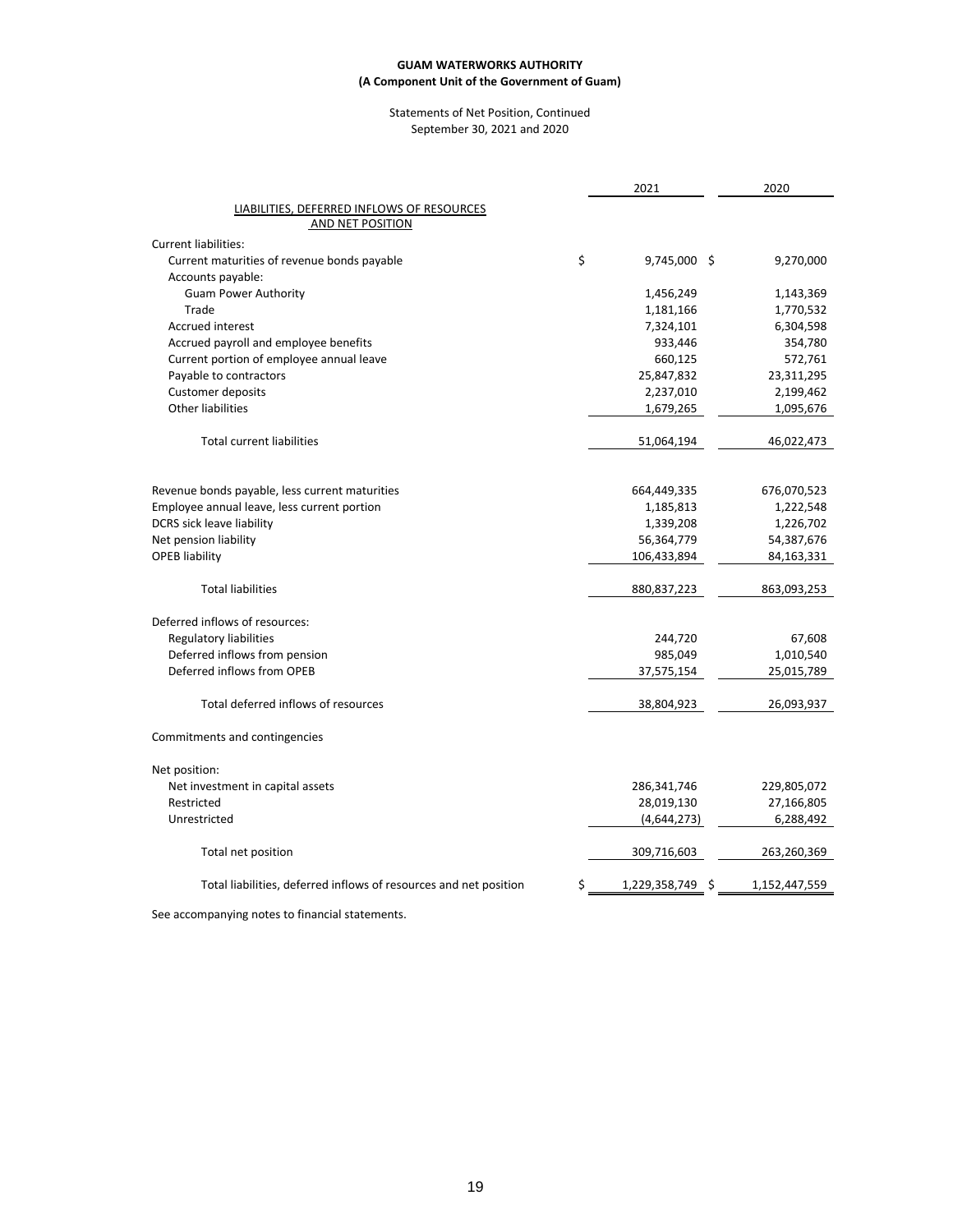**GUAM WATERWORKS AUTHORITY**
**(A Component Unit of the Government of Guam)**

Statements of Net Position, Continued
September 30, 2021 and 2020

| | 2021 | 2020 |
|---|---|---|
| LIABILITIES, DEFERRED INFLOWS OF RESOURCES AND NET POSITION | | |
| Current liabilities: | | |
| Current maturities of revenue bonds payable | $ 9,745,000 | $ 9,270,000 |
| Accounts payable: | | |
| Guam Power Authority | 1,456,249 | 1,143,369 |
| Trade | 1,181,166 | 1,770,532 |
| Accrued interest | 7,324,101 | 6,304,598 |
| Accrued payroll and employee benefits | 933,446 | 354,780 |
| Current portion of employee annual leave | 660,125 | 572,761 |
| Payable to contractors | 25,847,832 | 23,311,295 |
| Customer deposits | 2,237,010 | 2,199,462 |
| Other liabilities | 1,679,265 | 1,095,676 |
| Total current liabilities | 51,064,194 | 46,022,473 |
| Revenue bonds payable, less current maturities | 664,449,335 | 676,070,523 |
| Employee annual leave, less current portion | 1,185,813 | 1,222,548 |
| DCRS sick leave liability | 1,339,208 | 1,226,702 |
| Net pension liability | 56,364,779 | 54,387,676 |
| OPEB liability | 106,433,894 | 84,163,331 |
| Total liabilities | 880,837,223 | 863,093,253 |
| Deferred inflows of resources: | | |
| Regulatory liabilities | 244,720 | 67,608 |
| Deferred inflows from pension | 985,049 | 1,010,540 |
| Deferred inflows from OPEB | 37,575,154 | 25,015,789 |
| Total deferred inflows of resources | 38,804,923 | 26,093,937 |
| Commitments and contingencies | | |
| Net position: | | |
| Net investment in capital assets | 286,341,746 | 229,805,072 |
| Restricted | 28,019,130 | 27,166,805 |
| Unrestricted | (4,644,273) | 6,288,492 |
| Total net position | 309,716,603 | 263,260,369 |
| Total liabilities, deferred inflows of resources and net position | $ 1,229,358,749 | $ 1,152,447,559 |

See accompanying notes to financial statements.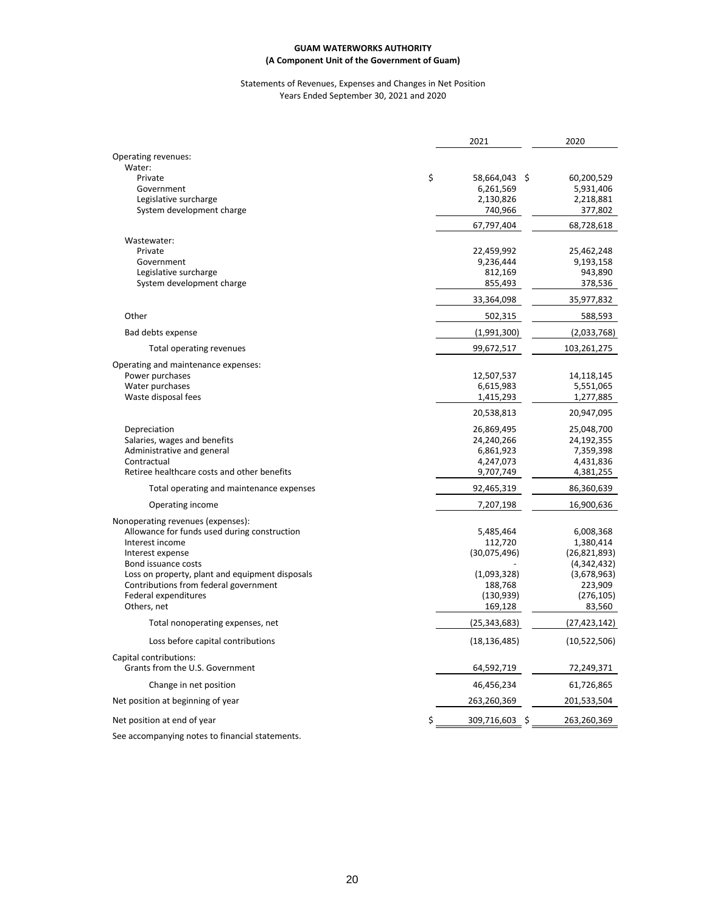**GUAM WATERWORKS AUTHORITY**
**(A Component Unit of the Government of Guam)**

Statements of Revenues, Expenses and Changes in Net Position
Years Ended September 30, 2021 and 2020

| | 2021 | 2020 |
|---|---|---|
| Operating revenues: | | |
| Water: | | |
| Private | $ 58,664,043 | $ 60,200,529 |
| Government | 6,261,569 | 5,931,406 |
| Legislative surcharge | 2,130,826 | 2,218,881 |
| System development charge | 740,966 | 377,802 |
| | 67,797,404 | 68,728,618 |
| Wastewater: | | |
| Private | 22,459,992 | 25,462,248 |
| Government | 9,236,444 | 9,193,158 |
| Legislative surcharge | 812,169 | 943,890 |
| System development charge | 855,493 | 378,536 |
| | 33,364,098 | 35,977,832 |
| Other | 502,315 | 588,593 |
| Bad debts expense | (1,991,300) | (2,033,768) |
| Total operating revenues | 99,672,517 | 103,261,275 |
| Operating and maintenance expenses: | | |
| Power purchases | 12,507,537 | 14,118,145 |
| Water purchases | 6,615,983 | 5,551,065 |
| Waste disposal fees | 1,415,293 | 1,277,885 |
| | 20,538,813 | 20,947,095 |
| Depreciation | 26,869,495 | 25,048,700 |
| Salaries, wages and benefits | 24,240,266 | 24,192,355 |
| Administrative and general | 6,861,923 | 7,359,398 |
| Contractual | 4,247,073 | 4,431,836 |
| Retiree healthcare costs and other benefits | 9,707,749 | 4,381,255 |
| Total operating and maintenance expenses | 92,465,319 | 86,360,639 |
| Operating income | 7,207,198 | 16,900,636 |
| Nonoperating revenues (expenses): | | |
| Allowance for funds used during construction | 5,485,464 | 6,008,368 |
| Interest income | 112,720 | 1,380,414 |
| Interest expense | (30,075,496) | (26,821,893) |
| Bond issuance costs | - | (4,342,432) |
| Loss on property, plant and equipment disposals | (1,093,328) | (3,678,963) |
| Contributions from federal government | 188,768 | 223,909 |
| Federal expenditures | (130,939) | (276,105) |
| Others, net | 169,128 | 83,560 |
| Total nonoperating expenses, net | (25,343,683) | (27,423,142) |
| Loss before capital contributions | (18,136,485) | (10,522,506) |
| Capital contributions: | | |
| Grants from the U.S. Government | 64,592,719 | 72,249,371 |
| Change in net position | 46,456,234 | 61,726,865 |
| Net position at beginning of year | 263,260,369 | 201,533,504 |
| Net position at end of year | $ 309,716,603 | $ 263,260,369 |

See accompanying notes to financial statements.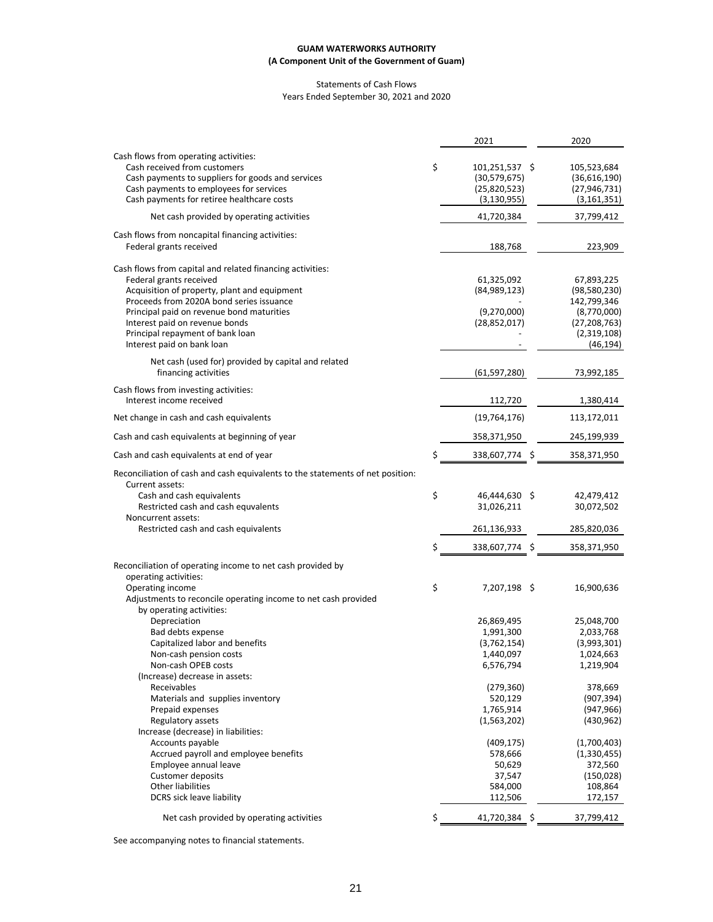**GUAM WATERWORKS AUTHORITY**
**(A Component Unit of the Government of Guam)**

Statements of Cash Flows
Years Ended September 30, 2021 and 2020

| | 2021 | 2020 |
|---|---|---|
| Cash flows from operating activities: | | |
| Cash received from customers | $ 101,251,537 | $ 105,523,684 |
| Cash payments to suppliers for goods and services | (30,579,675) | (36,616,190) |
| Cash payments to employees for services | (25,820,523) | (27,946,731) |
| Cash payments for retiree healthcare costs | (3,130,955) | (3,161,351) |
| Net cash provided by operating activities | 41,720,384 | 37,799,412 |
| Cash flows from noncapital financing activities: | | |
| Federal grants received | 188,768 | 223,909 |
| Cash flows from capital and related financing activities: | | |
| Federal grants received | 61,325,092 | 67,893,225 |
| Acquisition of property, plant and equipment | (84,989,123) | (98,580,230) |
| Proceeds from 2020A bond series issuance | - | 142,799,346 |
| Principal paid on revenue bond maturities | (9,270,000) | (8,770,000) |
| Interest paid on revenue bonds | (28,852,017) | (27,208,763) |
| Principal repayment of bank loan | - | (2,319,108) |
| Interest paid on bank loan | - | (46,194) |
| Net cash (used for) provided by capital and related financing activities | (61,597,280) | 73,992,185 |
| Cash flows from investing activities: | | |
| Interest income received | 112,720 | 1,380,414 |
| Net change in cash and cash equivalents | (19,764,176) | 113,172,011 |
| Cash and cash equivalents at beginning of year | 358,371,950 | 245,199,939 |
| Cash and cash equivalents at end of year | $ 338,607,774 | $ 358,371,950 |
| Reconciliation of cash and cash equivalents to the statements of net position: | | |
| Current assets: | | |
| Cash and cash equivalents | $ 46,444,630 | $ 42,479,412 |
| Restricted cash and cash equvalents | 31,026,211 | 30,072,502 |
| Noncurrent assets: | | |
| Restricted cash and cash equivalents | 261,136,933 | 285,820,036 |
| | $ 338,607,774 | $ 358,371,950 |
| Reconciliation of operating income to net cash provided by operating activities: | | |
| Operating income | $ 7,207,198 | $ 16,900,636 |
| Adjustments to reconcile operating income to net cash provided by operating activities: | | |
| Depreciation | 26,869,495 | 25,048,700 |
| Bad debts expense | 1,991,300 | 2,033,768 |
| Capitalized labor and benefits | (3,762,154) | (3,993,301) |
| Non-cash pension costs | 1,440,097 | 1,024,663 |
| Non-cash OPEB costs | 6,576,794 | 1,219,904 |
| (Increase) decrease in assets: | | |
| Receivables | (279,360) | 378,669 |
| Materials and supplies inventory | 520,129 | (907,394) |
| Prepaid expenses | 1,765,914 | (947,966) |
| Regulatory assets | (1,563,202) | (430,962) |
| Increase (decrease) in liabilities: | | |
| Accounts payable | (409,175) | (1,700,403) |
| Accrued payroll and employee benefits | 578,666 | (1,330,455) |
| Employee annual leave | 50,629 | 372,560 |
| Customer deposits | 37,547 | (150,028) |
| Other liabilities | 584,000 | 108,864 |
| DCRS sick leave liability | 112,506 | 172,157 |
| Net cash provided by operating activities | $ 41,720,384 | $ 37,799,412 |

See accompanying notes to financial statements.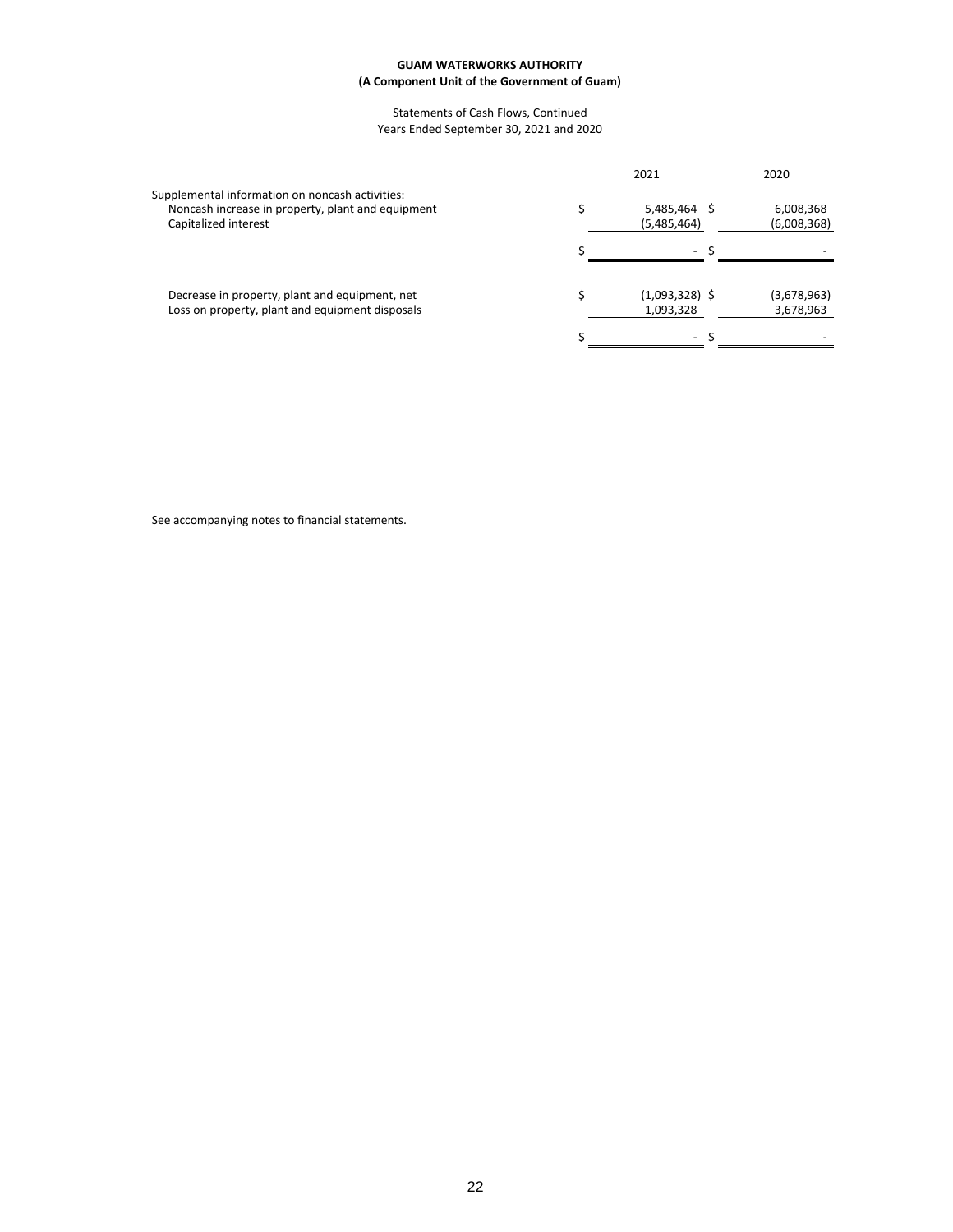**GUAM WATERWORKS AUTHORITY**
**(A Component Unit of the Government of Guam)**

Statements of Cash Flows, Continued
Years Ended September 30, 2021 and 2020

| | 2021 | 2020 |
|---|---|---|
| Supplemental information on noncash activities: | | |
| Noncash increase in property, plant and equipment | $ 5,485,464 | $ 6,008,368 |
| Capitalized interest | (5,485,464) | (6,008,368) |
| | $ - | $ - |
| | | |
| Decrease in property, plant and equipment, net | $ (1,093,328) | $ (3,678,963) |
| Loss on property, plant and equipment disposals | 1,093,328 | 3,678,963 |
| | $ - | $ - |

See accompanying notes to financial statements.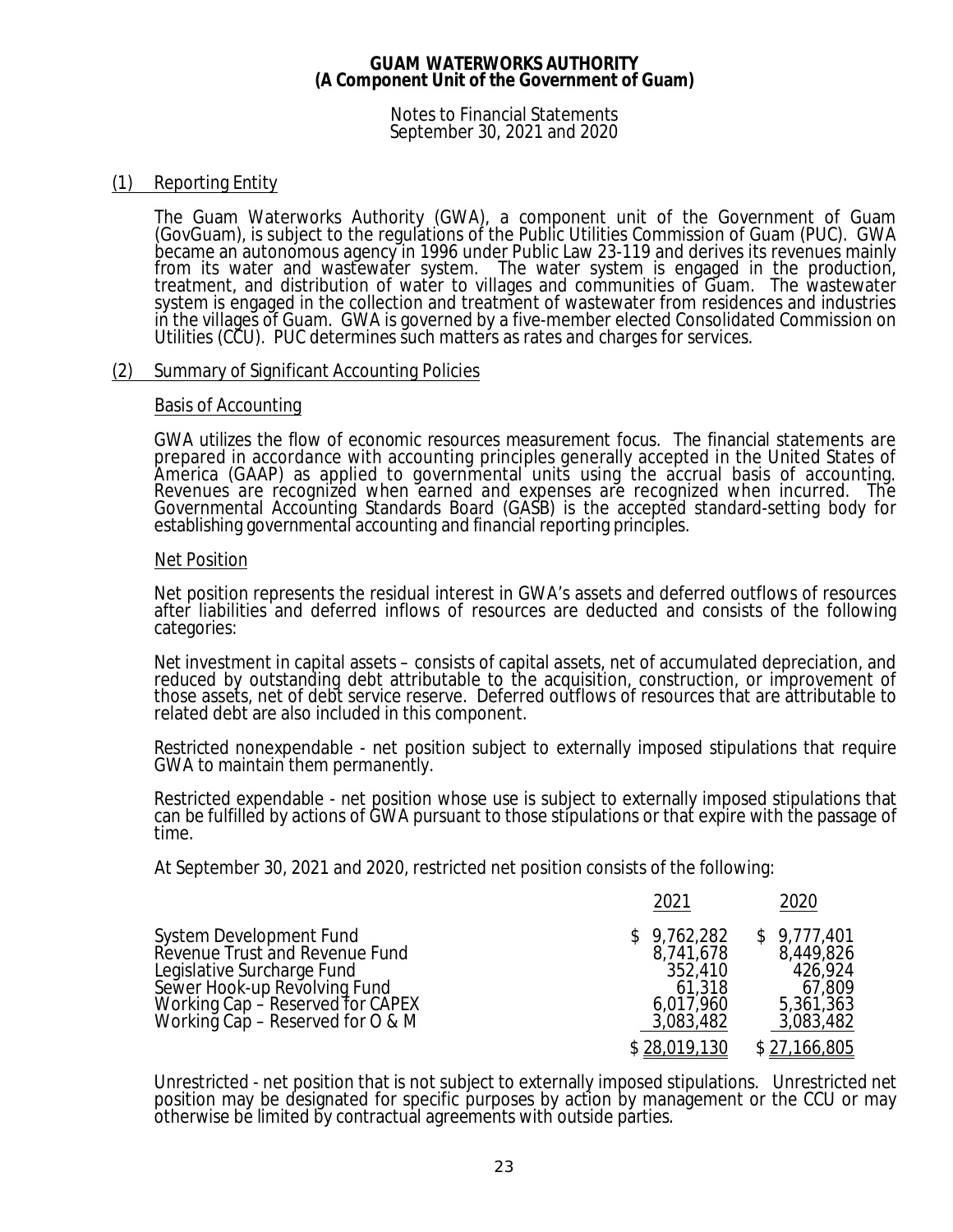**GUAM WATERWORKS AUTHORITY**
**(A Component Unit of the Government of Guam)**

Notes to Financial Statements
September 30, 2021 and 2020

## (1) Reporting Entity

The Guam Waterworks Authority (GWA), a component unit of the Government of Guam (GovGuam), is subject to the regulations of the Public Utilities Commission of Guam (PUC). GWA became an autonomous agency in 1996 under Public Law 23-119 and derives its revenues mainly from its water and wastewater system. The water system is engaged in the production, treatment, and distribution of water to villages and communities of Guam. The wastewater system is engaged in the collection and treatment of wastewater from residences and industries in the villages of Guam. GWA is governed by a five-member elected Consolidated Commission on Utilities (CCU). PUC determines such matters as rates and charges for services.

## (2) Summary of Significant Accounting Policies

### Basis of Accounting

GWA utilizes the flow of economic resources measurement focus. The financial statements are prepared in accordance with accounting principles generally accepted in the United States of America (GAAP) as applied to governmental units using the accrual basis of accounting. Revenues are recognized when earned and expenses are recognized when incurred. The Governmental Accounting Standards Board (GASB) is the accepted standard-setting body for establishing governmental accounting and financial reporting principles.

### Net Position

Net position represents the residual interest in GWA's assets and deferred outflows of resources after liabilities and deferred inflows of resources are deducted and consists of the following categories:

Net investment in capital assets – consists of capital assets, net of accumulated depreciation, and reduced by outstanding debt attributable to the acquisition, construction, or improvement of those assets, net of debt service reserve. Deferred outflows of resources that are attributable to related debt are also included in this component.

Restricted nonexpendable - net position subject to externally imposed stipulations that require GWA to maintain them permanently.

Restricted expendable - net position whose use is subject to externally imposed stipulations that can be fulfilled by actions of GWA pursuant to those stipulations or that expire with the passage of time.

At September 30, 2021 and 2020, restricted net position consists of the following:

| | 2021 | 2020 |
|---|---|---|
| System Development Fund | $ 9,762,282 | $ 9,777,401 |
| Revenue Trust and Revenue Fund | 8,741,678 | 8,449,826 |
| Legislative Surcharge Fund | 352,410 | 426,924 |
| Sewer Hook-up Revolving Fund | 61,318 | 67,809 |
| Working Cap – Reserved for CAPEX | 6,017,960 | 5,361,363 |
| Working Cap – Reserved for O & M | 3,083,482 | 3,083,482 |
| | $ 28,019,130 | $ 27,166,805 |

Unrestricted - net position that is not subject to externally imposed stipulations. Unrestricted net position may be designated for specific purposes by action by management or the CCU or may otherwise be limited by contractual agreements with outside parties.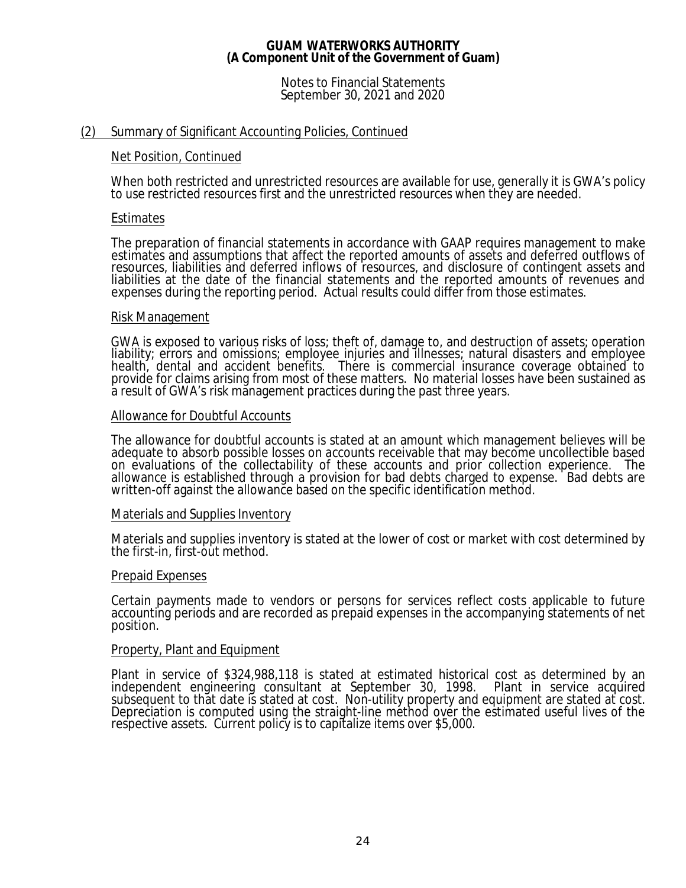## (2) Summary of Significant Accounting Policies, Continued

### Net Position, Continued

When both restricted and unrestricted resources are available for use, generally it is GWA's policy to use restricted resources first and the unrestricted resources when they are needed.

### Estimates

The preparation of financial statements in accordance with GAAP requires management to make estimates and assumptions that affect the reported amounts of assets and deferred outflows of resources, liabilities and deferred inflows of resources, and disclosure of contingent assets and liabilities at the date of the financial statements and the reported amounts of revenues and expenses during the reporting period. Actual results could differ from those estimates.

### Risk Management

GWA is exposed to various risks of loss; theft of, damage to, and destruction of assets; operation liability; errors and omissions; employee injuries and illnesses; natural disasters and employee health, dental and accident benefits. There is commercial insurance coverage obtained to provide for claims arising from most of these matters. No material losses have been sustained as a result of GWA's risk management practices during the past three years.

### Allowance for Doubtful Accounts

The allowance for doubtful accounts is stated at an amount which management believes will be adequate to absorb possible losses on accounts receivable that may become uncollectible based on evaluations of the collectability of these accounts and prior collection experience. The allowance is established through a provision for bad debts charged to expense. Bad debts are written-off against the allowance based on the specific identification method.

### Materials and Supplies Inventory

Materials and supplies inventory is stated at the lower of cost or market with cost determined by the first-in, first-out method.

### Prepaid Expenses

Certain payments made to vendors or persons for services reflect costs applicable to future accounting periods and are recorded as prepaid expenses in the accompanying statements of net position.

### Property, Plant and Equipment

Plant in service of $324,988,118 is stated at estimated historical cost as determined by an independent engineering consultant at September 30, 1998. Plant in service acquired subsequent to that date is stated at cost. Non-utility property and equipment are stated at cost. Depreciation is computed using the straight-line method over the estimated useful lives of the respective assets. Current policy is to capitalize items over $5,000.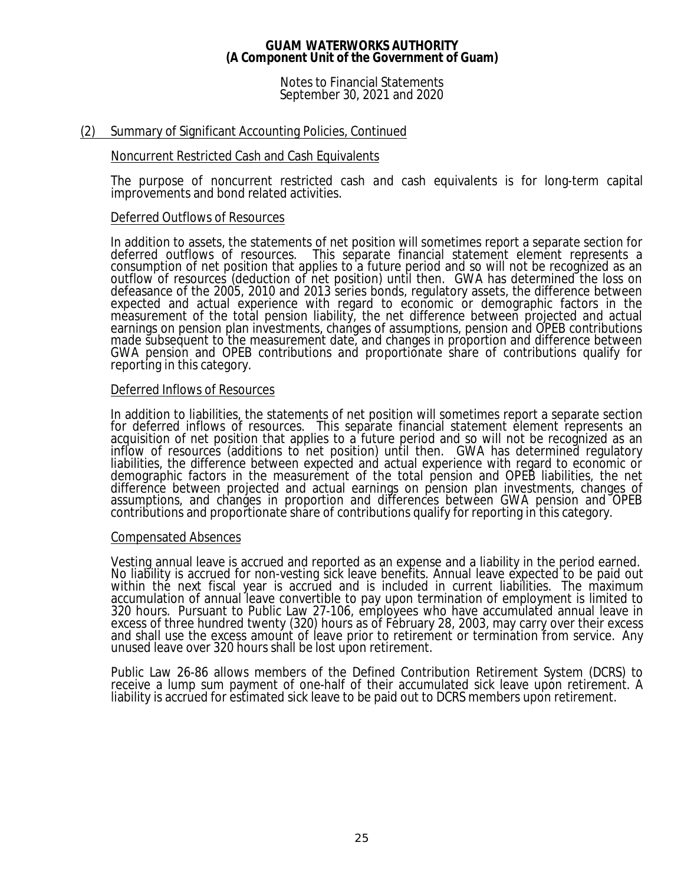## (2) Summary of Significant Accounting Policies, Continued

### Noncurrent Restricted Cash and Cash Equivalents

The purpose of noncurrent restricted cash and cash equivalents is for long-term capital improvements and bond related activities.

### Deferred Outflows of Resources

In addition to assets, the statements of net position will sometimes report a separate section for deferred outflows of resources. This separate financial statement element represents a consumption of net position that applies to a future period and so will not be recognized as an outflow of resources (deduction of net position) until then. GWA has determined the loss on defeasance of the 2005, 2010 and 2013 series bonds, regulatory assets, the difference between expected and actual experience with regard to economic or demographic factors in the measurement of the total pension liability, the net difference between projected and actual earnings on pension plan investments, changes of assumptions, pension and OPEB contributions made subsequent to the measurement date, and changes in proportion and difference between GWA pension and OPEB contributions and proportionate share of contributions qualify for reporting in this category.

### Deferred Inflows of Resources

In addition to liabilities, the statements of net position will sometimes report a separate section for deferred inflows of resources. This separate financial statement element represents an acquisition of net position that applies to a future period and so will not be recognized as an inflow of resources (additions to net position) until then. GWA has determined regulatory liabilities, the difference between expected and actual experience with regard to economic or demographic factors in the measurement of the total pension and OPEB liabilities, the net difference between projected and actual earnings on pension plan investments, changes of assumptions, and changes in proportion and differences between GWA pension and OPEB contributions and proportionate share of contributions qualify for reporting in this category.

### Compensated Absences

Vesting annual leave is accrued and reported as an expense and a liability in the period earned. No liability is accrued for non-vesting sick leave benefits. Annual leave expected to be paid out within the next fiscal year is accrued and is included in current liabilities. The maximum accumulation of annual leave convertible to pay upon termination of employment is limited to 320 hours. Pursuant to Public Law 27-106, employees who have accumulated annual leave in excess of three hundred twenty (320) hours as of February 28, 2003, may carry over their excess and shall use the excess amount of leave prior to retirement or termination from service. Any unused leave over 320 hours shall be lost upon retirement.

Public Law 26-86 allows members of the Defined Contribution Retirement System (DCRS) to receive a lump sum payment of one-half of their accumulated sick leave upon retirement. A liability is accrued for estimated sick leave to be paid out to DCRS members upon retirement.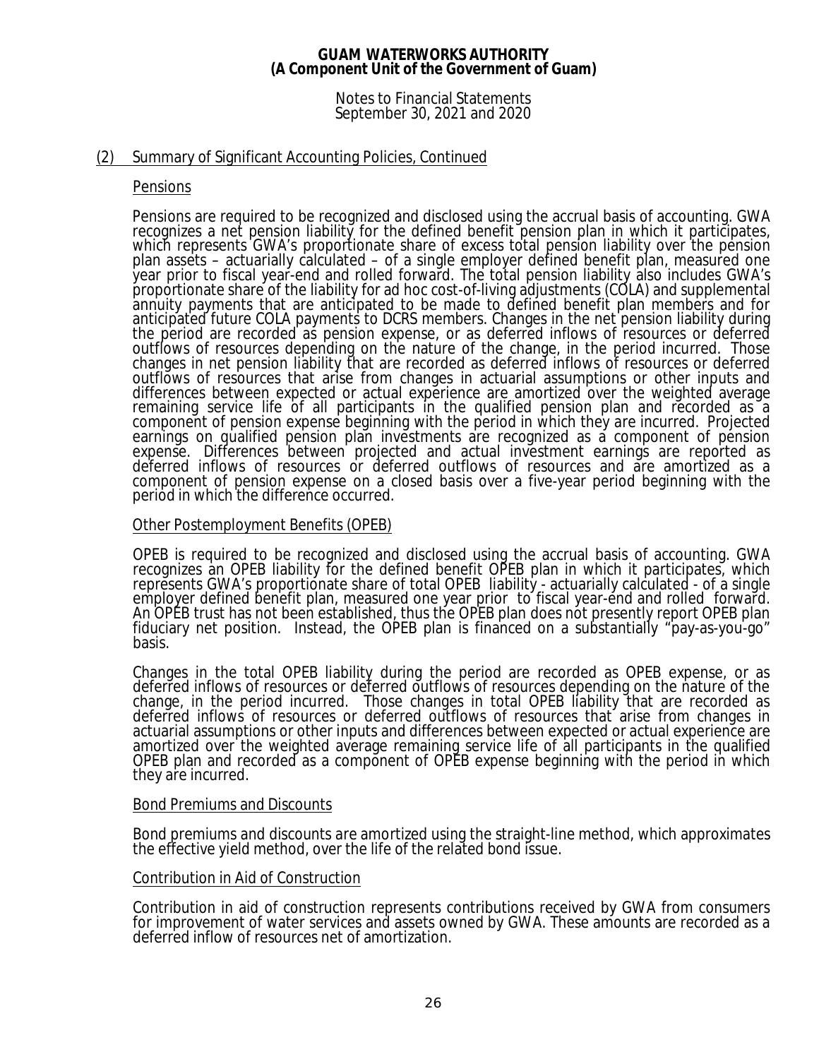## (2) Summary of Significant Accounting Policies, Continued

### Pensions

Pensions are required to be recognized and disclosed using the accrual basis of accounting. GWA recognizes a net pension liability for the defined benefit pension plan in which it participates, which represents GWA's proportionate share of excess total pension liability over the pension plan assets – actuarially calculated – of a single employer defined benefit plan, measured one year prior to fiscal year-end and rolled forward. The total pension liability also includes GWA's proportionate share of the liability for ad hoc cost-of-living adjustments (COLA) and supplemental annuity payments that are anticipated to be made to defined benefit plan members and for anticipated future COLA payments to DCRS members. Changes in the net pension liability during the period are recorded as pension expense, or as deferred inflows of resources or deferred outflows of resources depending on the nature of the change, in the period incurred. Those changes in net pension liability that are recorded as deferred inflows of resources or deferred outflows of resources that arise from changes in actuarial assumptions or other inputs and differences between expected or actual experience are amortized over the weighted average remaining service life of all participants in the qualified pension plan and recorded as a component of pension expense beginning with the period in which they are incurred. Projected earnings on qualified pension plan investments are recognized as a component of pension expense. Differences between projected and actual investment earnings are reported as deferred inflows of resources or deferred outflows of resources and are amortized as a component of pension expense on a closed basis over a five-year period beginning with the period in which the difference occurred.

### Other Postemployment Benefits (OPEB)

OPEB is required to be recognized and disclosed using the accrual basis of accounting. GWA recognizes an OPEB liability for the defined benefit OPEB plan in which it participates, which represents GWA's proportionate share of total OPEB liability - actuarially calculated - of a single employer defined benefit plan, measured one year prior to fiscal year-end and rolled forward. An OPEB trust has not been established, thus the OPEB plan does not presently report OPEB plan fiduciary net position. Instead, the OPEB plan is financed on a substantially "pay-as-you-go" basis.

Changes in the total OPEB liability during the period are recorded as OPEB expense, or as deferred inflows of resources or deferred outflows of resources depending on the nature of the change, in the period incurred. Those changes in total OPEB liability that are recorded as deferred inflows of resources or deferred outflows of resources that arise from changes in actuarial assumptions or other inputs and differences between expected or actual experience are amortized over the weighted average remaining service life of all participants in the qualified OPEB plan and recorded as a component of OPEB expense beginning with the period in which they are incurred.

### Bond Premiums and Discounts

Bond premiums and discounts are amortized using the straight-line method, which approximates the effective yield method, over the life of the related bond issue.

### Contribution in Aid of Construction

Contribution in aid of construction represents contributions received by GWA from consumers for improvement of water services and assets owned by GWA. These amounts are recorded as a deferred inflow of resources net of amortization.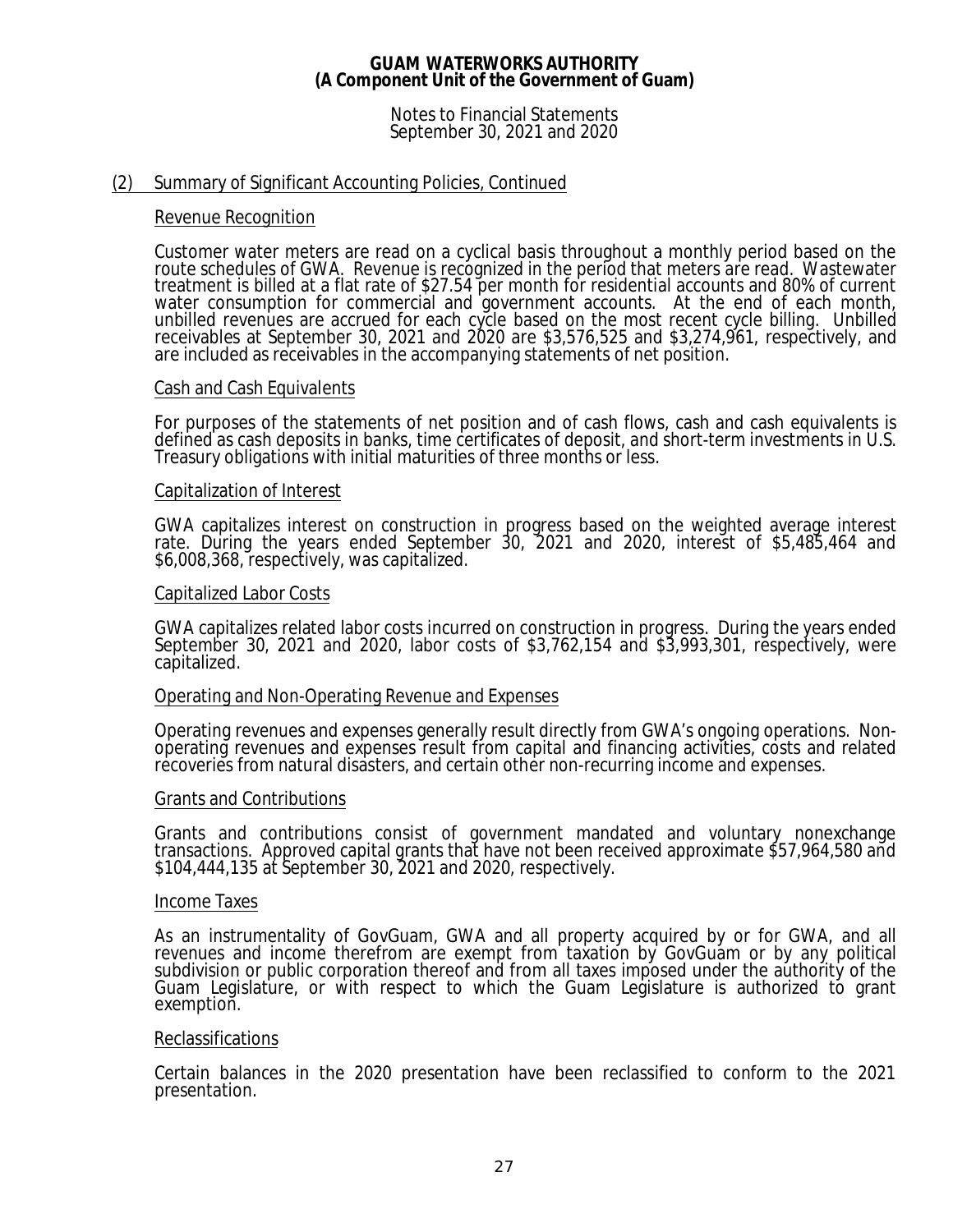## (2) Summary of Significant Accounting Policies, Continued

### Revenue Recognition

Customer water meters are read on a cyclical basis throughout a monthly period based on the route schedules of GWA. Revenue is recognized in the period that meters are read. Wastewater treatment is billed at a flat rate of $27.54 per month for residential accounts and 80% of current water consumption for commercial and government accounts. At the end of each month, unbilled revenues are accrued for each cycle based on the most recent cycle billing. Unbilled receivables at September 30, 2021 and 2020 are $3,576,525 and $3,274,961, respectively, and are included as receivables in the accompanying statements of net position.

### Cash and Cash Equivalents

For purposes of the statements of net position and of cash flows, cash and cash equivalents is defined as cash deposits in banks, time certificates of deposit, and short-term investments in U.S. Treasury obligations with initial maturities of three months or less.

### Capitalization of Interest

GWA capitalizes interest on construction in progress based on the weighted average interest rate. During the years ended September 30, 2021 and 2020, interest of $5,485,464 and $6,008,368, respectively, was capitalized.

### Capitalized Labor Costs

GWA capitalizes related labor costs incurred on construction in progress. During the years ended September 30, 2021 and 2020, labor costs of $3,762,154 and $3,993,301, respectively, were capitalized.

### Operating and Non-Operating Revenue and Expenses

Operating revenues and expenses generally result directly from GWA's ongoing operations. Non-operating revenues and expenses result from capital and financing activities, costs and related recoveries from natural disasters, and certain other non-recurring income and expenses.

### Grants and Contributions

Grants and contributions consist of government mandated and voluntary nonexchange transactions. Approved capital grants that have not been received approximate $57,964,580 and $104,444,135 at September 30, 2021 and 2020, respectively.

### Income Taxes

As an instrumentality of GovGuam, GWA and all property acquired by or for GWA, and all revenues and income therefrom are exempt from taxation by GovGuam or by any political subdivision or public corporation thereof and from all taxes imposed under the authority of the Guam Legislature, or with respect to which the Guam Legislature is authorized to grant exemption.

### Reclassifications

Certain balances in the 2020 presentation have been reclassified to conform to the 2021 presentation.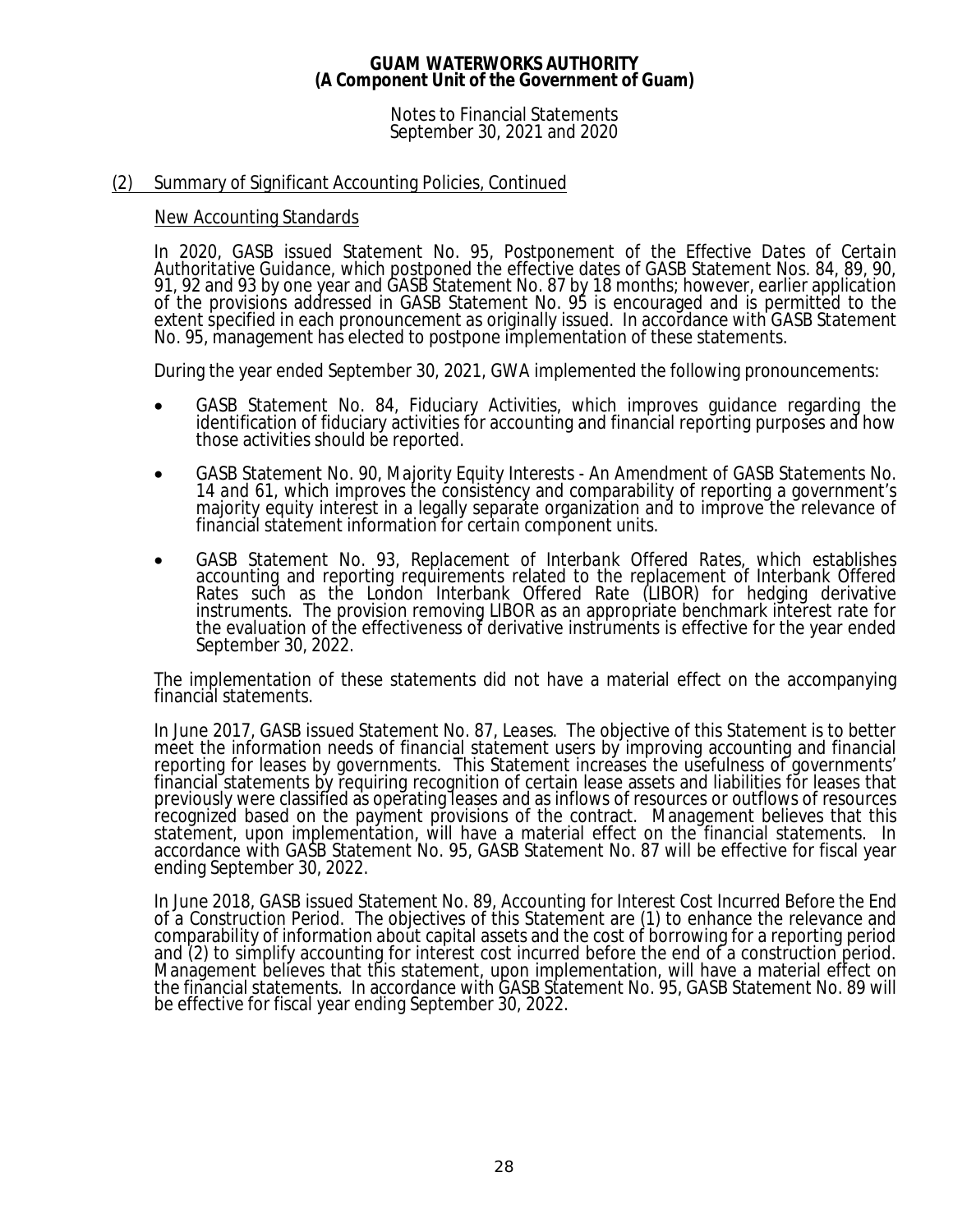## (2) Summary of Significant Accounting Policies, Continued

### New Accounting Standards

In 2020, GASB issued Statement No. 95, *Postponement of the Effective Dates of Certain Authoritative Guidance*, which postponed the effective dates of GASB Statement Nos. 84, 89, 90, 91, 92 and 93 by one year and GASB Statement No. 87 by 18 months; however, earlier application of the provisions addressed in GASB Statement No. 95 is encouraged and is permitted to the extent specified in each pronouncement as originally issued. In accordance with GASB Statement No. 95, management has elected to postpone implementation of these statements.

During the year ended September 30, 2021, GWA implemented the following pronouncements:

- GASB Statement No. 84, *Fiduciary Activities*, which improves guidance regarding the identification of fiduciary activities for accounting and financial reporting purposes and how those activities should be reported.

- GASB Statement No. 90, *Majority Equity Interests - An Amendment of GASB Statements No. 14 and 61*, which improves the consistency and comparability of reporting a government's majority equity interest in a legally separate organization and to improve the relevance of financial statement information for certain component units.

- GASB Statement No. 93, *Replacement of Interbank Offered Rates*, which establishes accounting and reporting requirements related to the replacement of Interbank Offered Rates such as the London Interbank Offered Rate (LIBOR) for hedging derivative instruments. The provision removing LIBOR as an appropriate benchmark interest rate for the evaluation of the effectiveness of derivative instruments is effective for the year ended September 30, 2022.

The implementation of these statements did not have a material effect on the accompanying financial statements.

In June 2017, GASB issued Statement No. 87, *Leases*. The objective of this Statement is to better meet the information needs of financial statement users by improving accounting and financial reporting for leases by governments. This Statement increases the usefulness of governments' financial statements by requiring recognition of certain lease assets and liabilities for leases that previously were classified as operating leases and as inflows of resources or outflows of resources recognized based on the payment provisions of the contract. Management believes that this statement, upon implementation, will have a material effect on the financial statements. In accordance with GASB Statement No. 95, GASB Statement No. 87 will be effective for fiscal year ending September 30, 2022.

In June 2018, GASB issued Statement No. 89, *Accounting for Interest Cost Incurred Before the End of a Construction Period*. The objectives of this Statement are (1) to enhance the relevance and comparability of information about capital assets and the cost of borrowing for a reporting period and (2) to simplify accounting for interest cost incurred before the end of a construction period. Management believes that this statement, upon implementation, will have a material effect on the financial statements. In accordance with GASB Statement No. 95, GASB Statement No. 89 will be effective for fiscal year ending September 30, 2022.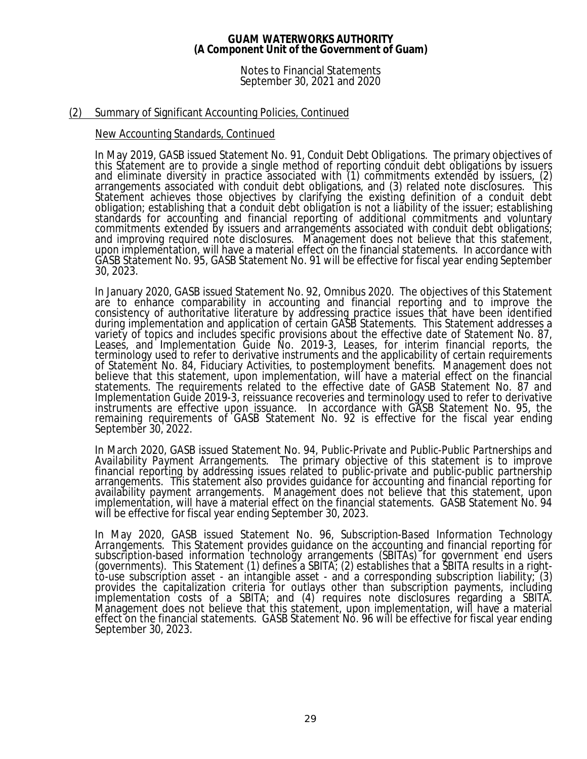## (2) Summary of Significant Accounting Policies, Continued

### New Accounting Standards, Continued

In May 2019, GASB issued Statement No. 91, *Conduit Debt Obligations*. The primary objectives of this Statement are to provide a single method of reporting conduit debt obligations by issuers and eliminate diversity in practice associated with (1) commitments extended by issuers, (2) arrangements associated with conduit debt obligations, and (3) related note disclosures. This Statement achieves those objectives by clarifying the existing definition of a conduit debt obligation; establishing that a conduit debt obligation is not a liability of the issuer; establishing standards for accounting and financial reporting of additional commitments and voluntary commitments extended by issuers and arrangements associated with conduit debt obligations; and improving required note disclosures. Management does not believe that this statement, upon implementation, will have a material effect on the financial statements. In accordance with GASB Statement No. 95, GASB Statement No. 91 will be effective for fiscal year ending September 30, 2023.

In January 2020, GASB issued Statement No. 92, *Omnibus 2020*. The objectives of this Statement are to enhance comparability in accounting and financial reporting and to improve the consistency of authoritative literature by addressing practice issues that have been identified during implementation and application of certain GASB Statements. This Statement addresses a variety of topics and includes specific provisions about the effective date of Statement No. 87, Leases, and Implementation Guide No. 2019-3, Leases, for interim financial reports, the terminology used to refer to derivative instruments and the applicability of certain requirements of Statement No. 84, Fiduciary Activities, to postemployment benefits. Management does not believe that this statement, upon implementation, will have a material effect on the financial statements. The requirements related to the effective date of GASB Statement No. 87 and Implementation Guide 2019-3, reissuance recoveries and terminology used to refer to derivative instruments are effective upon issuance. In accordance with GASB Statement No. 95, the remaining requirements of GASB Statement No. 92 is effective for the fiscal year ending September 30, 2022.

In March 2020, GASB issued Statement No. 94, *Public-Private and Public-Public Partnerships and Availability Payment Arrangements*. The primary objective of this statement is to improve financial reporting by addressing issues related to public-private and public-public partnership arrangements. This statement also provides guidance for accounting and financial reporting for availability payment arrangements. Management does not believe that this statement, upon implementation, will have a material effect on the financial statements. GASB Statement No. 94 will be effective for fiscal year ending September 30, 2023.

In May 2020, GASB issued Statement No. 96, *Subscription-Based Information Technology Arrangements*. This Statement provides guidance on the accounting and financial reporting for subscription-based information technology arrangements (SBITAs) for government end users (governments). This Statement (1) defines a SBITA; (2) establishes that a SBITA results in a right-to-use subscription asset - an intangible asset - and a corresponding subscription liability; (3) provides the capitalization criteria for outlays other than subscription payments, including implementation costs of a SBITA; and (4) requires note disclosures regarding a SBITA. Management does not believe that this statement, upon implementation, will have a material effect on the financial statements. GASB Statement No. 96 will be effective for fiscal year ending September 30, 2023.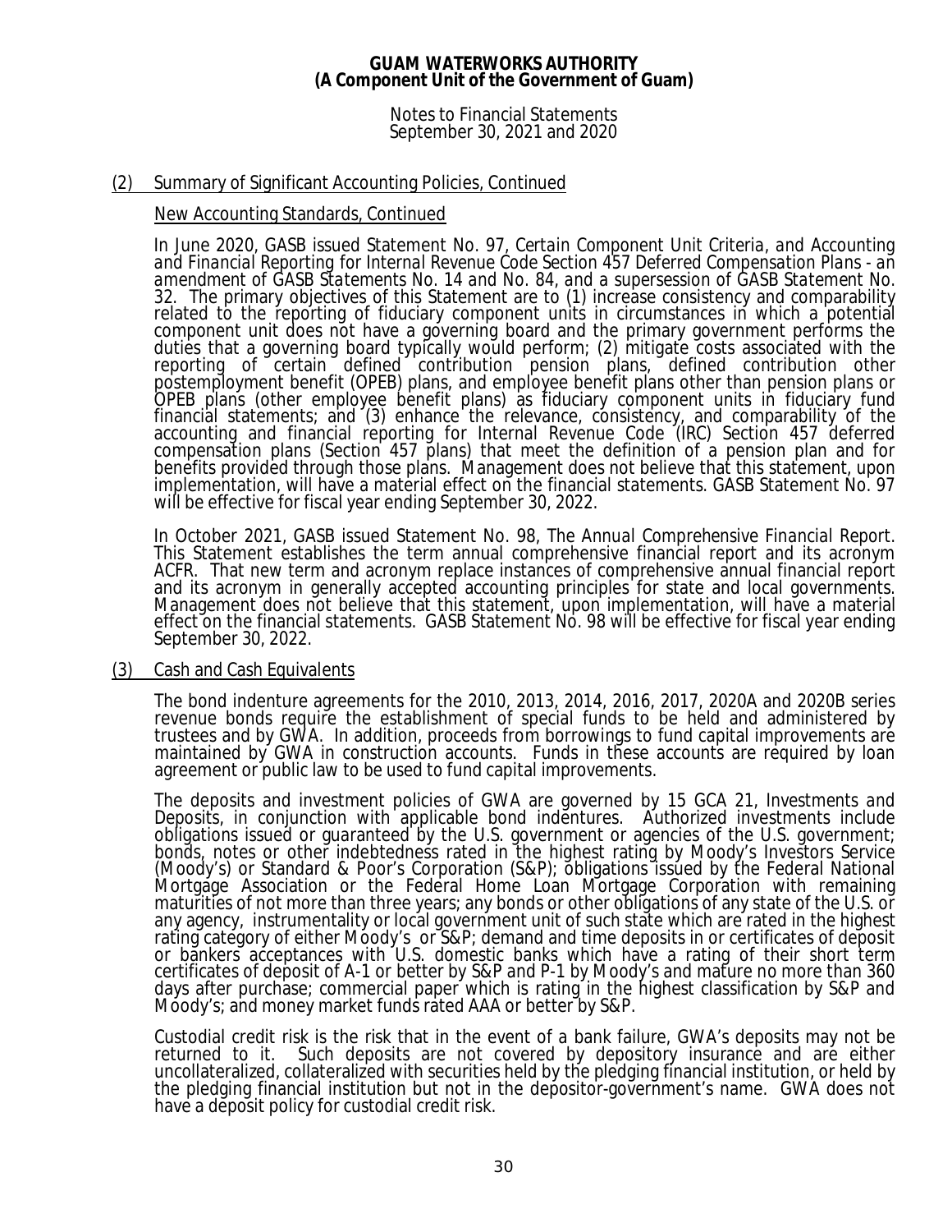## (2) Summary of Significant Accounting Policies, Continued

### New Accounting Standards, Continued

In June 2020, GASB issued Statement No. 97, *Certain Component Unit Criteria, and Accounting and Financial Reporting for Internal Revenue Code Section 457 Deferred Compensation Plans - an amendment of GASB Statements No. 14 and No. 84, and a supersession of GASB Statement No. 32*. The primary objectives of this Statement are to (1) increase consistency and comparability related to the reporting of fiduciary component units in circumstances in which a potential component unit does not have a governing board and the primary government performs the duties that a governing board typically would perform; (2) mitigate costs associated with the reporting of certain defined contribution pension plans, defined contribution other postemployment benefit (OPEB) plans, and employee benefit plans other than pension plans or OPEB plans (other employee benefit plans) as fiduciary component units in fiduciary fund financial statements; and (3) enhance the relevance, consistency, and comparability of the accounting and financial reporting for Internal Revenue Code (IRC) Section 457 deferred compensation plans (Section 457 plans) that meet the definition of a pension plan and for benefits provided through those plans. Management does not believe that this statement, upon implementation, will have a material effect on the financial statements. GASB Statement No. 97 will be effective for fiscal year ending September 30, 2022.

In October 2021, GASB issued Statement No. 98, *The Annual Comprehensive Financial Report*. This Statement establishes the term annual comprehensive financial report and its acronym ACFR. That new term and acronym replace instances of comprehensive annual financial report and its acronym in generally accepted accounting principles for state and local governments. Management does not believe that this statement, upon implementation, will have a material effect on the financial statements. GASB Statement No. 98 will be effective for fiscal year ending September 30, 2022.

## (3) Cash and Cash Equivalents

The bond indenture agreements for the 2010, 2013, 2014, 2016, 2017, 2020A and 2020B series revenue bonds require the establishment of special funds to be held and administered by trustees and by GWA. In addition, proceeds from borrowings to fund capital improvements are maintained by GWA in construction accounts. Funds in these accounts are required by loan agreement or public law to be used to fund capital improvements.

The deposits and investment policies of GWA are governed by 15 GCA 21, Investments and Deposits, in conjunction with applicable bond indentures. Authorized investments include obligations issued or guaranteed by the U.S. government or agencies of the U.S. government; bonds, notes or other indebtedness rated in the highest rating by Moody's Investors Service (Moody's) or Standard & Poor's Corporation (S&P); obligations issued by the Federal National Mortgage Association or the Federal Home Loan Mortgage Corporation with remaining maturities of not more than three years; any bonds or other obligations of any state of the U.S. or any agency, instrumentality or local government unit of such state which are rated in the highest rating category of either Moody's or S&P; demand and time deposits in or certificates of deposit or bankers acceptances with U.S. domestic banks which have a rating of their short term certificates of deposit of A-1 or better by S&P and P-1 by Moody's and mature no more than 360 days after purchase; commercial paper which is rating in the highest classification by S&P and Moody's; and money market funds rated AAA or better by S&P.

Custodial credit risk is the risk that in the event of a bank failure, GWA's deposits may not be returned to it. Such deposits are not covered by depository insurance and are either uncollateralized, collateralized with securities held by the pledging financial institution, or held by the pledging financial institution but not in the depositor-government's name. GWA does not have a deposit policy for custodial credit risk.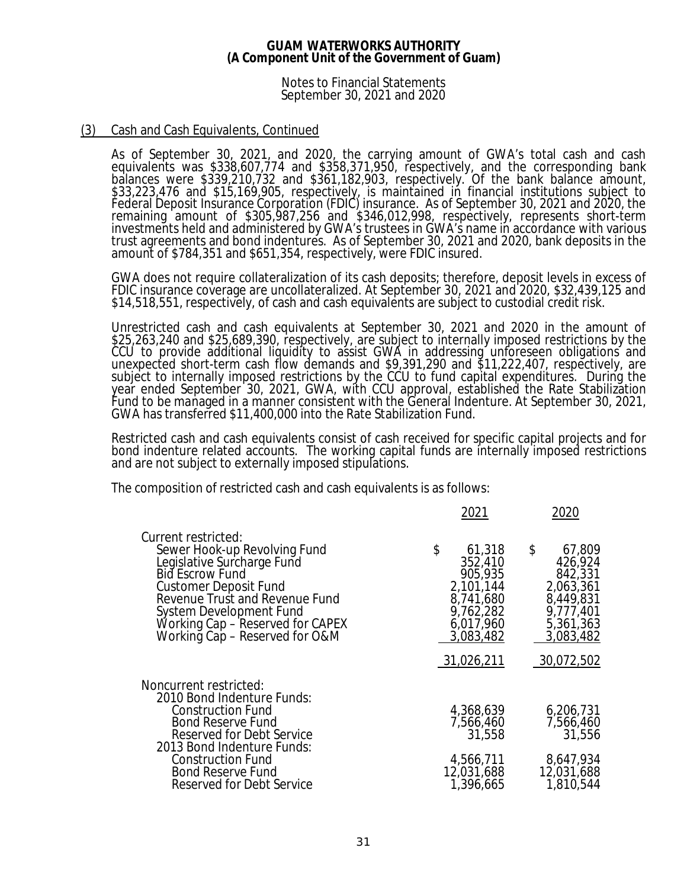**GUAM WATERWORKS AUTHORITY**
**(A Component Unit of the Government of Guam)**

Notes to Financial Statements
September 30, 2021 and 2020

## (3) Cash and Cash Equivalents, Continued

As of September 30, 2021, and 2020, the carrying amount of GWA's total cash and cash equivalents was $338,607,774 and $358,371,950, respectively, and the corresponding bank balances were $339,210,732 and $361,182,903, respectively. Of the bank balance amount, $33,223,476 and $15,169,905, respectively, is maintained in financial institutions subject to Federal Deposit Insurance Corporation (FDIC) insurance. As of September 30, 2021 and 2020, the remaining amount of $305,987,256 and $346,012,998, respectively, represents short-term investments held and administered by GWA's trustees in GWA's name in accordance with various trust agreements and bond indentures. As of September 30, 2021 and 2020, bank deposits in the amount of $784,351 and $651,354, respectively, were FDIC insured.

GWA does not require collateralization of its cash deposits; therefore, deposit levels in excess of FDIC insurance coverage are uncollateralized. At September 30, 2021 and 2020, $32,439,125 and $14,518,551, respectively, of cash and cash equivalents are subject to custodial credit risk.

Unrestricted cash and cash equivalents at September 30, 2021 and 2020 in the amount of $25,263,240 and $25,689,390, respectively, are subject to internally imposed restrictions by the CCU to provide additional liquidity to assist GWA in addressing unforeseen obligations and unexpected short-term cash flow demands and $9,391,290 and $11,222,407, respectively, are subject to internally imposed restrictions by the CCU to fund capital expenditures. During the year ended September 30, 2021, GWA, with CCU approval, established the Rate Stabilization Fund to be managed in a manner consistent with the General Indenture. At September 30, 2021, GWA has transferred $11,400,000 into the Rate Stabilization Fund.

Restricted cash and cash equivalents consist of cash received for specific capital projects and for bond indenture related accounts. The working capital funds are internally imposed restrictions and are not subject to externally imposed stipulations.

The composition of restricted cash and cash equivalents is as follows:

| | 2021 | 2020 |
|---|---|---|
| Current restricted: | | |
| Sewer Hook-up Revolving Fund | $ 61,318 | $ 67,809 |
| Legislative Surcharge Fund | 352,410 | 426,924 |
| Bid Escrow Fund | 905,935 | 842,331 |
| Customer Deposit Fund | 2,101,144 | 2,063,361 |
| Revenue Trust and Revenue Fund | 8,741,680 | 8,449,831 |
| System Development Fund | 9,762,282 | 9,777,401 |
| Working Cap – Reserved for CAPEX | 6,017,960 | 5,361,363 |
| Working Cap – Reserved for O&M | 3,083,482 | 3,083,482 |
| | 31,026,211 | 30,072,502 |
| Noncurrent restricted: | | |
| 2010 Bond Indenture Funds: | | |
| Construction Fund | 4,368,639 | 6,206,731 |
| Bond Reserve Fund | 7,566,460 | 7,566,460 |
| Reserved for Debt Service | 31,558 | 31,556 |
| 2013 Bond Indenture Funds: | | |
| Construction Fund | 4,566,711 | 8,647,934 |
| Bond Reserve Fund | 12,031,688 | 12,031,688 |
| Reserved for Debt Service | 1,396,665 | 1,810,544 |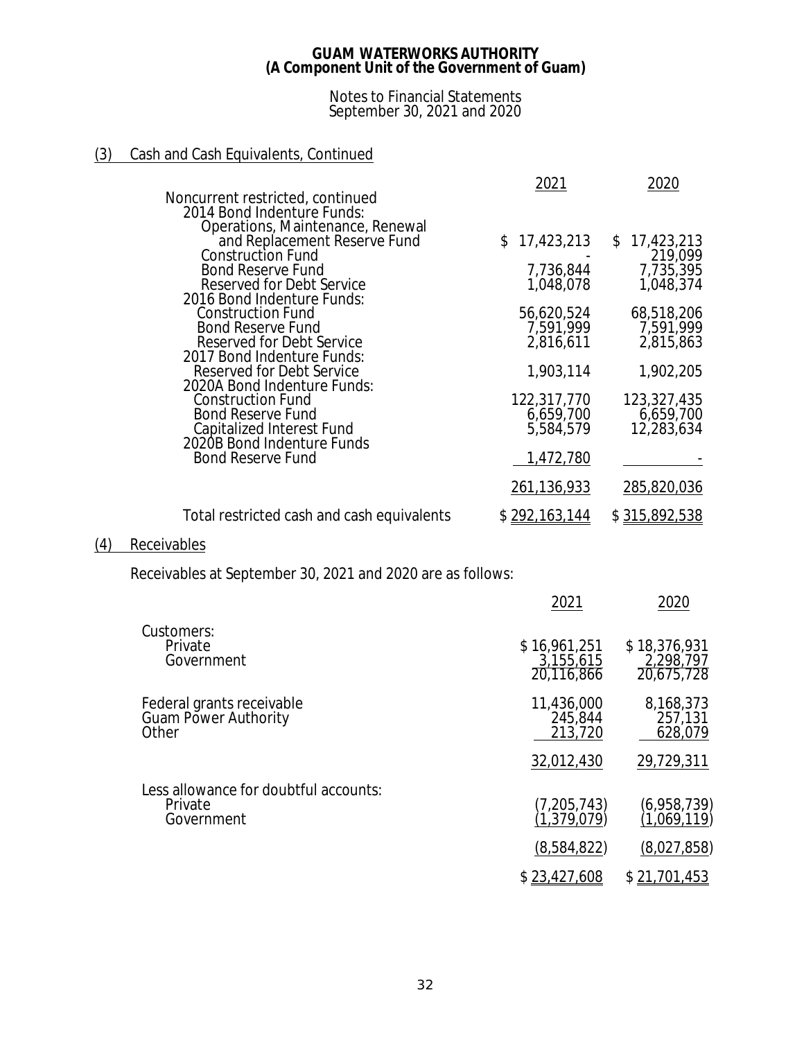**GUAM WATERWORKS AUTHORITY**
**(A Component Unit of the Government of Guam)**

Notes to Financial Statements
September 30, 2021 and 2020

## (3) Cash and Cash Equivalents, Continued

| | 2021 | 2020 |
|---|---|---|
| Noncurrent restricted, continued | | |
| 2014 Bond Indenture Funds: | | |
| Operations, Maintenance, Renewal and Replacement Reserve Fund | $ 17,423,213 | $ 17,423,213 |
| Construction Fund | - | 219,099 |
| Bond Reserve Fund | 7,736,844 | 7,735,395 |
| Reserved for Debt Service | 1,048,078 | 1,048,374 |
| 2016 Bond Indenture Funds: | | |
| Construction Fund | 56,620,524 | 68,518,206 |
| Bond Reserve Fund | 7,591,999 | 7,591,999 |
| Reserved for Debt Service | 2,816,611 | 2,815,863 |
| 2017 Bond Indenture Funds: | | |
| Reserved for Debt Service | 1,903,114 | 1,902,205 |
| 2020A Bond Indenture Funds: | | |
| Construction Fund | 122,317,770 | 123,327,435 |
| Bond Reserve Fund | 6,659,700 | 6,659,700 |
| Capitalized Interest Fund | 5,584,579 | 12,283,634 |
| 2020B Bond Indenture Funds | | |
| Bond Reserve Fund | 1,472,780 | - |
| | 261,136,933 | 285,820,036 |
| Total restricted cash and cash equivalents | $ 292,163,144 | $ 315,892,538 |

## (4) Receivables

Receivables at September 30, 2021 and 2020 are as follows:

| | 2021 | 2020 |
|---|---|---|
| Customers: | | |
| Private | $ 16,961,251 | $ 18,376,931 |
| Government | 3,155,615 | 2,298,797 |
| | 20,116,866 | 20,675,728 |
| Federal grants receivable | 11,436,000 | 8,168,373 |
| Guam Power Authority | 245,844 | 257,131 |
| Other | 213,720 | 628,079 |
| | 32,012,430 | 29,729,311 |
| Less allowance for doubtful accounts: | | |
| Private | (7,205,743) | (6,958,739) |
| Government | (1,379,079) | (1,069,119) |
| | (8,584,822) | (8,027,858) |
| | $ 23,427,608 | $ 21,701,453 |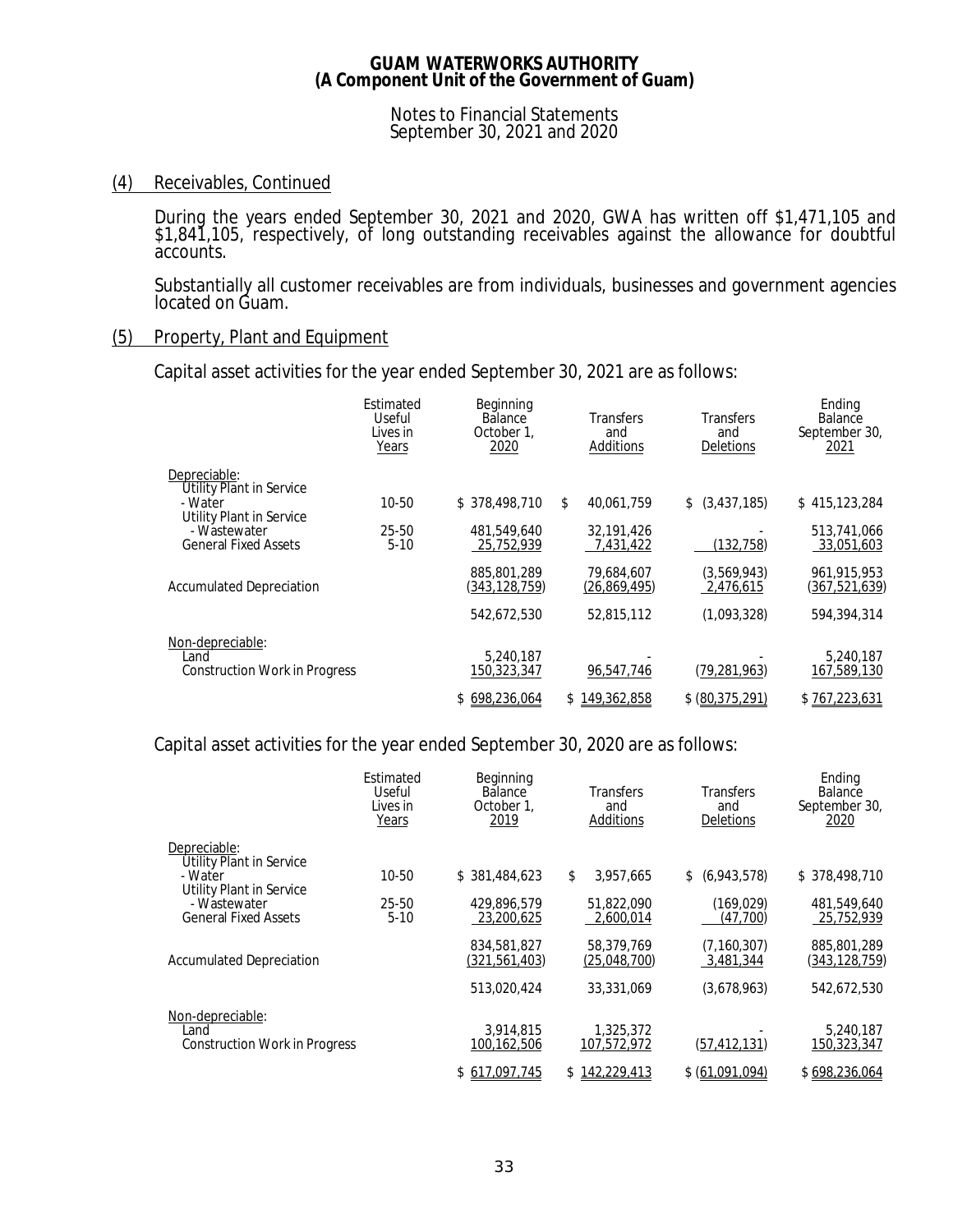# GUAM WATERWORKS AUTHORITY
## (A Component Unit of the Government of Guam)

Notes to Financial Statements
September 30, 2021 and 2020

### (4) Receivables, Continued

During the years ended September 30, 2021 and 2020, GWA has written off $1,471,105 and $1,841,105, respectively, of long outstanding receivables against the allowance for doubtful accounts.

Substantially all customer receivables are from individuals, businesses and government agencies located on Guam.

### (5) Property, Plant and Equipment

Capital asset activities for the year ended September 30, 2021 are as follows:

| | Estimated Useful Lives in Years | Beginning Balance October 1, 2020 | Transfers and Additions | Transfers and Deletions | Ending Balance September 30, 2021 |
|---|---|---|---|---|---|
| Depreciable: | | | | | |
| Utility Plant in Service - Water | 10-50 | $ 378,498,710 | $ 40,061,759 | $ (3,437,185) | $ 415,123,284 |
| Utility Plant in Service - Wastewater | 25-50 | 481,549,640 | 32,191,426 | - | 513,741,066 |
| General Fixed Assets | 5-10 | 25,752,939 | 7,431,422 | (132,758) | 33,051,603 |
| | | 885,801,289 | 79,684,607 | (3,569,943) | 961,915,953 |
| Accumulated Depreciation | | (343,128,759) | (26,869,495) | 2,476,615 | (367,521,639) |
| | | 542,672,530 | 52,815,112 | (1,093,328) | 594,394,314 |
| Non-depreciable: | | | | | |
| Land | | 5,240,187 | - | - | 5,240,187 |
| Construction Work in Progress | | 150,323,347 | 96,547,746 | (79,281,963) | 167,589,130 |
| | | $ 698,236,064 | $ 149,362,858 | $ (80,375,291) | $ 767,223,631 |

Capital asset activities for the year ended September 30, 2020 are as follows:

| | Estimated Useful Lives in Years | Beginning Balance October 1, 2019 | Transfers and Additions | Transfers and Deletions | Ending Balance September 30, 2020 |
|---|---|---|---|---|---|
| Depreciable: | | | | | |
| Utility Plant in Service - Water | 10-50 | $ 381,484,623 | $ 3,957,665 | $ (6,943,578) | $ 378,498,710 |
| Utility Plant in Service - Wastewater | 25-50 | 429,896,579 | 51,822,090 | (169,029) | 481,549,640 |
| General Fixed Assets | 5-10 | 23,200,625 | 2,600,014 | (47,700) | 25,752,939 |
| | | 834,581,827 | 58,379,769 | (7,160,307) | 885,801,289 |
| Accumulated Depreciation | | (321,561,403) | (25,048,700) | 3,481,344 | (343,128,759) |
| | | 513,020,424 | 33,331,069 | (3,678,963) | 542,672,530 |
| Non-depreciable: | | | | | |
| Land | | 3,914,815 | 1,325,372 | - | 5,240,187 |
| Construction Work in Progress | | 100,162,506 | 107,572,972 | (57,412,131) | 150,323,347 |
| | | $ 617,097,745 | $ 142,229,413 | $ (61,091,094) | $ 698,236,064 |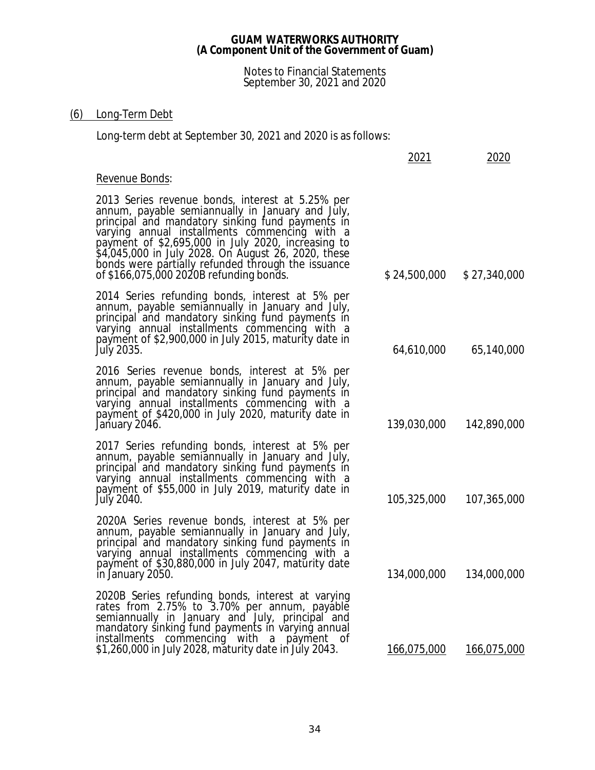## (6) Long-Term Debt

Long-term debt at September 30, 2021 and 2020 is as follows:

| | 2021 | 2020 |
|---|---|---|
| Revenue Bonds: | | |
| 2013 Series revenue bonds, interest at 5.25% per annum, payable semiannually in January and July, principal and mandatory sinking fund payments in varying annual installments commencing with a payment of $2,695,000 in July 2020, increasing to $4,045,000 in July 2028. On August 26, 2020, these bonds were partially refunded through the issuance of $166,075,000 2020B refunding bonds. | $ 24,500,000 | $ 27,340,000 |
| 2014 Series refunding bonds, interest at 5% per annum, payable semiannually in January and July, principal and mandatory sinking fund payments in varying annual installments commencing with a payment of $2,900,000 in July 2015, maturity date in July 2035. | 64,610,000 | 65,140,000 |
| 2016 Series revenue bonds, interest at 5% per annum, payable semiannually in January and July, principal and mandatory sinking fund payments in varying annual installments commencing with a payment of $420,000 in July 2020, maturity date in January 2046. | 139,030,000 | 142,890,000 |
| 2017 Series refunding bonds, interest at 5% per annum, payable semiannually in January and July, principal and mandatory sinking fund payments in varying annual installments commencing with a payment of $55,000 in July 2019, maturity date in July 2040. | 105,325,000 | 107,365,000 |
| 2020A Series revenue bonds, interest at 5% per annum, payable semiannually in January and July, principal and mandatory sinking fund payments in varying annual installments commencing with a payment of $30,880,000 in July 2047, maturity date in January 2050. | 134,000,000 | 134,000,000 |
| 2020B Series refunding bonds, interest at varying rates from 2.75% to 3.70% per annum, payable semiannually in January and July, principal and mandatory sinking fund payments in varying annual installments commencing with a payment of $1,260,000 in July 2028, maturity date in July 2043. | 166,075,000 | 166,075,000 |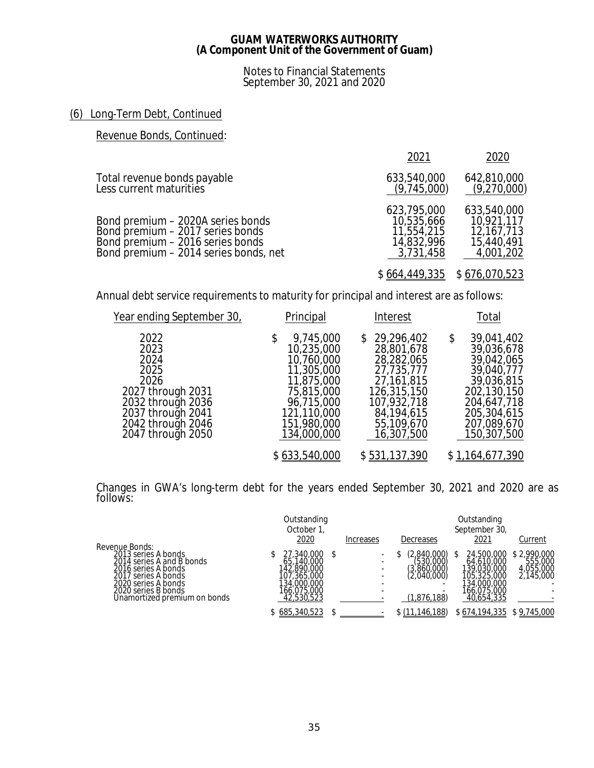**GUAM WATERWORKS AUTHORITY**
**(A Component Unit of the Government of Guam)**

Notes to Financial Statements
September 30, 2021 and 2020

## (6) Long-Term Debt, Continued

### Revenue Bonds, Continued:

| | 2021 | 2020 |
|---|---|---|
| Total revenue bonds payable | 633,540,000 | 642,810,000 |
| Less current maturities | (9,745,000) | (9,270,000) |
| | 623,795,000 | 633,540,000 |
| Bond premium – 2020A series bonds | 10,535,666 | 10,921,117 |
| Bond premium – 2017 series bonds | 11,554,215 | 12,167,713 |
| Bond premium – 2016 series bonds | 14,832,996 | 15,440,491 |
| Bond premium – 2014 series bonds, net | 3,731,458 | 4,001,202 |
| | $ 664,449,335 | $ 676,070,523 |

Annual debt service requirements to maturity for principal and interest are as follows:

| Year ending September 30, | Principal | Interest | Total |
|---|---|---|---|
| 2022 | $ 9,745,000 | $ 29,296,402 | $ 39,041,402 |
| 2023 | 10,235,000 | 28,801,678 | 39,036,678 |
| 2024 | 10,760,000 | 28,282,065 | 39,042,065 |
| 2025 | 11,305,000 | 27,735,777 | 39,040,777 |
| 2026 | 11,875,000 | 27,161,815 | 39,036,815 |
| 2027 through 2031 | 75,815,000 | 126,315,150 | 202,130,150 |
| 2032 through 2036 | 96,715,000 | 107,932,718 | 204,647,718 |
| 2037 through 2041 | 121,110,000 | 84,194,615 | 205,304,615 |
| 2042 through 2046 | 151,980,000 | 55,109,670 | 207,089,670 |
| 2047 through 2050 | 134,000,000 | 16,307,500 | 150,307,500 |
| | $ 633,540,000 | $ 531,137,390 | $ 1,164,677,390 |

Changes in GWA's long-term debt for the years ended September 30, 2021 and 2020 are as follows:

| | Outstanding October 1, 2020 | Increases | Decreases | Outstanding September 30, 2021 | Current |
|---|---|---|---|---|---|
| Revenue Bonds: | | | | | |
| 2013 series A bonds | $ 27,340,000 | $ - | $ (2,840,000) | $ 24,500,000 | $ 2,990,000 |
| 2014 series A and B bonds | 65,140,000 | - | (530,000) | 64,610,000 | 555,000 |
| 2016 series A bonds | 142,890,000 | - | (3,860,000) | 139,030,000 | 4,055,000 |
| 2017 series A bonds | 107,365,000 | - | (2,040,000) | 105,325,000 | 2,145,000 |
| 2020 series A bonds | 134,000,000 | - | - | 134,000,000 | - |
| 2020 series B bonds | 166,075,000 | - | - | 166,075,000 | - |
| Unamortized premium on bonds | 42,530,523 | - | (1,876,188) | 40,654,335 | - |
| | $ 685,340,523 | $ - | $ (11,146,188) | $ 674,194,335 | $ 9,745,000 |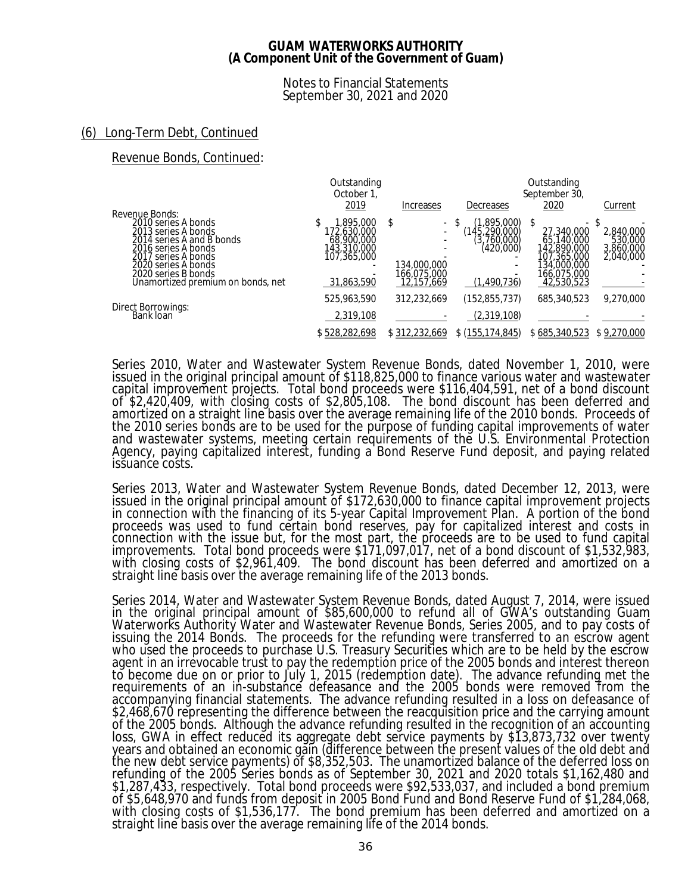**GUAM WATERWORKS AUTHORITY**
**(A Component Unit of the Government of Guam)**

Notes to Financial Statements
September 30, 2021 and 2020

## (6) Long-Term Debt, Continued

### Revenue Bonds, Continued:

| | Outstanding October 1, 2019 | Increases | Decreases | Outstanding September 30, 2020 | Current |
|---|---|---|---|---|---|
| Revenue Bonds: | | | | | |
| 2010 series A bonds | $ 1,895,000 | $ - | $ (1,895,000) | $ - | $ - |
| 2013 series A bonds | 172,630,000 | - | (145,290,000) | 27,340,000 | 2,840,000 |
| 2014 series A and B bonds | 68,900,000 | - | (3,760,000) | 65,140,000 | 530,000 |
| 2016 series A bonds | 143,310,000 | - | (420,000) | 142,890,000 | 3,860,000 |
| 2017 series A bonds | 107,365,000 | - | - | 107,365,000 | 2,040,000 |
| 2020 series A bonds | - | 134,000,000 | - | 134,000,000 | - |
| 2020 series B bonds | - | 166,075,000 | - | 166,075,000 | - |
| Unamortized premium on bonds, net | 31,863,590 | 12,157,669 | (1,490,736) | 42,530,523 | - |
| | 525,963,590 | 312,232,669 | (152,855,737) | 685,340,523 | 9,270,000 |
| Direct Borrowings: | | | | | |
| Bank loan | 2,319,108 | - | (2,319,108) | - | - |
| | $ 528,282,698 | $ 312,232,669 | $ (155,174,845) | $ 685,340,523 | $ 9,270,000 |

Series 2010, Water and Wastewater System Revenue Bonds, dated November 1, 2010, were issued in the original principal amount of $118,825,000 to finance various water and wastewater capital improvement projects. Total bond proceeds were $116,404,591, net of a bond discount of $2,420,409, with closing costs of $2,805,108. The bond discount has been deferred and amortized on a straight line basis over the average remaining life of the 2010 bonds. Proceeds of the 2010 series bonds are to be used for the purpose of funding capital improvements of water and wastewater systems, meeting certain requirements of the U.S. Environmental Protection Agency, paying capitalized interest, funding a Bond Reserve Fund deposit, and paying related issuance costs.

Series 2013, Water and Wastewater System Revenue Bonds, dated December 12, 2013, were issued in the original principal amount of $172,630,000 to finance capital improvement projects in connection with the financing of its 5-year Capital Improvement Plan. A portion of the bond proceeds was used to fund certain bond reserves, pay for capitalized interest and costs in connection with the issue but, for the most part, the proceeds are to be used to fund capital improvements. Total bond proceeds were $171,097,017, net of a bond discount of $1,532,983, with closing costs of $2,961,409. The bond discount has been deferred and amortized on a straight line basis over the average remaining life of the 2013 bonds.

Series 2014, Water and Wastewater System Revenue Bonds, dated August 7, 2014, were issued in the original principal amount of $85,600,000 to refund all of GWA's outstanding Guam Waterworks Authority Water and Wastewater Revenue Bonds, Series 2005, and to pay costs of issuing the 2014 Bonds. The proceeds for the refunding were transferred to an escrow agent who used the proceeds to purchase U.S. Treasury Securities which are to be held by the escrow agent in an irrevocable trust to pay the redemption price of the 2005 bonds and interest thereon to become due on or prior to July 1, 2015 (redemption date). The advance refunding met the requirements of an in-substance defeasance and the 2005 bonds were removed from the accompanying financial statements. The advance refunding resulted in a loss on defeasance of $2,468,670 representing the difference between the reacquisition price and the carrying amount of the 2005 bonds. Although the advance refunding resulted in the recognition of an accounting loss, GWA in effect reduced its aggregate debt service payments by $13,873,732 over twenty years and obtained an economic gain (difference between the present values of the old debt and the new debt service payments) of $8,352,503. The unamortized balance of the deferred loss on refunding of the 2005 Series bonds as of September 30, 2021 and 2020 totals $1,162,480 and $1,287,433, respectively. Total bond proceeds were $92,533,037, and included a bond premium of $5,648,970 and funds from deposit in 2005 Bond Fund and Bond Reserve Fund of $1,284,068, with closing costs of $1,536,177. The bond premium has been deferred and amortized on a straight line basis over the average remaining life of the 2014 bonds.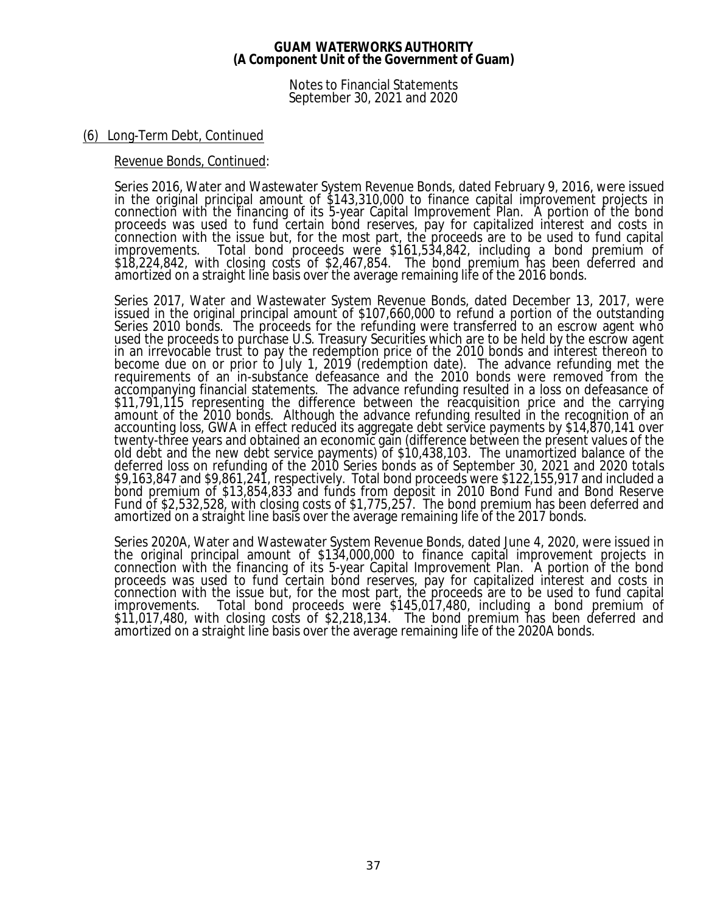(6) Long-Term Debt, Continued

Revenue Bonds, Continued:

Series 2016, Water and Wastewater System Revenue Bonds, dated February 9, 2016, were issued in the original principal amount of $143,310,000 to finance capital improvement projects in connection with the financing of its 5-year Capital Improvement Plan. A portion of the bond proceeds was used to fund certain bond reserves, pay for capitalized interest and costs in connection with the issue but, for the most part, the proceeds are to be used to fund capital improvements. Total bond proceeds were $161,534,842, including a bond premium of $18,224,842, with closing costs of $2,467,854. The bond premium has been deferred and amortized on a straight line basis over the average remaining life of the 2016 bonds.

Series 2017, Water and Wastewater System Revenue Bonds, dated December 13, 2017, were issued in the original principal amount of $107,660,000 to refund a portion of the outstanding Series 2010 bonds. The proceeds for the refunding were transferred to an escrow agent who used the proceeds to purchase U.S. Treasury Securities which are to be held by the escrow agent in an irrevocable trust to pay the redemption price of the 2010 bonds and interest thereon to become due on or prior to July 1, 2019 (redemption date). The advance refunding met the requirements of an in-substance defeasance and the 2010 bonds were removed from the accompanying financial statements. The advance refunding resulted in a loss on defeasance of $11,791,115 representing the difference between the reacquisition price and the carrying amount of the 2010 bonds. Although the advance refunding resulted in the recognition of an accounting loss, GWA in effect reduced its aggregate debt service payments by $14,870,141 over twenty-three years and obtained an economic gain (difference between the present values of the old debt and the new debt service payments) of $10,438,103. The unamortized balance of the deferred loss on refunding of the 2010 Series bonds as of September 30, 2021 and 2020 totals $9,163,847 and $9,861,241, respectively. Total bond proceeds were $122,155,917 and included a bond premium of $13,854,833 and funds from deposit in 2010 Bond Fund and Bond Reserve Fund of $2,532,528, with closing costs of $1,775,257. The bond premium has been deferred and amortized on a straight line basis over the average remaining life of the 2017 bonds.

Series 2020A, Water and Wastewater System Revenue Bonds, dated June 4, 2020, were issued in the original principal amount of $134,000,000 to finance capital improvement projects in connection with the financing of its 5-year Capital Improvement Plan. A portion of the bond proceeds was used to fund certain bond reserves, pay for capitalized interest and costs in connection with the issue but, for the most part, the proceeds are to be used to fund capital improvements. Total bond proceeds were $145,017,480, including a bond premium of $11,017,480, with closing costs of $2,218,134. The bond premium has been deferred and amortized on a straight line basis over the average remaining life of the 2020A bonds.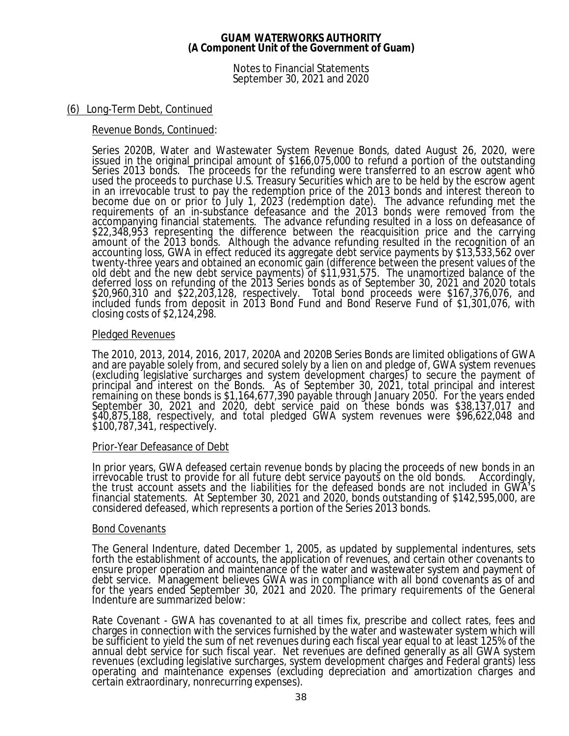## (6) Long-Term Debt, Continued

### Revenue Bonds, Continued:

Series 2020B, Water and Wastewater System Revenue Bonds, dated August 26, 2020, were issued in the original principal amount of $166,075,000 to refund a portion of the outstanding Series 2013 bonds. The proceeds for the refunding were transferred to an escrow agent who used the proceeds to purchase U.S. Treasury Securities which are to be held by the escrow agent in an irrevocable trust to pay the redemption price of the 2013 bonds and interest thereon to become due on or prior to July 1, 2023 (redemption date). The advance refunding met the requirements of an in-substance defeasance and the 2013 bonds were removed from the accompanying financial statements. The advance refunding resulted in a loss on defeasance of $22,348,953 representing the difference between the reacquisition price and the carrying amount of the 2013 bonds. Although the advance refunding resulted in the recognition of an accounting loss, GWA in effect reduced its aggregate debt service payments by $13,533,562 over twenty-three years and obtained an economic gain (difference between the present values of the old debt and the new debt service payments) of $11,931,575. The unamortized balance of the deferred loss on refunding of the 2013 Series bonds as of September 30, 2021 and 2020 totals $20,960,310 and $22,203,128, respectively. Total bond proceeds were $167,376,076, and included funds from deposit in 2013 Bond Fund and Bond Reserve Fund of $1,301,076, with closing costs of $2,124,298.

### Pledged Revenues

The 2010, 2013, 2014, 2016, 2017, 2020A and 2020B Series Bonds are limited obligations of GWA and are payable solely from, and secured solely by a lien on and pledge of, GWA system revenues (excluding legislative surcharges and system development charges) to secure the payment of principal and interest on the Bonds. As of September 30, 2021, total principal and interest remaining on these bonds is $1,164,677,390 payable through January 2050. For the years ended September 30, 2021 and 2020, debt service paid on these bonds was $38,137,017 and $40,875,188, respectively, and total pledged GWA system revenues were $96,622,048 and $100,787,341, respectively.

### Prior-Year Defeasance of Debt

In prior years, GWA defeased certain revenue bonds by placing the proceeds of new bonds in an irrevocable trust to provide for all future debt service payouts on the old bonds. Accordingly, the trust account assets and the liabilities for the defeased bonds are not included in GWA's financial statements. At September 30, 2021 and 2020, bonds outstanding of $142,595,000, are considered defeased, which represents a portion of the Series 2013 bonds.

### Bond Covenants

The General Indenture, dated December 1, 2005, as updated by supplemental indentures, sets forth the establishment of accounts, the application of revenues, and certain other covenants to ensure proper operation and maintenance of the water and wastewater system and payment of debt service. Management believes GWA was in compliance with all bond covenants as of and for the years ended September 30, 2021 and 2020. The primary requirements of the General Indenture are summarized below:

Rate Covenant - GWA has covenanted to at all times fix, prescribe and collect rates, fees and charges in connection with the services furnished by the water and wastewater system which will be sufficient to yield the sum of net revenues during each fiscal year equal to at least 125% of the annual debt service for such fiscal year. Net revenues are defined generally as all GWA system revenues (excluding legislative surcharges, system development charges and Federal grants) less operating and maintenance expenses (excluding depreciation and amortization charges and certain extraordinary, nonrecurring expenses).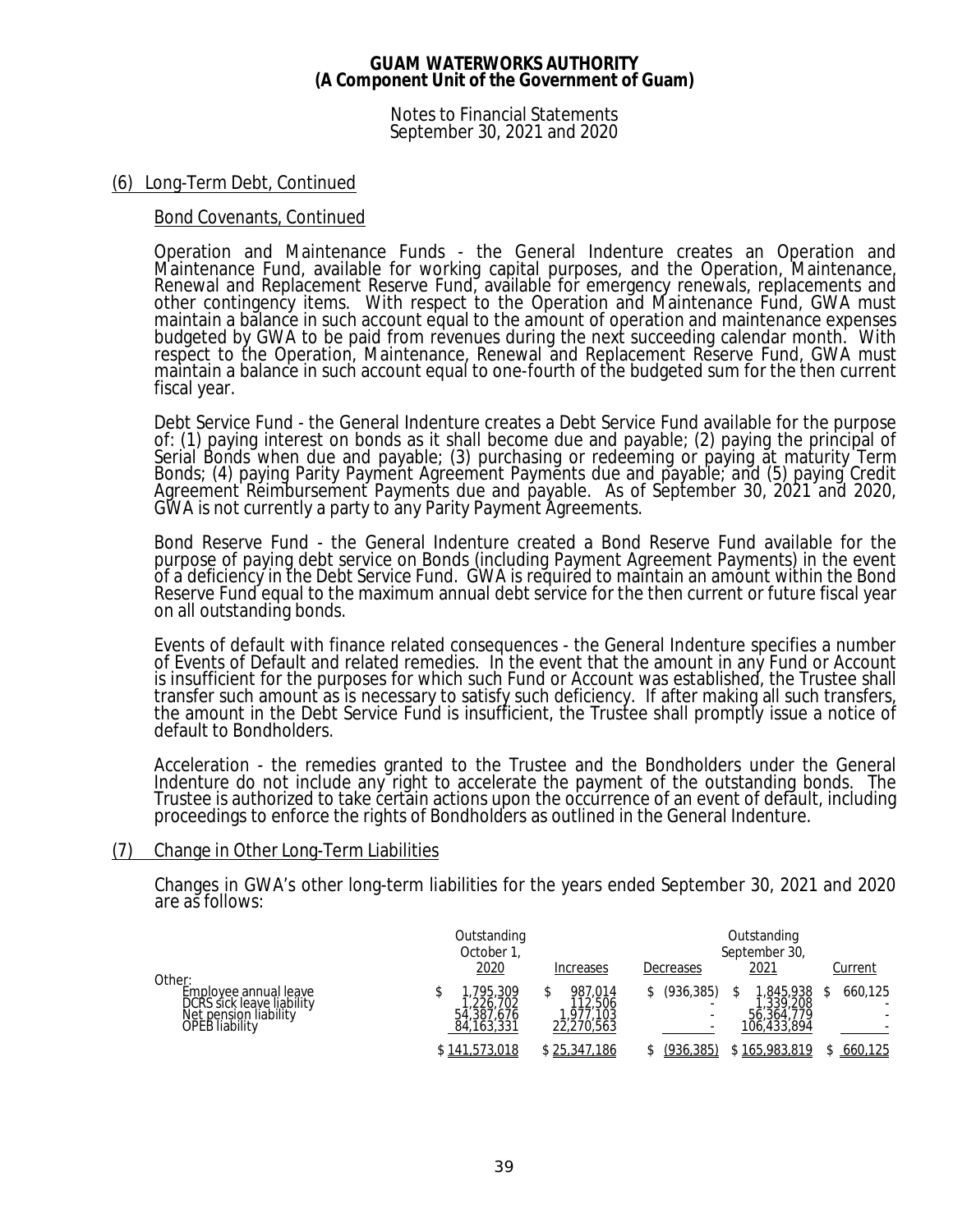## (6) Long-Term Debt, Continued

### Bond Covenants, Continued

Operation and Maintenance Funds - the General Indenture creates an Operation and Maintenance Fund, available for working capital purposes, and the Operation, Maintenance, Renewal and Replacement Reserve Fund, available for emergency renewals, replacements and other contingency items. With respect to the Operation and Maintenance Fund, GWA must maintain a balance in such account equal to the amount of operation and maintenance expenses budgeted by GWA to be paid from revenues during the next succeeding calendar month. With respect to the Operation, Maintenance, Renewal and Replacement Reserve Fund, GWA must maintain a balance in such account equal to one-fourth of the budgeted sum for the then current fiscal year.

Debt Service Fund - the General Indenture creates a Debt Service Fund available for the purpose of: (1) paying interest on bonds as it shall become due and payable; (2) paying the principal of Serial Bonds when due and payable; (3) purchasing or redeeming or paying at maturity Term Bonds; (4) paying Parity Payment Agreement Payments due and payable; and (5) paying Credit Agreement Reimbursement Payments due and payable. As of September 30, 2021 and 2020, GWA is not currently a party to any Parity Payment Agreements.

Bond Reserve Fund - the General Indenture created a Bond Reserve Fund available for the purpose of paying debt service on Bonds (including Payment Agreement Payments) in the event of a deficiency in the Debt Service Fund. GWA is required to maintain an amount within the Bond Reserve Fund equal to the maximum annual debt service for the then current or future fiscal year on all outstanding bonds.

Events of default with finance related consequences - the General Indenture specifies a number of Events of Default and related remedies. In the event that the amount in any Fund or Account is insufficient for the purposes for which such Fund or Account was established, the Trustee shall transfer such amount as is necessary to satisfy such deficiency. If after making all such transfers, the amount in the Debt Service Fund is insufficient, the Trustee shall promptly issue a notice of default to Bondholders.

Acceleration - the remedies granted to the Trustee and the Bondholders under the General Indenture do not include any right to accelerate the payment of the outstanding bonds. The Trustee is authorized to take certain actions upon the occurrence of an event of default, including proceedings to enforce the rights of Bondholders as outlined in the General Indenture.

## (7) Change in Other Long-Term Liabilities

Changes in GWA's other long-term liabilities for the years ended September 30, 2021 and 2020 are as follows:

| | Outstanding October 1, 2020 | Increases | Decreases | Outstanding September 30, 2021 | Current |
|---|---|---|---|---|---|
| Other: | | | | | |
| Employee annual leave | $ 1,795,309 | $ 987,014 | $ (936,385) | $ 1,845,938 | $ 660,125 |
| DCRS sick leave liability | 1,226,702 | 112,506 | - | 1,339,208 | - |
| Net pension liability | 54,387,676 | 1,977,103 | - | 56,364,779 | - |
| OPEB liability | 84,163,331 | 22,270,563 | - | 106,433,894 | - |
| | $ 141,573,018 | $ 25,347,186 | $ (936,385) | $ 165,983,819 | $ 660,125 |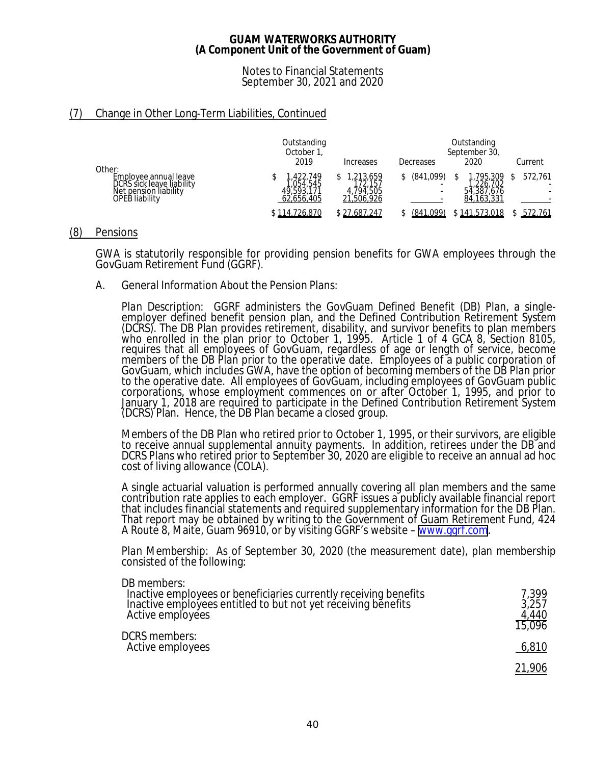## (7) Change in Other Long-Term Liabilities, Continued

| | Outstanding October 1, 2019 | Increases | Decreases | Outstanding September 30, 2020 | Current |
|---|---|---|---|---|---|
| Other: | | | | | |
| Employee annual leave | $ 1,422,749 | $ 1,213,659 | $ (841,099) | $ 1,795,309 | $ 572,761 |
| DCRS sick leave liability | 1,054,545 | 172,157 | - | 1,226,702 | - |
| Net pension liability | 49,593,171 | 4,794,505 | - | 54,387,676 | - |
| OPEB liability | 62,656,405 | 21,506,926 | - | 84,163,331 | - |
| | $ 114,726,870 | $ 27,687,247 | $ (841,099) | $ 141,573,018 | $ 572,761 |

## (8) Pensions

GWA is statutorily responsible for providing pension benefits for GWA employees through the GovGuam Retirement Fund (GGRF).

A. General Information About the Pension Plans:

*Plan Description:* GGRF administers the GovGuam Defined Benefit (DB) Plan, a single-employer defined benefit pension plan, and the Defined Contribution Retirement System (DCRS). The DB Plan provides retirement, disability, and survivor benefits to plan members who enrolled in the plan prior to October 1, 1995. Article 1 of 4 GCA 8, Section 8105, requires that all employees of GovGuam, regardless of age or length of service, become members of the DB Plan prior to the operative date. Employees of a public corporation of GovGuam, which includes GWA, have the option of becoming members of the DB Plan prior to the operative date. All employees of GovGuam, including employees of GovGuam public corporations, whose employment commences on or after October 1, 1995, and prior to January 1, 2018 are required to participate in the Defined Contribution Retirement System (DCRS) Plan. Hence, the DB Plan became a closed group.

Members of the DB Plan who retired prior to October 1, 1995, or their survivors, are eligible to receive annual supplemental annuity payments. In addition, retirees under the DB and DCRS Plans who retired prior to September 30, 2020 are eligible to receive an annual ad hoc cost of living allowance (COLA).

A single actuarial valuation is performed annually covering all plan members and the same contribution rate applies to each employer. GGRF issues a publicly available financial report that includes financial statements and required supplementary information for the DB Plan. That report may be obtained by writing to the Government of Guam Retirement Fund, 424 A Route 8, Maite, Guam 96910, or by visiting GGRF's website – www.ggrf.com.

*Plan Membership:* As of September 30, 2020 (the measurement date), plan membership consisted of the following:

| | |
|---|---|
| DB members: | |
| Inactive employees or beneficiaries currently receiving benefits | 7,399 |
| Inactive employees entitled to but not yet receiving benefits | 3,257 |
| Active employees | 4,440 |
| | 15,096 |
| DCRS members: | |
| Active employees | 6,810 |
| | 21,906 |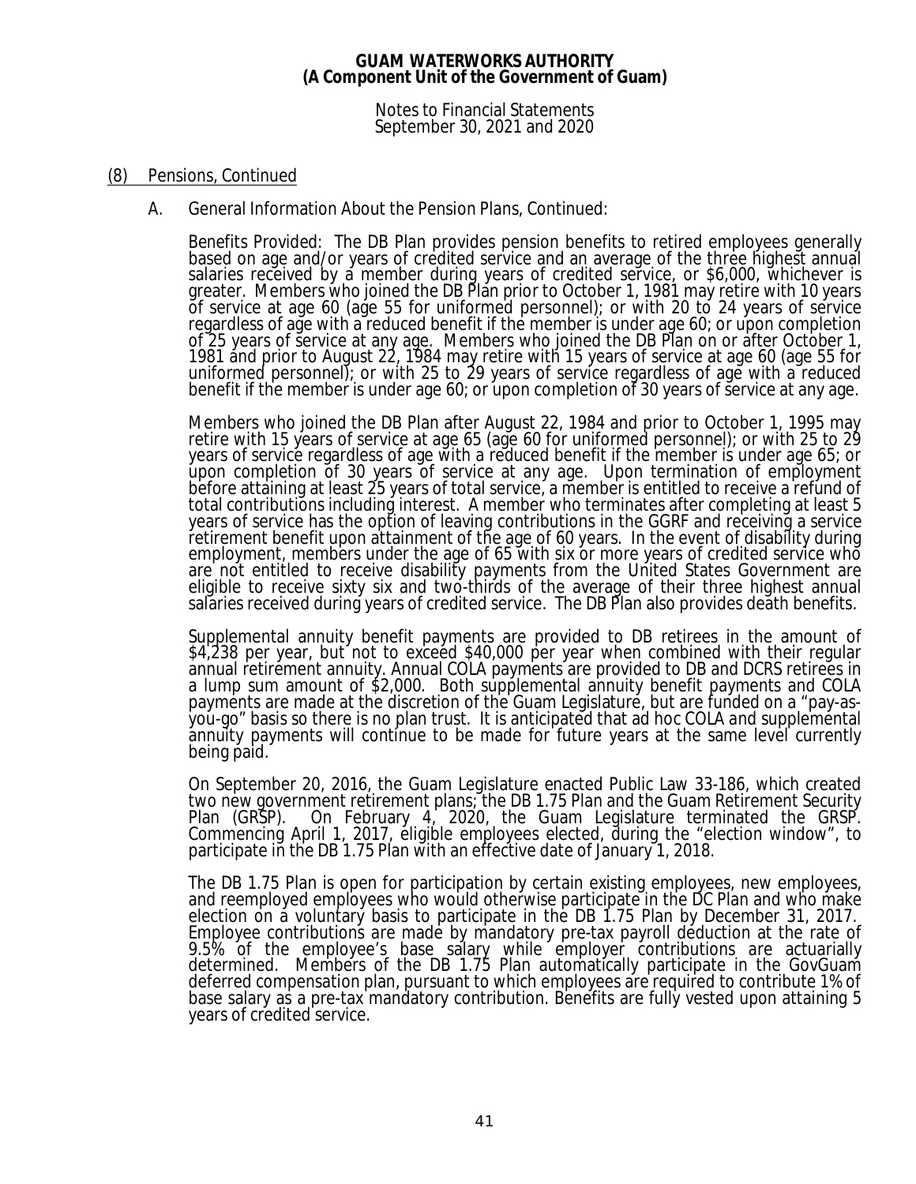## (8) Pensions, Continued

### A. General Information About the Pension Plans, Continued:

Benefits Provided: The DB Plan provides pension benefits to retired employees generally based on age and/or years of credited service and an average of the three highest annual salaries received by a member during years of credited service, or $6,000, whichever is greater. Members who joined the DB Plan prior to October 1, 1981 may retire with 10 years of service at age 60 (age 55 for uniformed personnel); or with 20 to 24 years of service regardless of age with a reduced benefit if the member is under age 60; or upon completion of 25 years of service at any age. Members who joined the DB Plan on or after October 1, 1981 and prior to August 22, 1984 may retire with 15 years of service at age 60 (age 55 for uniformed personnel); or with 25 to 29 years of service regardless of age with a reduced benefit if the member is under age 60; or upon completion of 30 years of service at any age.

Members who joined the DB Plan after August 22, 1984 and prior to October 1, 1995 may retire with 15 years of service at age 65 (age 60 for uniformed personnel); or with 25 to 29 years of service regardless of age with a reduced benefit if the member is under age 65; or upon completion of 30 years of service at any age. Upon termination of employment before attaining at least 25 years of total service, a member is entitled to receive a refund of total contributions including interest. A member who terminates after completing at least 5 years of service has the option of leaving contributions in the GGRF and receiving a service retirement benefit upon attainment of the age of 60 years. In the event of disability during employment, members under the age of 65 with six or more years of credited service who are not entitled to receive disability payments from the United States Government are eligible to receive sixty six and two-thirds of the average of their three highest annual salaries received during years of credited service. The DB Plan also provides death benefits.

Supplemental annuity benefit payments are provided to DB retirees in the amount of $4,238 per year, but not to exceed $40,000 per year when combined with their regular annual retirement annuity. Annual COLA payments are provided to DB and DCRS retirees in a lump sum amount of $2,000. Both supplemental annuity benefit payments and COLA payments are made at the discretion of the Guam Legislature, but are funded on a "pay-as-you-go" basis so there is no plan trust. It is anticipated that ad hoc COLA and supplemental annuity payments will continue to be made for future years at the same level currently being paid.

On September 20, 2016, the Guam Legislature enacted Public Law 33-186, which created two new government retirement plans; the DB 1.75 Plan and the Guam Retirement Security Plan (GRSP). On February 4, 2020, the Guam Legislature terminated the GRSP. Commencing April 1, 2017, eligible employees elected, during the "election window", to participate in the DB 1.75 Plan with an effective date of January 1, 2018.

The DB 1.75 Plan is open for participation by certain existing employees, new employees, and reemployed employees who would otherwise participate in the DC Plan and who make election on a voluntary basis to participate in the DB 1.75 Plan by December 31, 2017. Employee contributions are made by mandatory pre-tax payroll deduction at the rate of 9.5% of the employee's base salary while employer contributions are actuarially determined. Members of the DB 1.75 Plan automatically participate in the GovGuam deferred compensation plan, pursuant to which employees are required to contribute 1% of base salary as a pre-tax mandatory contribution. Benefits are fully vested upon attaining 5 years of credited service.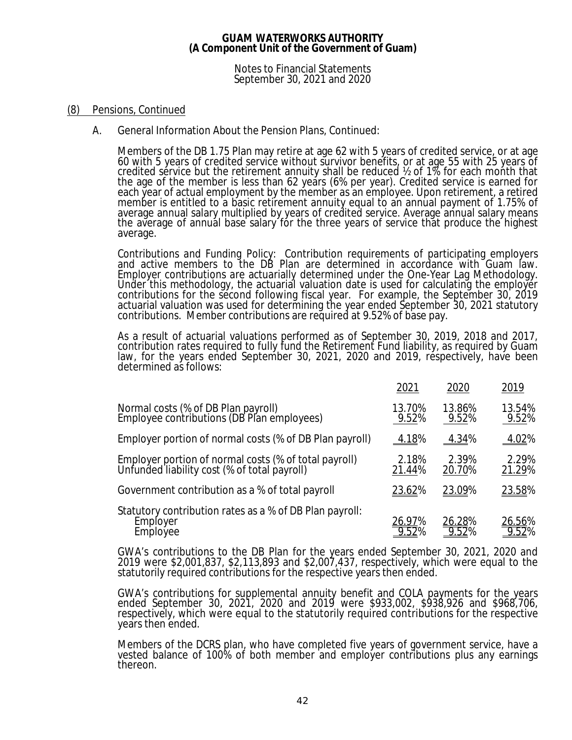## (8) Pensions, Continued

A. General Information About the Pension Plans, Continued:

Members of the DB 1.75 Plan may retire at age 62 with 5 years of credited service, or at age 60 with 5 years of credited service without survivor benefits, or at age 55 with 25 years of credited service but the retirement annuity shall be reduced ½ of 1% for each month that the age of the member is less than 62 years (6% per year). Credited service is earned for each year of actual employment by the member as an employee. Upon retirement, a retired member is entitled to a basic retirement annuity equal to an annual payment of 1.75% of average annual salary multiplied by years of credited service. Average annual salary means the average of annual base salary for the three years of service that produce the highest average.

Contributions and Funding Policy: Contribution requirements of participating employers and active members to the DB Plan are determined in accordance with Guam law. Employer contributions are actuarially determined under the One-Year Lag Methodology. Under this methodology, the actuarial valuation date is used for calculating the employer contributions for the second following fiscal year. For example, the September 30, 2019 actuarial valuation was used for determining the year ended September 30, 2021 statutory contributions. Member contributions are required at 9.52% of base pay.

As a result of actuarial valuations performed as of September 30, 2019, 2018 and 2017, contribution rates required to fully fund the Retirement Fund liability, as required by Guam law, for the years ended September 30, 2021, 2020 and 2019, respectively, have been determined as follows:

| | 2021 | 2020 | 2019 |
|---|---|---|---|
| Normal costs (% of DB Plan payroll) | 13.70% | 13.86% | 13.54% |
| Employee contributions (DB Plan employees) | 9.52% | 9.52% | 9.52% |
| Employer portion of normal costs (% of DB Plan payroll) | 4.18% | 4.34% | 4.02% |
| Employer portion of normal costs (% of total payroll) | 2.18% | 2.39% | 2.29% |
| Unfunded liability cost (% of total payroll) | 21.44% | 20.70% | 21.29% |
| Government contribution as a % of total payroll | 23.62% | 23.09% | 23.58% |
| Statutory contribution rates as a % of DB Plan payroll: | | | |
| Employer | 26.97% | 26.28% | 26.56% |
| Employee | 9.52% | 9.52% | 9.52% |

GWA's contributions to the DB Plan for the years ended September 30, 2021, 2020 and 2019 were $2,001,837, $2,113,893 and $2,007,437, respectively, which were equal to the statutorily required contributions for the respective years then ended.

GWA's contributions for supplemental annuity benefit and COLA payments for the years ended September 30, 2021, 2020 and 2019 were $933,002, $938,926 and $968,706, respectively, which were equal to the statutorily required contributions for the respective years then ended.

Members of the DCRS plan, who have completed five years of government service, have a vested balance of 100% of both member and employer contributions plus any earnings thereon.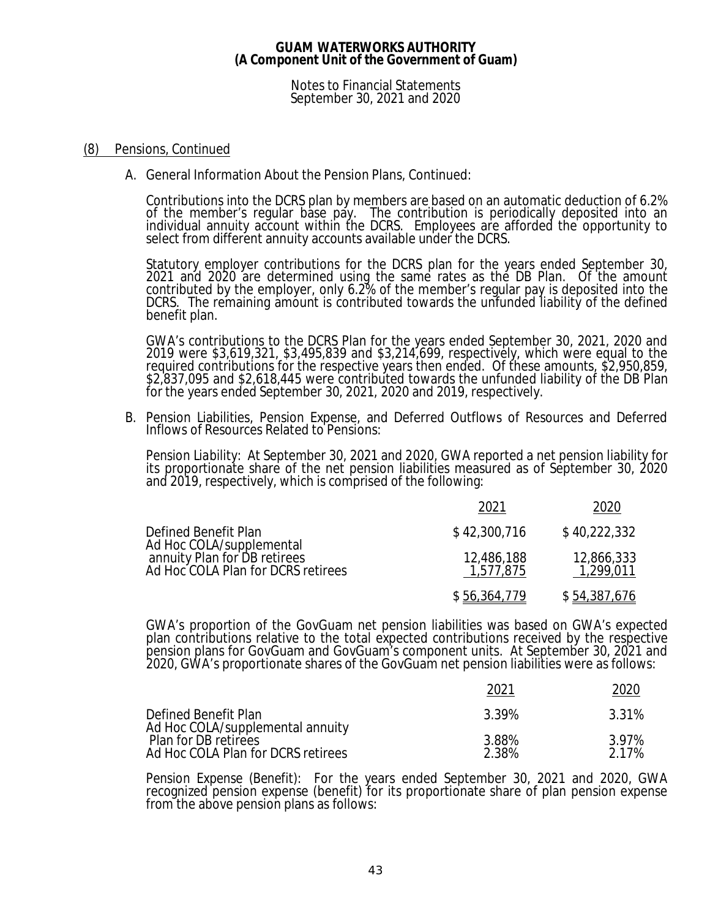## (8) Pensions, Continued

A. General Information About the Pension Plans, Continued:

Contributions into the DCRS plan by members are based on an automatic deduction of 6.2% of the member's regular base pay. The contribution is periodically deposited into an individual annuity account within the DCRS. Employees are afforded the opportunity to select from different annuity accounts available under the DCRS.

Statutory employer contributions for the DCRS plan for the years ended September 30, 2021 and 2020 are determined using the same rates as the DB Plan. Of the amount contributed by the employer, only 6.2% of the member's regular pay is deposited into the DCRS. The remaining amount is contributed towards the unfunded liability of the defined benefit plan.

GWA's contributions to the DCRS Plan for the years ended September 30, 2021, 2020 and 2019 were $3,619,321, $3,495,839 and $3,214,699, respectively, which were equal to the required contributions for the respective years then ended. Of these amounts, $2,950,859, $2,837,095 and $2,618,445 were contributed towards the unfunded liability of the DB Plan for the years ended September 30, 2021, 2020 and 2019, respectively.

B. Pension Liabilities, Pension Expense, and Deferred Outflows of Resources and Deferred Inflows of Resources Related to Pensions:

Pension Liability: At September 30, 2021 and 2020, GWA reported a net pension liability for its proportionate share of the net pension liabilities measured as of September 30, 2020 and 2019, respectively, which is comprised of the following:

| | 2021 | 2020 |
|---|---|---|
| Defined Benefit Plan | $ 42,300,716 | $ 40,222,332 |
| Ad Hoc COLA/supplemental annuity Plan for DB retirees | 12,486,188 | 12,866,333 |
| Ad Hoc COLA Plan for DCRS retirees | 1,577,875 | 1,299,011 |
| | $ 56,364,779 | $ 54,387,676 |

GWA's proportion of the GovGuam net pension liabilities was based on GWA's expected plan contributions relative to the total expected contributions received by the respective pension plans for GovGuam and GovGuam's component units. At September 30, 2021 and 2020, GWA's proportionate shares of the GovGuam net pension liabilities were as follows:

| | 2021 | 2020 |
|---|---|---|
| Defined Benefit Plan | 3.39% | 3.31% |
| Ad Hoc COLA/supplemental annuity Plan for DB retirees | 3.88% | 3.97% |
| Ad Hoc COLA Plan for DCRS retirees | 2.38% | 2.17% |

Pension Expense (Benefit): For the years ended September 30, 2021 and 2020, GWA recognized pension expense (benefit) for its proportionate share of plan pension expense from the above pension plans as follows: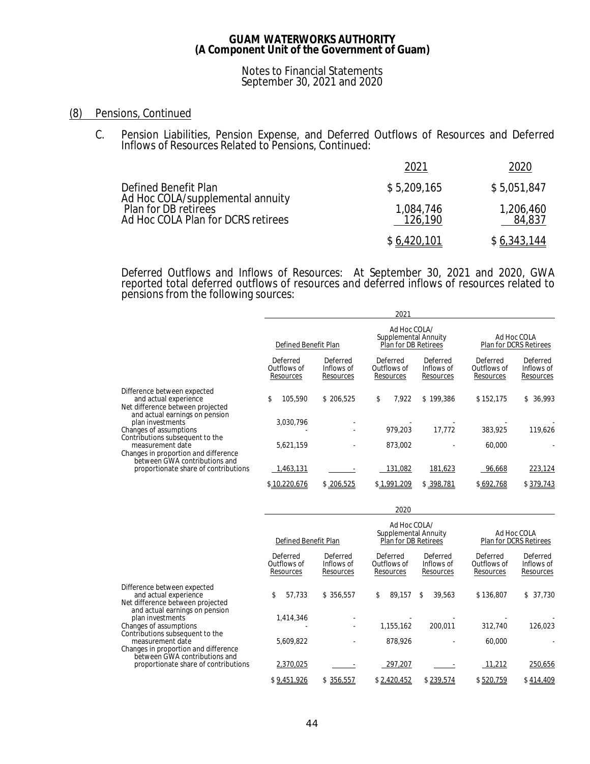## (8) Pensions, Continued

C. Pension Liabilities, Pension Expense, and Deferred Outflows of Resources and Deferred Inflows of Resources Related to Pensions, Continued:

| | 2021 | 2020 |
|---|---|---|
| Defined Benefit Plan | $ 5,209,165 | $ 5,051,847 |
| Ad Hoc COLA/supplemental annuity Plan for DB retirees | 1,084,746 | 1,206,460 |
| Ad Hoc COLA Plan for DCRS retirees | 126,190 | 84,837 |
| | $ 6,420,101 | $ 6,343,144 |

Deferred Outflows and Inflows of Resources: At September 30, 2021 and 2020, GWA reported total deferred outflows of resources and deferred inflows of resources related to pensions from the following sources:

| 2021 | Defined Benefit Plan | | Ad Hoc COLA/ Supplemental Annuity Plan for DB Retirees | | Ad Hoc COLA Plan for DCRS Retirees | |
|---|---|---|---|---|---|---|
| | Deferred Outflows of Resources | Deferred Inflows of Resources | Deferred Outflows of Resources | Deferred Inflows of Resources | Deferred Outflows of Resources | Deferred Inflows of Resources |
| Difference between expected and actual experience | $ 105,590 | $ 206,525 | $ 7,922 | $ 199,386 | $ 152,175 | $ 36,993 |
| Net difference between projected and actual earnings on pension plan investments | 3,030,796 | - | - | - | - | - |
| Changes of assumptions | - | - | 979,203 | 17,772 | 383,925 | 119,626 |
| Contributions subsequent to the measurement date | 5,621,159 | - | 873,002 | - | 60,000 | - |
| Changes in proportion and difference between GWA contributions and proportionate share of contributions | 1,463,131 | - | 131,082 | 181,623 | 96,668 | 223,124 |
| | $ 10,220,676 | $ 206,525 | $ 1,991,209 | $ 398,781 | $ 692,768 | $ 379,743 |

| 2020 | Defined Benefit Plan | | Ad Hoc COLA/ Supplemental Annuity Plan for DB Retirees | | Ad Hoc COLA Plan for DCRS Retirees | |
|---|---|---|---|---|---|---|
| | Deferred Outflows of Resources | Deferred Inflows of Resources | Deferred Outflows of Resources | Deferred Inflows of Resources | Deferred Outflows of Resources | Deferred Inflows of Resources |
| Difference between expected and actual experience | $ 57,733 | $ 356,557 | $ 89,157 | $ 39,563 | $ 136,807 | $ 37,730 |
| Net difference between projected and actual earnings on pension plan investments | 1,414,346 | - | - | - | - | - |
| Changes of assumptions | - | - | 1,155,162 | 200,011 | 312,740 | 126,023 |
| Contributions subsequent to the measurement date | 5,609,822 | - | 878,926 | - | 60,000 | - |
| Changes in proportion and difference between GWA contributions and proportionate share of contributions | 2,370,025 | - | 297,207 | - | 11,212 | 250,656 |
| | $ 9,451,926 | $ 356,557 | $ 2,420,452 | $ 239,574 | $ 520,759 | $ 414,409 |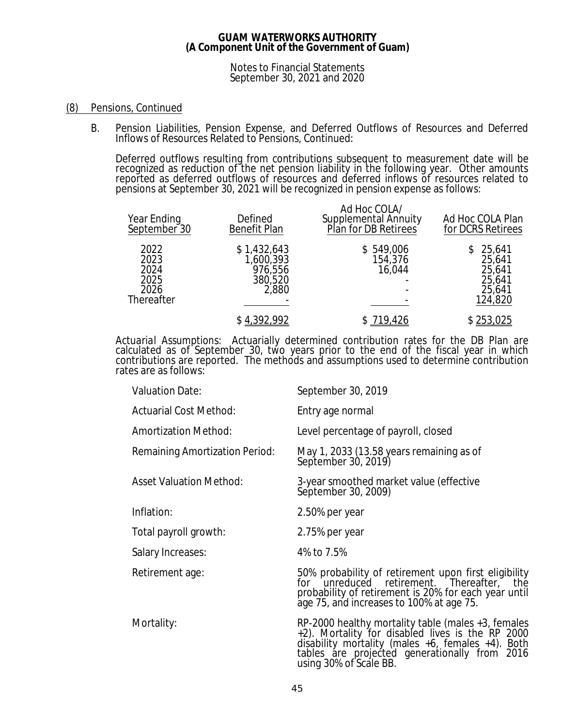## (8) Pensions, Continued

B. Pension Liabilities, Pension Expense, and Deferred Outflows of Resources and Deferred Inflows of Resources Related to Pensions, Continued:

Deferred outflows resulting from contributions subsequent to measurement date will be recognized as reduction of the net pension liability in the following year. Other amounts reported as deferred outflows of resources and deferred inflows of resources related to pensions at September 30, 2021 will be recognized in pension expense as follows:

| Year Ending September 30 | Defined Benefit Plan | Ad Hoc COLA/ Supplemental Annuity Plan for DB Retirees | Ad Hoc COLA Plan for DCRS Retirees |
|---|---|---|---|
| 2022 | $ 1,432,643 | $ 549,006 | $ 25,641 |
| 2023 | 1,600,393 | 154,376 | 25,641 |
| 2024 | 976,556 | 16,044 | 25,641 |
| 2025 | 380,520 | - | 25,641 |
| 2026 | 2,880 | - | 25,641 |
| Thereafter | - | - | 124,820 |
| | $ 4,392,992 | $ 719,426 | $ 253,025 |

*Actuarial Assumptions:* Actuarially determined contribution rates for the DB Plan are calculated as of September 30, two years prior to the end of the fiscal year in which contributions are reported. The methods and assumptions used to determine contribution rates are as follows:

| | |
|---|---|
| Valuation Date: | September 30, 2019 |
| Actuarial Cost Method: | Entry age normal |
| Amortization Method: | Level percentage of payroll, closed |
| Remaining Amortization Period: | May 1, 2033 (13.58 years remaining as of September 30, 2019) |
| Asset Valuation Method: | 3-year smoothed market value (effective September 30, 2009) |
| Inflation: | 2.50% per year |
| Total payroll growth: | 2.75% per year |
| Salary Increases: | 4% to 7.5% |
| Retirement age: | 50% probability of retirement upon first eligibility for unreduced retirement. Thereafter, the probability of retirement is 20% for each year until age 75, and increases to 100% at age 75. |
| Mortality: | RP-2000 healthy mortality table (males +3, females +2). Mortality for disabled lives is the RP 2000 disability mortality (males +6, females +4). Both tables are projected generationally from 2016 using 30% of Scale BB. |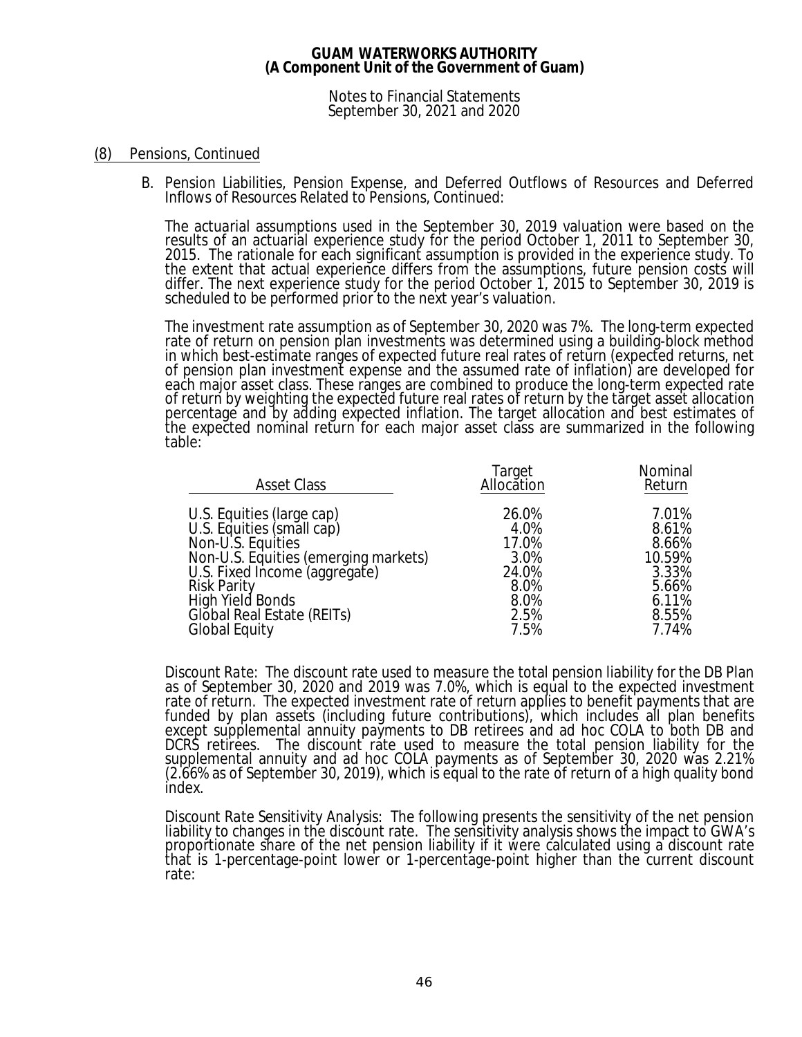## (8) Pensions, Continued

B. Pension Liabilities, Pension Expense, and Deferred Outflows of Resources and Deferred Inflows of Resources Related to Pensions, Continued:

The actuarial assumptions used in the September 30, 2019 valuation were based on the results of an actuarial experience study for the period October 1, 2011 to September 30, 2015. The rationale for each significant assumption is provided in the experience study. To the extent that actual experience differs from the assumptions, future pension costs will differ. The next experience study for the period October 1, 2015 to September 30, 2019 is scheduled to be performed prior to the next year's valuation.

The investment rate assumption as of September 30, 2020 was 7%. The long-term expected rate of return on pension plan investments was determined using a building-block method in which best-estimate ranges of expected future real rates of return (expected returns, net of pension plan investment expense and the assumed rate of inflation) are developed for each major asset class. These ranges are combined to produce the long-term expected rate of return by weighting the expected future real rates of return by the target asset allocation percentage and by adding expected inflation. The target allocation and best estimates of the expected nominal return for each major asset class are summarized in the following table:

| Asset Class | Target Allocation | Nominal Return |
|---|---|---|
| U.S. Equities (large cap) | 26.0% | 7.01% |
| U.S. Equities (small cap) | 4.0% | 8.61% |
| Non-U.S. Equities | 17.0% | 8.66% |
| Non-U.S. Equities (emerging markets) | 3.0% | 10.59% |
| U.S. Fixed Income (aggregate) | 24.0% | 3.33% |
| Risk Parity | 8.0% | 5.66% |
| High Yield Bonds | 8.0% | 6.11% |
| Global Real Estate (REITs) | 2.5% | 8.55% |
| Global Equity | 7.5% | 7.74% |

*Discount Rate:* The discount rate used to measure the total pension liability for the DB Plan as of September 30, 2020 and 2019 was 7.0%, which is equal to the expected investment rate of return. The expected investment rate of return applies to benefit payments that are funded by plan assets (including future contributions), which includes all plan benefits except supplemental annuity payments to DB retirees and ad hoc COLA to both DB and DCRS retirees. The discount rate used to measure the total pension liability for the supplemental annuity and ad hoc COLA payments as of September 30, 2020 was 2.21% (2.66% as of September 30, 2019), which is equal to the rate of return of a high quality bond index.

*Discount Rate Sensitivity Analysis:* The following presents the sensitivity of the net pension liability to changes in the discount rate. The sensitivity analysis shows the impact to GWA's proportionate share of the net pension liability if it were calculated using a discount rate that is 1-percentage-point lower or 1-percentage-point higher than the current discount rate: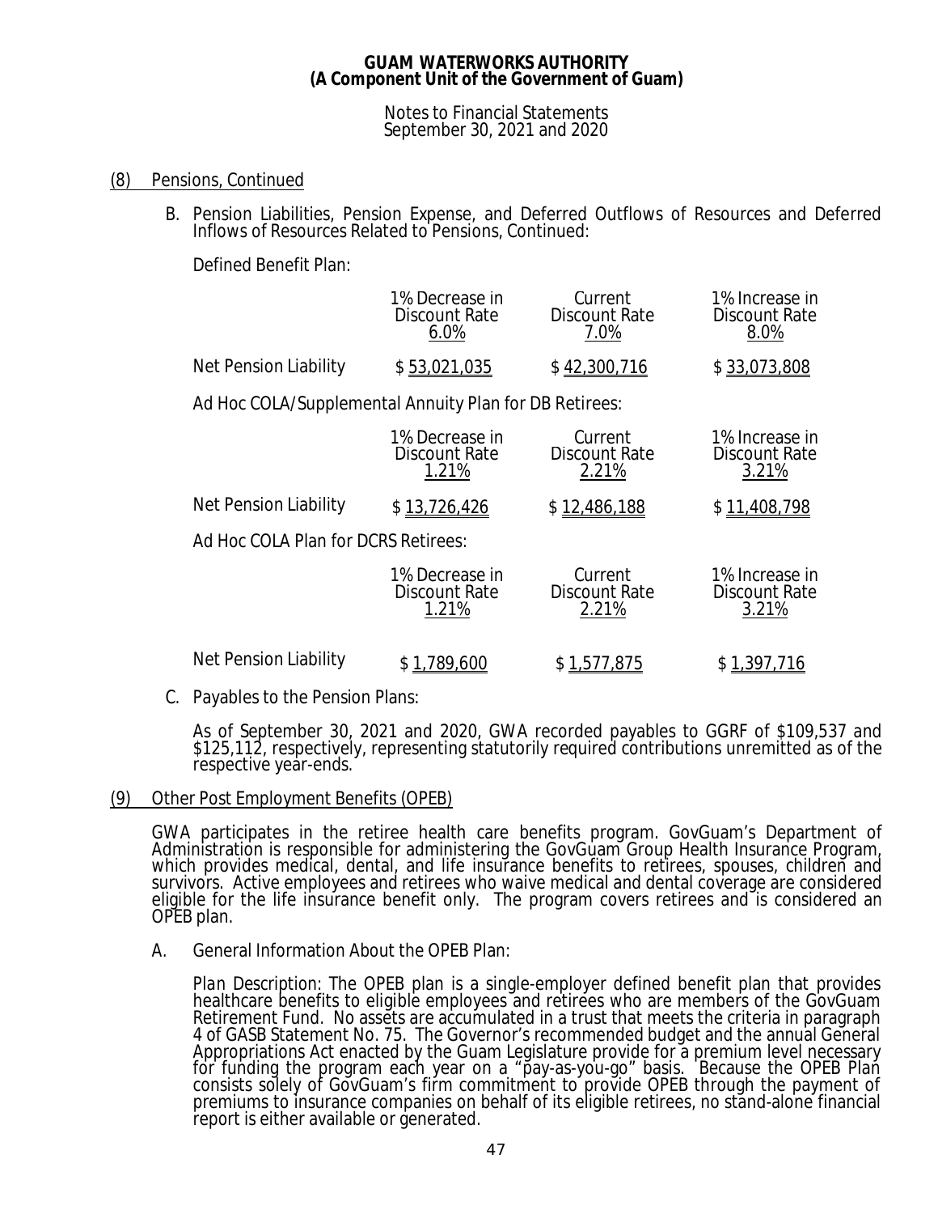## (8) Pensions, Continued

B. Pension Liabilities, Pension Expense, and Deferred Outflows of Resources and Deferred Inflows of Resources Related to Pensions, Continued:

Defined Benefit Plan:

| | 1% Decrease in Discount Rate 6.0% | Current Discount Rate 7.0% | 1% Increase in Discount Rate 8.0% |
|---|---|---|---|
| Net Pension Liability | $ 53,021,035 | $ 42,300,716 | $ 33,073,808 |

Ad Hoc COLA/Supplemental Annuity Plan for DB Retirees:

| | 1% Decrease in Discount Rate 1.21% | Current Discount Rate 2.21% | 1% Increase in Discount Rate 3.21% |
|---|---|---|---|
| Net Pension Liability | $ 13,726,426 | $ 12,486,188 | $ 11,408,798 |

Ad Hoc COLA Plan for DCRS Retirees:

| | 1% Decrease in Discount Rate 1.21% | Current Discount Rate 2.21% | 1% Increase in Discount Rate 3.21% |
|---|---|---|---|
| Net Pension Liability | $ 1,789,600 | $ 1,577,875 | $ 1,397,716 |

C. Payables to the Pension Plans:

As of September 30, 2021 and 2020, GWA recorded payables to GGRF of $109,537 and $125,112, respectively, representing statutorily required contributions unremitted as of the respective year-ends.

## (9) Other Post Employment Benefits (OPEB)

GWA participates in the retiree health care benefits program. GovGuam's Department of Administration is responsible for administering the GovGuam Group Health Insurance Program, which provides medical, dental, and life insurance benefits to retirees, spouses, children and survivors. Active employees and retirees who waive medical and dental coverage are considered eligible for the life insurance benefit only. The program covers retirees and is considered an OPEB plan.

A. General Information About the OPEB Plan:

Plan Description: The OPEB plan is a single-employer defined benefit plan that provides healthcare benefits to eligible employees and retirees who are members of the GovGuam Retirement Fund. No assets are accumulated in a trust that meets the criteria in paragraph 4 of GASB Statement No. 75. The Governor's recommended budget and the annual General Appropriations Act enacted by the Guam Legislature provide for a premium level necessary for funding the program each year on a "pay-as-you-go" basis. Because the OPEB Plan consists solely of GovGuam's firm commitment to provide OPEB through the payment of premiums to insurance companies on behalf of its eligible retirees, no stand-alone financial report is either available or generated.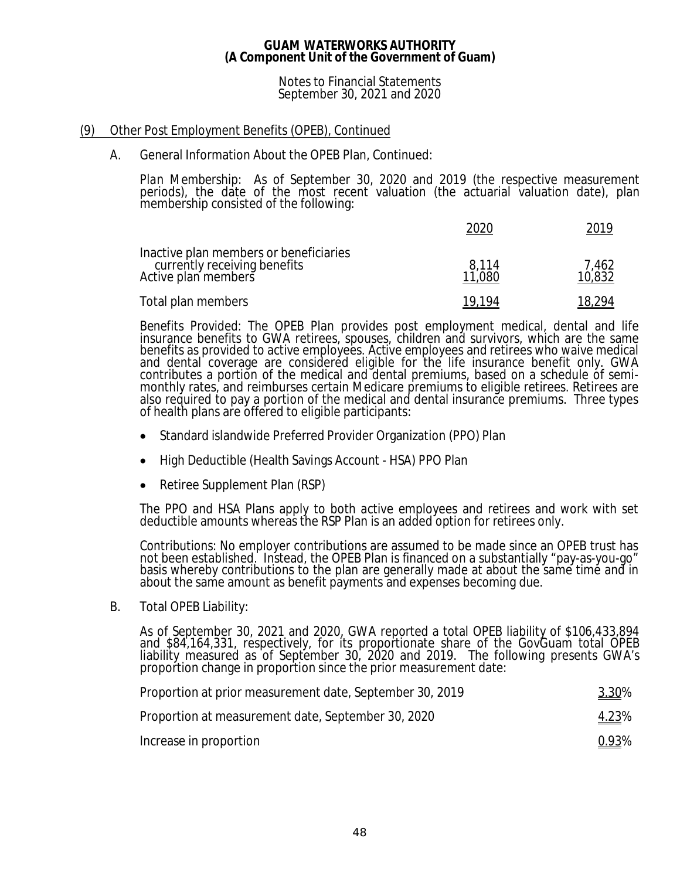**GUAM WATERWORKS AUTHORITY**
**(A Component Unit of the Government of Guam)**

Notes to Financial Statements
September 30, 2021 and 2020

## (9) Other Post Employment Benefits (OPEB), Continued

### A. General Information About the OPEB Plan, Continued:

*Plan Membership:* As of September 30, 2020 and 2019 (the respective measurement periods), the date of the most recent valuation (the actuarial valuation date), plan membership consisted of the following:

| | 2020 | 2019 |
|---|---|---|
| Inactive plan members or beneficiaries currently receiving benefits | 8,114 | 7,462 |
| Active plan members | 11,080 | 10,832 |
| Total plan members | 19,194 | 18,294 |

Benefits Provided: The OPEB Plan provides post employment medical, dental and life insurance benefits to GWA retirees, spouses, children and survivors, which are the same benefits as provided to active employees. Active employees and retirees who waive medical and dental coverage are considered eligible for the life insurance benefit only. GWA contributes a portion of the medical and dental premiums, based on a schedule of semi-monthly rates, and reimburses certain Medicare premiums to eligible retirees. Retirees are also required to pay a portion of the medical and dental insurance premiums. Three types of health plans are offered to eligible participants:

- Standard islandwide Preferred Provider Organization (PPO) Plan
- High Deductible (Health Savings Account - HSA) PPO Plan
- Retiree Supplement Plan (RSP)

The PPO and HSA Plans apply to both active employees and retirees and work with set deductible amounts whereas the RSP Plan is an added option for retirees only.

Contributions: No employer contributions are assumed to be made since an OPEB trust has not been established. Instead, the OPEB Plan is financed on a substantially "pay-as-you-go" basis whereby contributions to the plan are generally made at about the same time and in about the same amount as benefit payments and expenses becoming due.

### B. Total OPEB Liability:

As of September 30, 2021 and 2020, GWA reported a total OPEB liability of $106,433,894 and $84,164,331, respectively, for its proportionate share of the GovGuam total OPEB liability measured as of September 30, 2020 and 2019. The following presents GWA's proportion change in proportion since the prior measurement date:

| | |
|---|---|
| Proportion at prior measurement date, September 30, 2019 | 3.30% |
| Proportion at measurement date, September 30, 2020 | 4.23% |
| Increase in proportion | 0.93% |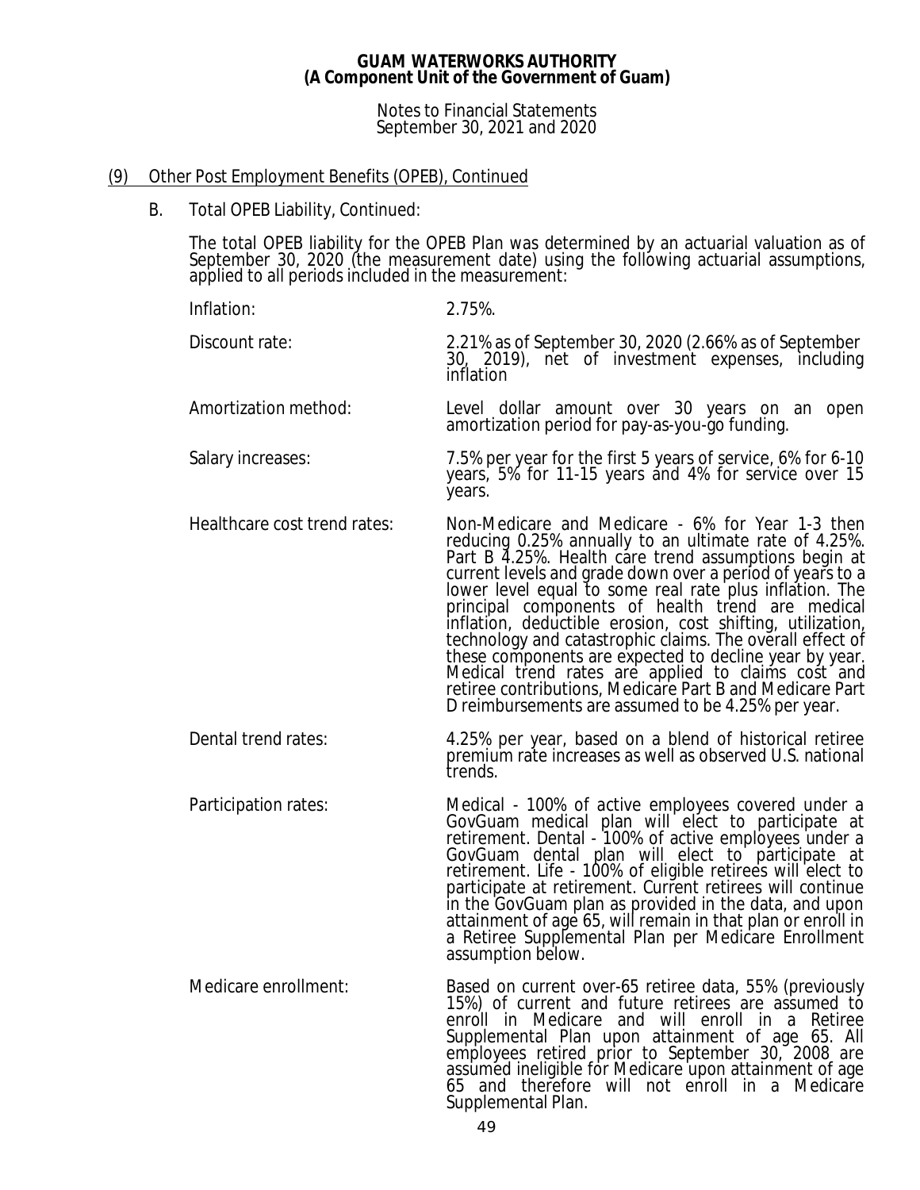# GUAM WATERWORKS AUTHORITY
## (A Component Unit of the Government of Guam)

Notes to Financial Statements
September 30, 2021 and 2020

## (9) Other Post Employment Benefits (OPEB), Continued

### B. Total OPEB Liability, Continued:

The total OPEB liability for the OPEB Plan was determined by an actuarial valuation as of September 30, 2020 (the measurement date) using the following actuarial assumptions, applied to all periods included in the measurement:

| | |
|---|---|
| Inflation: | 2.75%. |
| Discount rate: | 2.21% as of September 30, 2020 (2.66% as of September 30, 2019), net of investment expenses, including inflation |
| Amortization method: | Level dollar amount over 30 years on an open amortization period for pay-as-you-go funding. |
| Salary increases: | 7.5% per year for the first 5 years of service, 6% for 6-10 years, 5% for 11-15 years and 4% for service over 15 years. |
| Healthcare cost trend rates: | Non-Medicare and Medicare - 6% for Year 1-3 then reducing 0.25% annually to an ultimate rate of 4.25%. Part B 4.25%. Health care trend assumptions begin at current levels and grade down over a period of years to a lower level equal to some real rate plus inflation. The principal components of health trend are medical inflation, deductible erosion, cost shifting, utilization, technology and catastrophic claims. The overall effect of these components are expected to decline year by year. Medical trend rates are applied to claims cost and retiree contributions, Medicare Part B and Medicare Part D reimbursements are assumed to be 4.25% per year. |
| Dental trend rates: | 4.25% per year, based on a blend of historical retiree premium rate increases as well as observed U.S. national trends. |
| Participation rates: | Medical - 100% of active employees covered under a GovGuam medical plan will elect to participate at retirement. Dental - 100% of active employees under a GovGuam dental plan will elect to participate at retirement. Life - 100% of eligible retirees will elect to participate at retirement. Current retirees will continue in the GovGuam plan as provided in the data, and upon attainment of age 65, will remain in that plan or enroll in a Retiree Supplemental Plan per Medicare Enrollment assumption below. |
| Medicare enrollment: | Based on current over-65 retiree data, 55% (previously 15%) of current and future retirees are assumed to enroll in Medicare and will enroll in a Retiree Supplemental Plan upon attainment of age 65. All employees retired prior to September 30, 2008 are assumed ineligible for Medicare upon attainment of age 65 and therefore will not enroll in a Medicare Supplemental Plan. |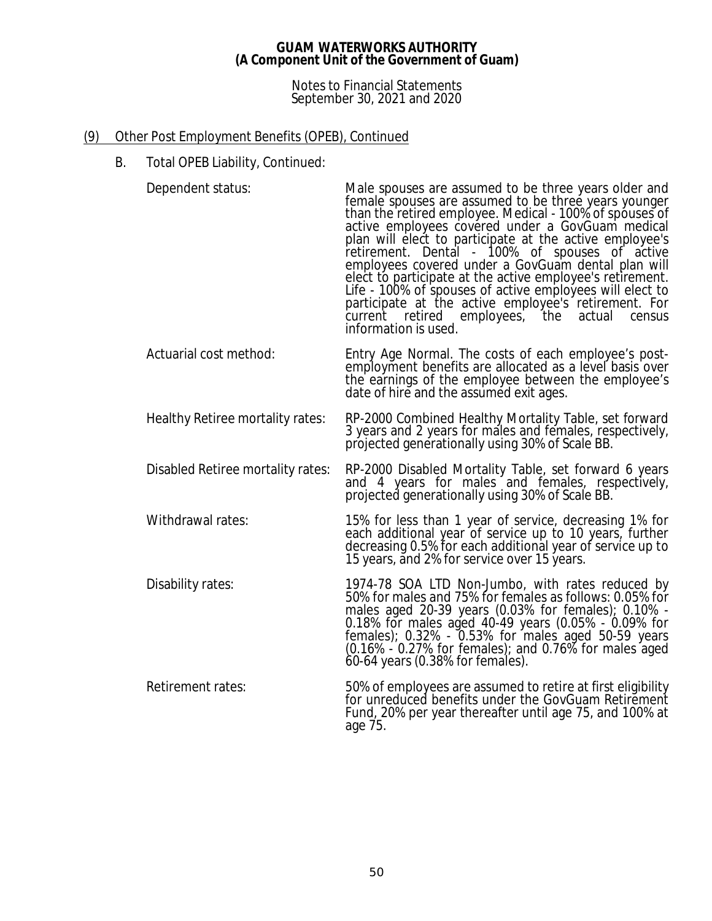## (9) Other Post Employment Benefits (OPEB), Continued

### B. Total OPEB Liability, Continued:

| | |
|---|---|
| Dependent status: | Male spouses are assumed to be three years older and female spouses are assumed to be three years younger than the retired employee. Medical - 100% of spouses of active employees covered under a GovGuam medical plan will elect to participate at the active employee's retirement. Dental - 100% of spouses of active employees covered under a GovGuam dental plan will elect to participate at the active employee's retirement. Life - 100% of spouses of active employees will elect to participate at the active employee's retirement. For current retired employees, the actual census information is used. |
| Actuarial cost method: | Entry Age Normal. The costs of each employee's post-employment benefits are allocated as a level basis over the earnings of the employee between the employee's date of hire and the assumed exit ages. |
| Healthy Retiree mortality rates: | RP-2000 Combined Healthy Mortality Table, set forward 3 years and 2 years for males and females, respectively, projected generationally using 30% of Scale BB. |
| Disabled Retiree mortality rates: | RP-2000 Disabled Mortality Table, set forward 6 years and 4 years for males and females, respectively, projected generationally using 30% of Scale BB. |
| Withdrawal rates: | 15% for less than 1 year of service, decreasing 1% for each additional year of service up to 10 years, further decreasing 0.5% for each additional year of service up to 15 years, and 2% for service over 15 years. |
| Disability rates: | 1974-78 SOA LTD Non-Jumbo, with rates reduced by 50% for males and 75% for females as follows: 0.05% for males aged 20-39 years (0.03% for females); 0.10% - 0.18% for males aged 40-49 years (0.05% - 0.09% for females); 0.32% - 0.53% for males aged 50-59 years (0.16% - 0.27% for females); and 0.76% for males aged 60-64 years (0.38% for females). |
| Retirement rates: | 50% of employees are assumed to retire at first eligibility for unreduced benefits under the GovGuam Retirement Fund, 20% per year thereafter until age 75, and 100% at age 75. |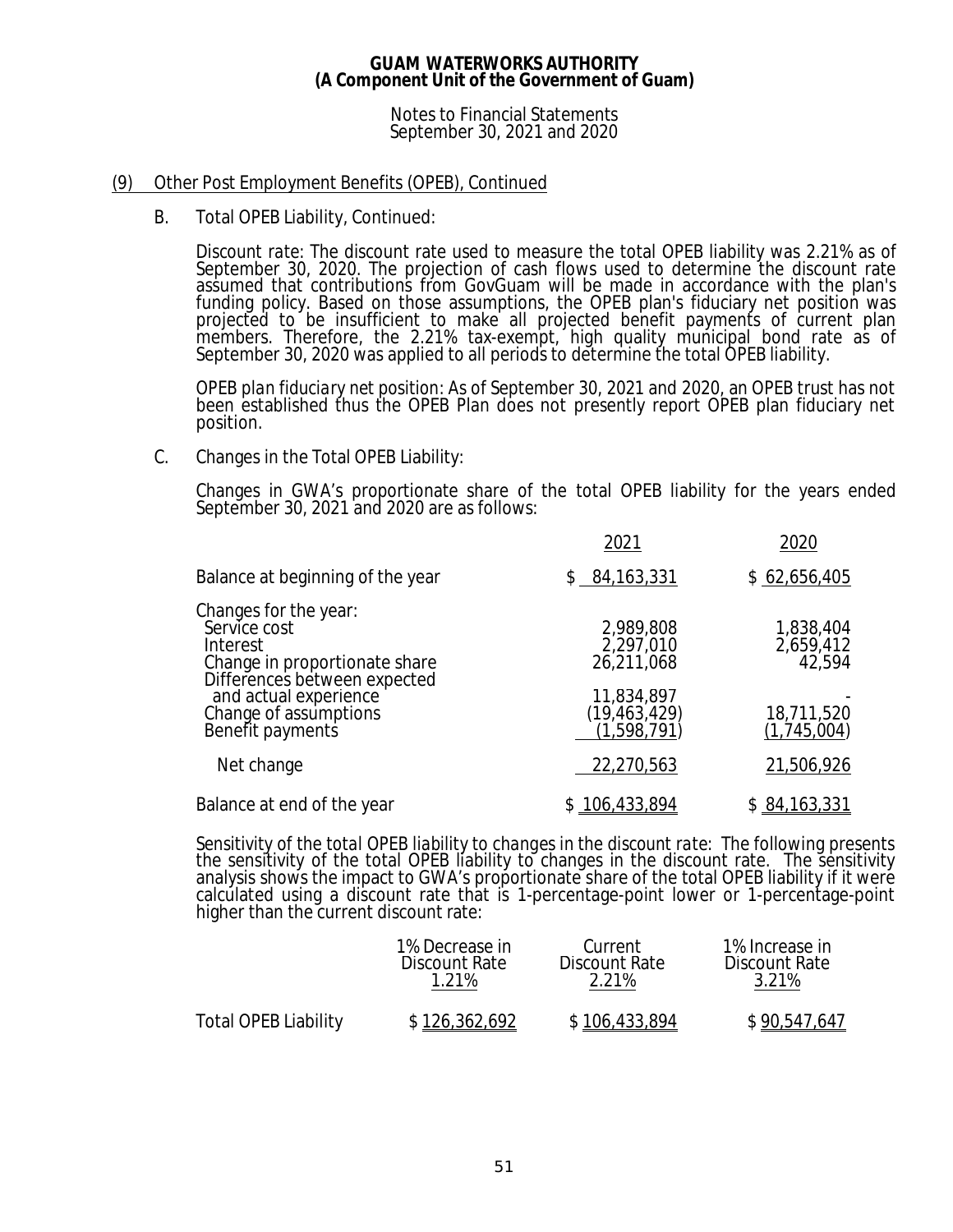### (9) Other Post Employment Benefits (OPEB), Continued

B. Total OPEB Liability, Continued:

*Discount rate:* The discount rate used to measure the total OPEB liability was 2.21% as of September 30, 2020. The projection of cash flows used to determine the discount rate assumed that contributions from GovGuam will be made in accordance with the plan's funding policy. Based on those assumptions, the OPEB plan's fiduciary net position was projected to be insufficient to make all projected benefit payments of current plan members. Therefore, the 2.21% tax-exempt, high quality municipal bond rate as of September 30, 2020 was applied to all periods to determine the total OPEB liability.

*OPEB plan fiduciary net position:* As of September 30, 2021 and 2020, an OPEB trust has not been established thus the OPEB Plan does not presently report OPEB plan fiduciary net position.

C. Changes in the Total OPEB Liability:

Changes in GWA's proportionate share of the total OPEB liability for the years ended September 30, 2021 and 2020 are as follows:

| | 2021 | 2020 |
|---|---|---|
| Balance at beginning of the year | $ 84,163,331 | $ 62,656,405 |
| Changes for the year: | | |
| Service cost | 2,989,808 | 1,838,404 |
| Interest | 2,297,010 | 2,659,412 |
| Change in proportionate share | 26,211,068 | 42,594 |
| Differences between expected and actual experience | 11,834,897 | - |
| Change of assumptions | (19,463,429) | 18,711,520 |
| Benefit payments | (1,598,791) | (1,745,004) |
| Net change | 22,270,563 | 21,506,926 |
| Balance at end of the year | $ 106,433,894 | $ 84,163,331 |

*Sensitivity of the total OPEB liability to changes in the discount rate:* The following presents the sensitivity of the total OPEB liability to changes in the discount rate. The sensitivity analysis shows the impact to GWA's proportionate share of the total OPEB liability if it were calculated using a discount rate that is 1-percentage-point lower or 1-percentage-point higher than the current discount rate:

| | 1% Decrease in Discount Rate 1.21% | Current Discount Rate 2.21% | 1% Increase in Discount Rate 3.21% |
|---|---|---|---|
| Total OPEB Liability | $ 126,362,692 | $ 106,433,894 | $ 90,547,647 |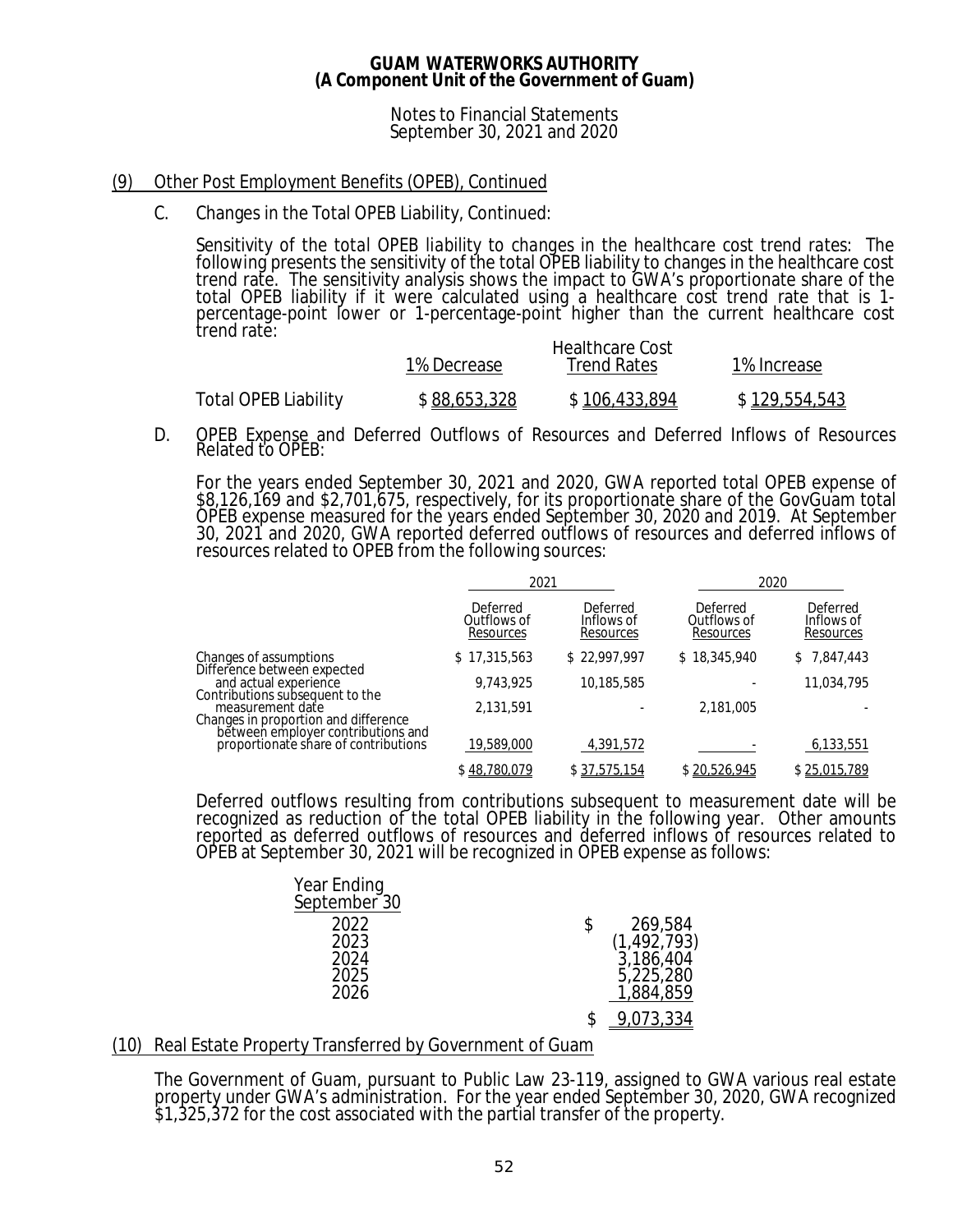## (9) Other Post Employment Benefits (OPEB), Continued

C. Changes in the Total OPEB Liability, Continued:

*Sensitivity of the total OPEB liability to changes in the healthcare cost trend rates*: The following presents the sensitivity of the total OPEB liability to changes in the healthcare cost trend rate. The sensitivity analysis shows the impact to GWA's proportionate share of the total OPEB liability if it were calculated using a healthcare cost trend rate that is 1-percentage-point lower or 1-percentage-point higher than the current healthcare cost trend rate:

| | 1% Decrease | Healthcare Cost Trend Rates | 1% Increase |
|---|---|---|---|
| Total OPEB Liability | $ 88,653,328 | $ 106,433,894 | $ 129,554,543 |

D. OPEB Expense and Deferred Outflows of Resources and Deferred Inflows of Resources Related to OPEB:

For the years ended September 30, 2021 and 2020, GWA reported total OPEB expense of $8,126,169 and $2,701,675, respectively, for its proportionate share of the GovGuam total OPEB expense measured for the years ended September 30, 2020 and 2019. At September 30, 2021 and 2020, GWA reported deferred outflows of resources and deferred inflows of resources related to OPEB from the following sources:

| | 2021 | | 2020 | |
|---|---|---|---|---|
| | Deferred Outflows of Resources | Deferred Inflows of Resources | Deferred Outflows of Resources | Deferred Inflows of Resources |
| Changes of assumptions | $ 17,315,563 | $ 22,997,997 | $ 18,345,940 | $ 7,847,443 |
| Difference between expected and actual experience | 9,743,925 | 10,185,585 | - | 11,034,795 |
| Contributions subsequent to the measurement date | 2,131,591 | - | 2,181,005 | - |
| Changes in proportion and difference between employer contributions and proportionate share of contributions | 19,589,000 | 4,391,572 | - | 6,133,551 |
| | $ 48,780,079 | $ 37,575,154 | $ 20,526,945 | $ 25,015,789 |

Deferred outflows resulting from contributions subsequent to measurement date will be recognized as reduction of the total OPEB liability in the following year. Other amounts reported as deferred outflows of resources and deferred inflows of resources related to OPEB at September 30, 2021 will be recognized in OPEB expense as follows:

| Year Ending September 30 | |
|---|---|
| 2022 | $ 269,584 |
| 2023 | (1,492,793) |
| 2024 | 3,186,404 |
| 2025 | 5,225,280 |
| 2026 | 1,884,859 |
| | $ 9,073,334 |

## (10) Real Estate Property Transferred by Government of Guam

The Government of Guam, pursuant to Public Law 23-119, assigned to GWA various real estate property under GWA's administration. For the year ended September 30, 2020, GWA recognized $1,325,372 for the cost associated with the partial transfer of the property.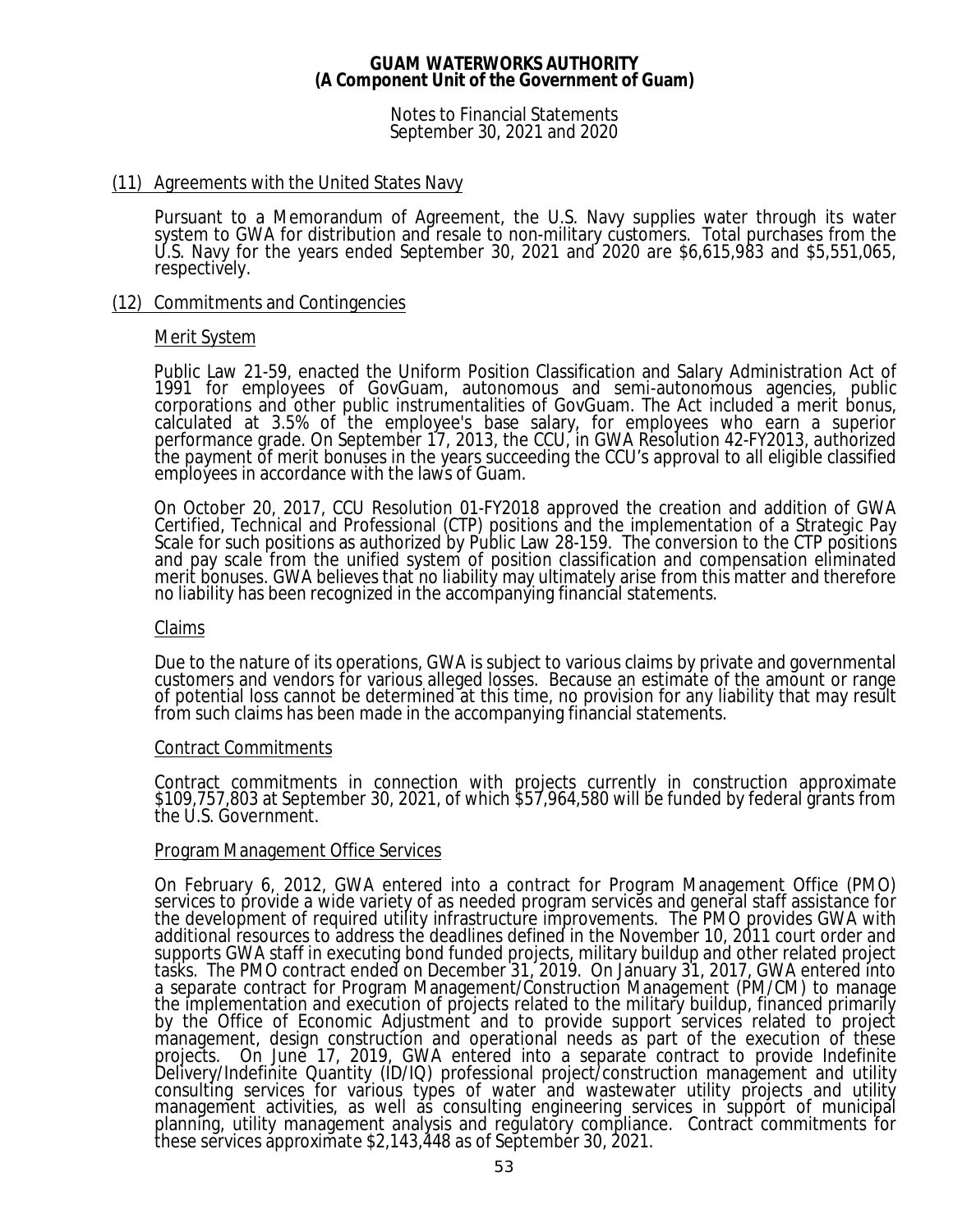## (11) Agreements with the United States Navy

Pursuant to a Memorandum of Agreement, the U.S. Navy supplies water through its water system to GWA for distribution and resale to non-military customers. Total purchases from the U.S. Navy for the years ended September 30, 2021 and 2020 are $6,615,983 and $5,551,065, respectively.

## (12) Commitments and Contingencies

### Merit System

Public Law 21-59, enacted the Uniform Position Classification and Salary Administration Act of 1991 for employees of GovGuam, autonomous and semi-autonomous agencies, public corporations and other public instrumentalities of GovGuam. The Act included a merit bonus, calculated at 3.5% of the employee's base salary, for employees who earn a superior performance grade. On September 17, 2013, the CCU, in GWA Resolution 42-FY2013, authorized the payment of merit bonuses in the years succeeding the CCU's approval to all eligible classified employees in accordance with the laws of Guam.

On October 20, 2017, CCU Resolution 01-FY2018 approved the creation and addition of GWA Certified, Technical and Professional (CTP) positions and the implementation of a Strategic Pay Scale for such positions as authorized by Public Law 28-159. The conversion to the CTP positions and pay scale from the unified system of position classification and compensation eliminated merit bonuses. GWA believes that no liability may ultimately arise from this matter and therefore no liability has been recognized in the accompanying financial statements.

### Claims

Due to the nature of its operations, GWA is subject to various claims by private and governmental customers and vendors for various alleged losses. Because an estimate of the amount or range of potential loss cannot be determined at this time, no provision for any liability that may result from such claims has been made in the accompanying financial statements.

### Contract Commitments

Contract commitments in connection with projects currently in construction approximate $109,757,803 at September 30, 2021, of which $57,964,580 will be funded by federal grants from the U.S. Government.

### Program Management Office Services

On February 6, 2012, GWA entered into a contract for Program Management Office (PMO) services to provide a wide variety of as needed program services and general staff assistance for the development of required utility infrastructure improvements. The PMO provides GWA with additional resources to address the deadlines defined in the November 10, 2011 court order and supports GWA staff in executing bond funded projects, military buildup and other related project tasks. The PMO contract ended on December 31, 2019. On January 31, 2017, GWA entered into a separate contract for Program Management/Construction Management (PM/CM) to manage the implementation and execution of projects related to the military buildup, financed primarily by the Office of Economic Adjustment and to provide support services related to project management, design construction and operational needs as part of the execution of these projects. On June 17, 2019, GWA entered into a separate contract to provide Indefinite Delivery/Indefinite Quantity (ID/IQ) professional project/construction management and utility consulting services for various types of water and wastewater utility projects and utility management activities, as well as consulting engineering services in support of municipal planning, utility management analysis and regulatory compliance. Contract commitments for these services approximate $2,143,448 as of September 30, 2021.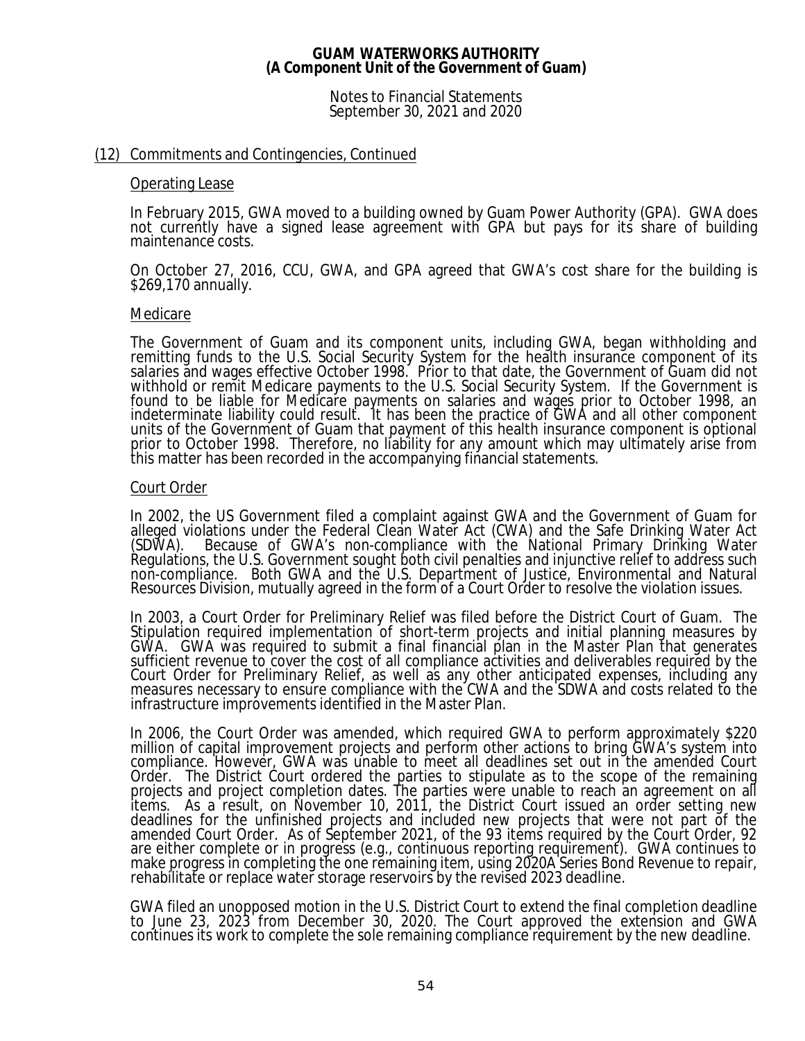## (12) Commitments and Contingencies, Continued

### Operating Lease

In February 2015, GWA moved to a building owned by Guam Power Authority (GPA). GWA does not currently have a signed lease agreement with GPA but pays for its share of building maintenance costs.

On October 27, 2016, CCU, GWA, and GPA agreed that GWA's cost share for the building is $269,170 annually.

### Medicare

The Government of Guam and its component units, including GWA, began withholding and remitting funds to the U.S. Social Security System for the health insurance component of its salaries and wages effective October 1998. Prior to that date, the Government of Guam did not withhold or remit Medicare payments to the U.S. Social Security System. If the Government is found to be liable for Medicare payments on salaries and wages prior to October 1998, an indeterminate liability could result. It has been the practice of GWA and all other component units of the Government of Guam that payment of this health insurance component is optional prior to October 1998. Therefore, no liability for any amount which may ultimately arise from this matter has been recorded in the accompanying financial statements.

### Court Order

In 2002, the US Government filed a complaint against GWA and the Government of Guam for alleged violations under the Federal Clean Water Act (CWA) and the Safe Drinking Water Act (SDWA). Because of GWA's non-compliance with the National Primary Drinking Water Regulations, the U.S. Government sought both civil penalties and injunctive relief to address such non-compliance. Both GWA and the U.S. Department of Justice, Environmental and Natural Resources Division, mutually agreed in the form of a Court Order to resolve the violation issues.

In 2003, a Court Order for Preliminary Relief was filed before the District Court of Guam. The Stipulation required implementation of short-term projects and initial planning measures by GWA. GWA was required to submit a final financial plan in the Master Plan that generates sufficient revenue to cover the cost of all compliance activities and deliverables required by the Court Order for Preliminary Relief, as well as any other anticipated expenses, including any measures necessary to ensure compliance with the CWA and the SDWA and costs related to the infrastructure improvements identified in the Master Plan.

In 2006, the Court Order was amended, which required GWA to perform approximately $220 million of capital improvement projects and perform other actions to bring GWA's system into compliance. However, GWA was unable to meet all deadlines set out in the amended Court Order. The District Court ordered the parties to stipulate as to the scope of the remaining projects and project completion dates. The parties were unable to reach an agreement on all items. As a result, on November 10, 2011, the District Court issued an order setting new deadlines for the unfinished projects and included new projects that were not part of the amended Court Order. As of September 2021, of the 93 items required by the Court Order, 92 are either complete or in progress (e.g., continuous reporting requirement). GWA continues to make progress in completing the one remaining item, using 2020A Series Bond Revenue to repair, rehabilitate or replace water storage reservoirs by the revised 2023 deadline.

GWA filed an unopposed motion in the U.S. District Court to extend the final completion deadline to June 23, 2023 from December 30, 2020. The Court approved the extension and GWA continues its work to complete the sole remaining compliance requirement by the new deadline.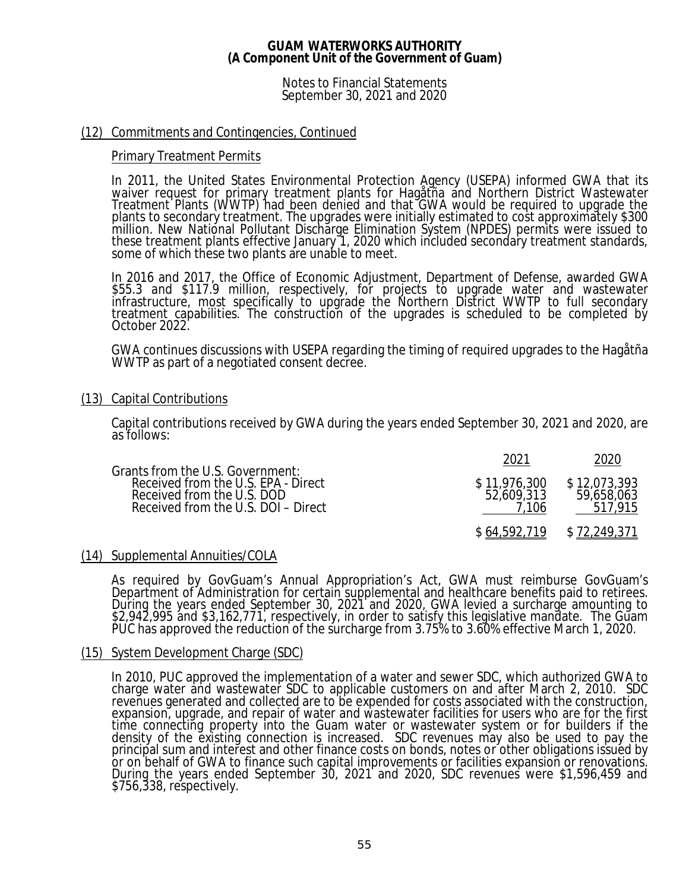## (12) Commitments and Contingencies, Continued

### Primary Treatment Permits

In 2011, the United States Environmental Protection Agency (USEPA) informed GWA that its waiver request for primary treatment plants for Hagåtña and Northern District Wastewater Treatment Plants (WWTP) had been denied and that GWA would be required to upgrade the plants to secondary treatment. The upgrades were initially estimated to cost approximately $300 million. New National Pollutant Discharge Elimination System (NPDES) permits were issued to these treatment plants effective January 1, 2020 which included secondary treatment standards, some of which these two plants are unable to meet.

In 2016 and 2017, the Office of Economic Adjustment, Department of Defense, awarded GWA $55.3 and $117.9 million, respectively, for projects to upgrade water and wastewater infrastructure, most specifically to upgrade the Northern District WWTP to full secondary treatment capabilities. The construction of the upgrades is scheduled to be completed by October 2022.

GWA continues discussions with USEPA regarding the timing of required upgrades to the Hagåtña WWTP as part of a negotiated consent decree.

## (13) Capital Contributions

Capital contributions received by GWA during the years ended September 30, 2021 and 2020, are as follows:

| | 2021 | 2020 |
|---|---|---|
| Grants from the U.S. Government: | | |
| Received from the U.S. EPA - Direct | $ 11,976,300 | $ 12,073,393 |
| Received from the U.S. DOD | 52,609,313 | 59,658,063 |
| Received from the U.S. DOI – Direct | 7,106 | 517,915 |
| | $ 64,592,719 | $ 72,249,371 |

## (14) Supplemental Annuities/COLA

As required by GovGuam's Annual Appropriation's Act, GWA must reimburse GovGuam's Department of Administration for certain supplemental and healthcare benefits paid to retirees. During the years ended September 30, 2021 and 2020, GWA levied a surcharge amounting to $2,942,995 and $3,162,771, respectively, in order to satisfy this legislative mandate. The Guam PUC has approved the reduction of the surcharge from 3.75% to 3.60% effective March 1, 2020.

## (15) System Development Charge (SDC)

In 2010, PUC approved the implementation of a water and sewer SDC, which authorized GWA to charge water and wastewater SDC to applicable customers on and after March 2, 2010. SDC revenues generated and collected are to be expended for costs associated with the construction, expansion, upgrade, and repair of water and wastewater facilities for users who are for the first time connecting property into the Guam water or wastewater system or for builders if the density of the existing connection is increased. SDC revenues may also be used to pay the principal sum and interest and other finance costs on bonds, notes or other obligations issued by or on behalf of GWA to finance such capital improvements or facilities expansion or renovations. During the years ended September 30, 2021 and 2020, SDC revenues were $1,596,459 and $756,338, respectively.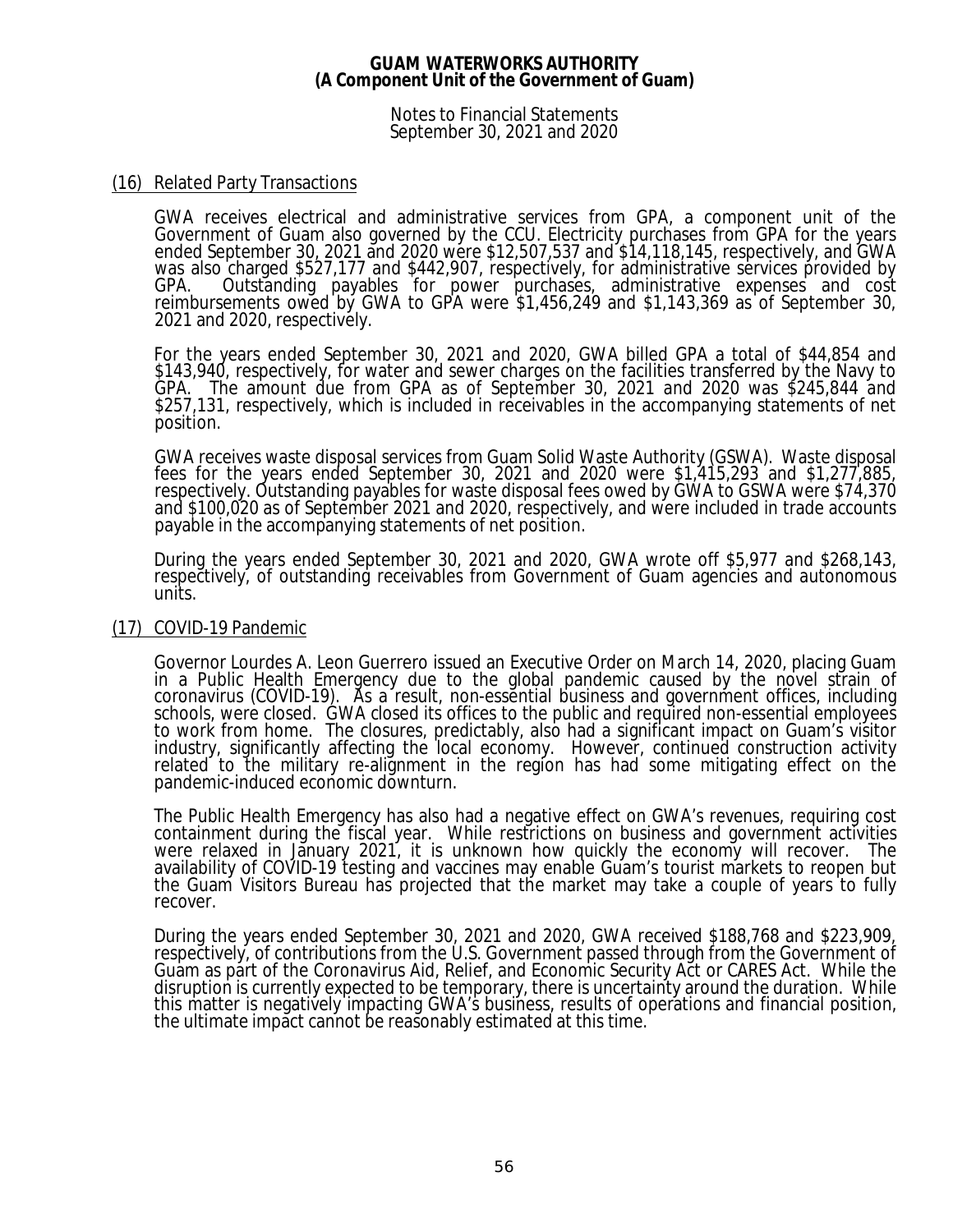**GUAM WATERWORKS AUTHORITY**
**(A Component Unit of the Government of Guam)**

Notes to Financial Statements
September 30, 2021 and 2020

## (16) Related Party Transactions

GWA receives electrical and administrative services from GPA, a component unit of the Government of Guam also governed by the CCU. Electricity purchases from GPA for the years ended September 30, 2021 and 2020 were $12,507,537 and $14,118,145, respectively, and GWA was also charged $527,177 and $442,907, respectively, for administrative services provided by GPA. Outstanding payables for power purchases, administrative expenses and cost reimbursements owed by GWA to GPA were $1,456,249 and $1,143,369 as of September 30, 2021 and 2020, respectively.

For the years ended September 30, 2021 and 2020, GWA billed GPA a total of $44,854 and $143,940, respectively, for water and sewer charges on the facilities transferred by the Navy to GPA. The amount due from GPA as of September 30, 2021 and 2020 was $245,844 and $257,131, respectively, which is included in receivables in the accompanying statements of net position.

GWA receives waste disposal services from Guam Solid Waste Authority (GSWA). Waste disposal fees for the years ended September 30, 2021 and 2020 were $1,415,293 and $1,277,885, respectively. Outstanding payables for waste disposal fees owed by GWA to GSWA were $74,370 and $100,020 as of September 2021 and 2020, respectively, and were included in trade accounts payable in the accompanying statements of net position.

During the years ended September 30, 2021 and 2020, GWA wrote off $5,977 and $268,143, respectively, of outstanding receivables from Government of Guam agencies and autonomous units.

## (17) COVID-19 Pandemic

Governor Lourdes A. Leon Guerrero issued an Executive Order on March 14, 2020, placing Guam in a Public Health Emergency due to the global pandemic caused by the novel strain of coronavirus (COVID-19). As a result, non-essential business and government offices, including schools, were closed. GWA closed its offices to the public and required non-essential employees to work from home. The closures, predictably, also had a significant impact on Guam's visitor industry, significantly affecting the local economy. However, continued construction activity related to the military re-alignment in the region has had some mitigating effect on the pandemic-induced economic downturn.

The Public Health Emergency has also had a negative effect on GWA's revenues, requiring cost containment during the fiscal year. While restrictions on business and government activities were relaxed in January 2021, it is unknown how quickly the economy will recover. The availability of COVID-19 testing and vaccines may enable Guam's tourist markets to reopen but the Guam Visitors Bureau has projected that the market may take a couple of years to fully recover.

During the years ended September 30, 2021 and 2020, GWA received $188,768 and $223,909, respectively, of contributions from the U.S. Government passed through from the Government of Guam as part of the Coronavirus Aid, Relief, and Economic Security Act or CARES Act. While the disruption is currently expected to be temporary, there is uncertainty around the duration. While this matter is negatively impacting GWA's business, results of operations and financial position, the ultimate impact cannot be reasonably estimated at this time.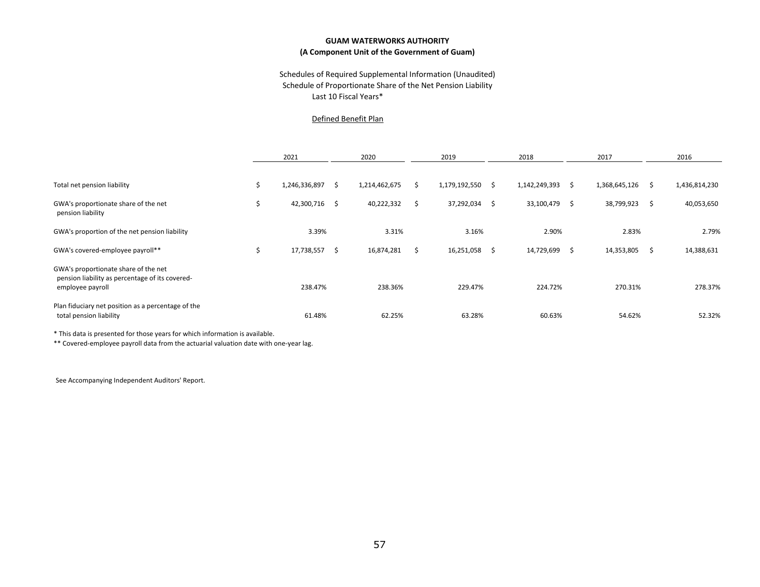**GUAM WATERWORKS AUTHORITY**
**(A Component Unit of the Government of Guam)**

Schedules of Required Supplemental Information (Unaudited)
Schedule of Proportionate Share of the Net Pension Liability
Last 10 Fiscal Years*

Defined Benefit Plan

| | 2021 | 2020 | 2019 | 2018 | 2017 | 2016 |
|---|---|---|---|---|---|---|
| Total net pension liability | $ 1,246,336,897 | $ 1,214,462,675 | $ 1,179,192,550 | $ 1,142,249,393 | $ 1,368,645,126 | $ 1,436,814,230 |
| GWA's proportionate share of the net pension liability | $ 42,300,716 | $ 40,222,332 | $ 37,292,034 | $ 33,100,479 | $ 38,799,923 | $ 40,053,650 |
| GWA's proportion of the net pension liability | 3.39% | 3.31% | 3.16% | 2.90% | 2.83% | 2.79% |
| GWA's covered-employee payroll** | $ 17,738,557 | $ 16,874,281 | $ 16,251,058 | $ 14,729,699 | $ 14,353,805 | $ 14,388,631 |
| GWA's proportionate share of the net pension liability as percentage of its covered-employee payroll | 238.47% | 238.36% | 229.47% | 224.72% | 270.31% | 278.37% |
| Plan fiduciary net position as a percentage of the total pension liability | 61.48% | 62.25% | 63.28% | 60.63% | 54.62% | 52.32% |

\* This data is presented for those years for which information is available.

** Covered-employee payroll data from the actuarial valuation date with one-year lag.

See Accompanying Independent Auditors' Report.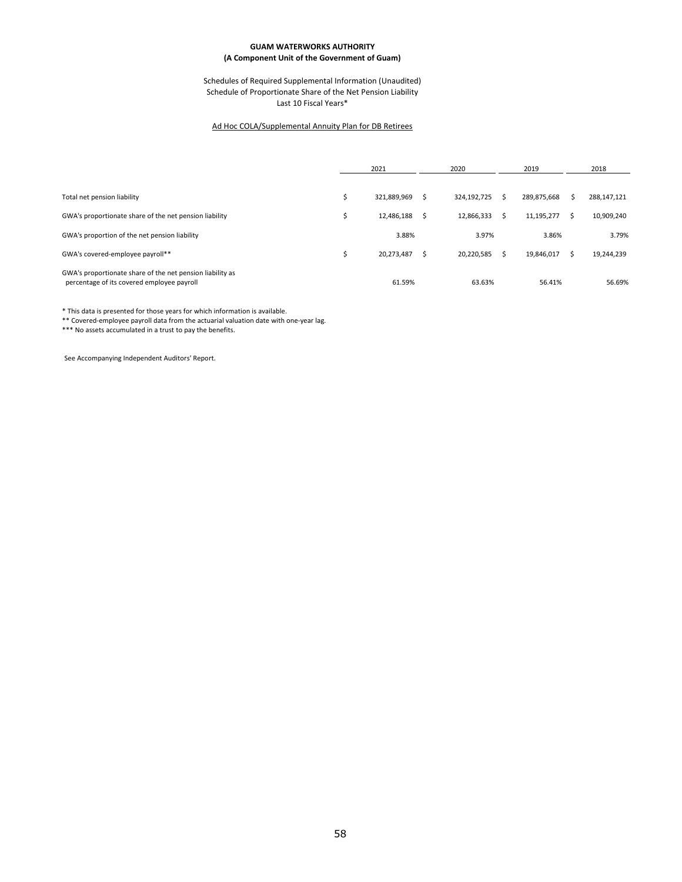**GUAM WATERWORKS AUTHORITY**
**(A Component Unit of the Government of Guam)**

Schedules of Required Supplemental Information (Unaudited)
Schedule of Proportionate Share of the Net Pension Liability
Last 10 Fiscal Years*

Ad Hoc COLA/Supplemental Annuity Plan for DB Retirees

| | 2021 | 2020 | 2019 | 2018 |
|---|---|---|---|---|
| Total net pension liability | $ 321,889,969 | $ 324,192,725 | $ 289,875,668 | $ 288,147,121 |
| GWA's proportionate share of the net pension liability | $ 12,486,188 | $ 12,866,333 | $ 11,195,277 | $ 10,909,240 |
| GWA's proportion of the net pension liability | 3.88% | 3.97% | 3.86% | 3.79% |
| GWA's covered-employee payroll** | $ 20,273,487 | $ 20,220,585 | $ 19,846,017 | $ 19,244,239 |
| GWA's proportionate share of the net pension liability as percentage of its covered employee payroll | 61.59% | 63.63% | 56.41% | 56.69% |

* This data is presented for those years for which information is available.
** Covered-employee payroll data from the actuarial valuation date with one-year lag.
*** No assets accumulated in a trust to pay the benefits.

See Accompanying Independent Auditors' Report.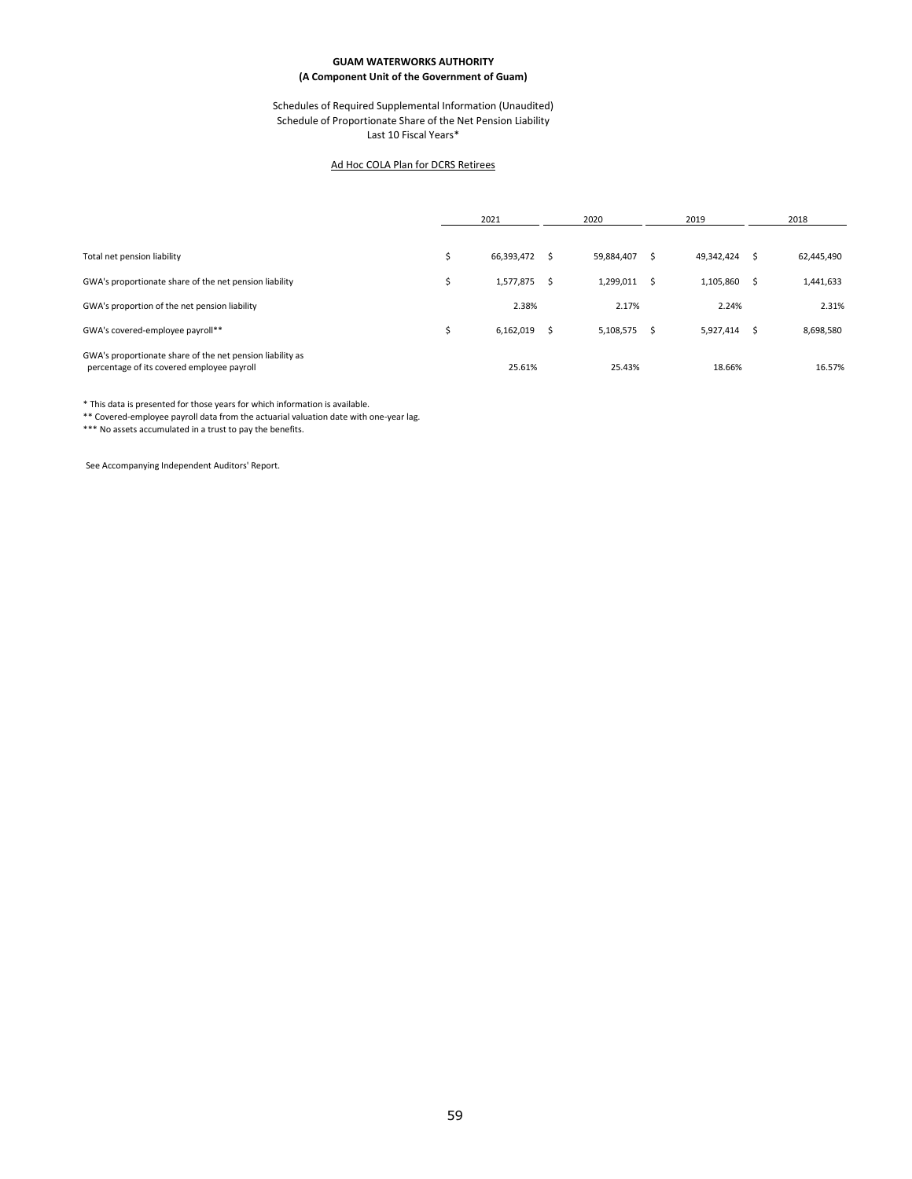**GUAM WATERWORKS AUTHORITY**
**(A Component Unit of the Government of Guam)**

Schedules of Required Supplemental Information (Unaudited)
Schedule of Proportionate Share of the Net Pension Liability
Last 10 Fiscal Years*

Ad Hoc COLA Plan for DCRS Retirees

| | 2021 | 2020 | 2019 | 2018 |
|---|---|---|---|---|
| Total net pension liability | $ 66,393,472 | $ 59,884,407 | $ 49,342,424 | $ 62,445,490 |
| GWA's proportionate share of the net pension liability | $ 1,577,875 | $ 1,299,011 | $ 1,105,860 | $ 1,441,633 |
| GWA's proportion of the net pension liability | 2.38% | 2.17% | 2.24% | 2.31% |
| GWA's covered-employee payroll** | $ 6,162,019 | $ 5,108,575 | $ 5,927,414 | $ 8,698,580 |
| GWA's proportionate share of the net pension liability as percentage of its covered employee payroll | 25.61% | 25.43% | 18.66% | 16.57% |

\* This data is presented for those years for which information is available.
\*\* Covered-employee payroll data from the actuarial valuation date with one-year lag.
\*\*\* No assets accumulated in a trust to pay the benefits.

See Accompanying Independent Auditors' Report.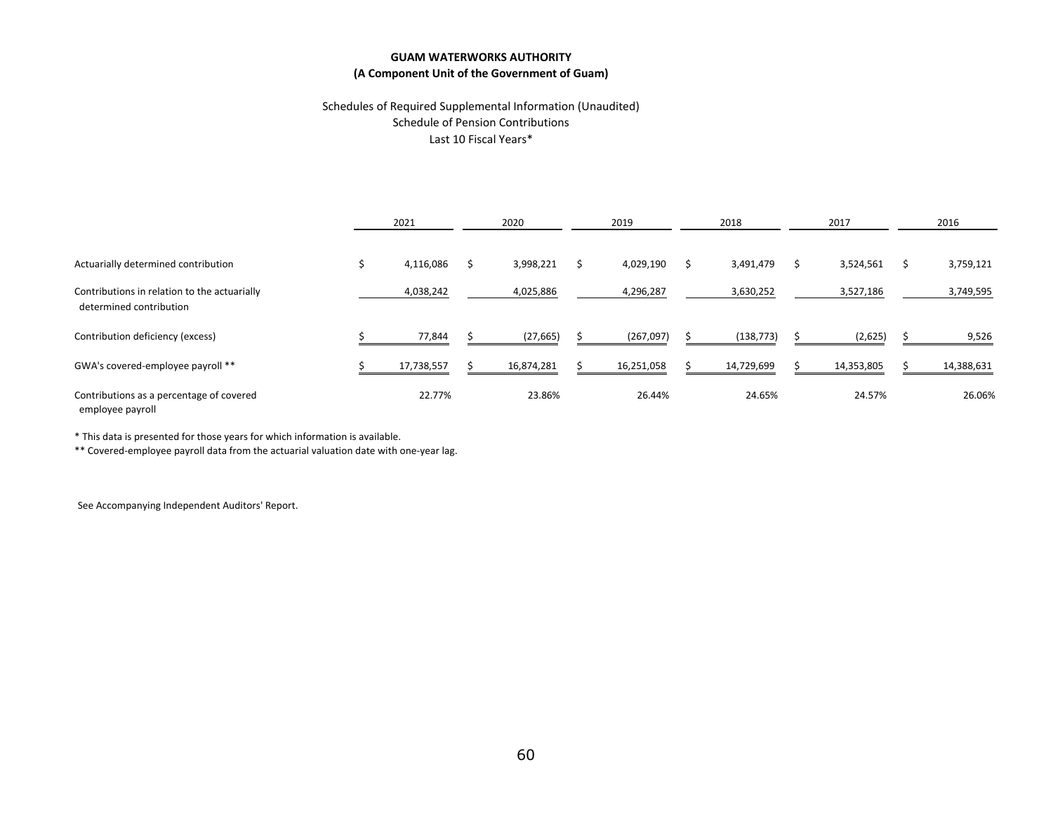**GUAM WATERWORKS AUTHORITY**
**(A Component Unit of the Government of Guam)**

Schedules of Required Supplemental Information (Unaudited)
Schedule of Pension Contributions
Last 10 Fiscal Years*

| | 2021 | 2020 | 2019 | 2018 | 2017 | 2016 |
|---|---|---|---|---|---|---|
| Actuarially determined contribution | $ 4,116,086 | $ 3,998,221 | $ 4,029,190 | $ 3,491,479 | $ 3,524,561 | $ 3,759,121 |
| Contributions in relation to the actuarially determined contribution | 4,038,242 | 4,025,886 | 4,296,287 | 3,630,252 | 3,527,186 | 3,749,595 |
| Contribution deficiency (excess) | $ 77,844 | $ (27,665) | $ (267,097) | $ (138,773) | $ (2,625) | $ 9,526 |
| GWA's covered-employee payroll ** | $ 17,738,557 | $ 16,874,281 | $ 16,251,058 | $ 14,729,699 | $ 14,353,805 | $ 14,388,631 |
| Contributions as a percentage of covered employee payroll | 22.77% | 23.86% | 26.44% | 24.65% | 24.57% | 26.06% |

\* This data is presented for those years for which information is available.
\*\* Covered-employee payroll data from the actuarial valuation date with one-year lag.

See Accompanying Independent Auditors' Report.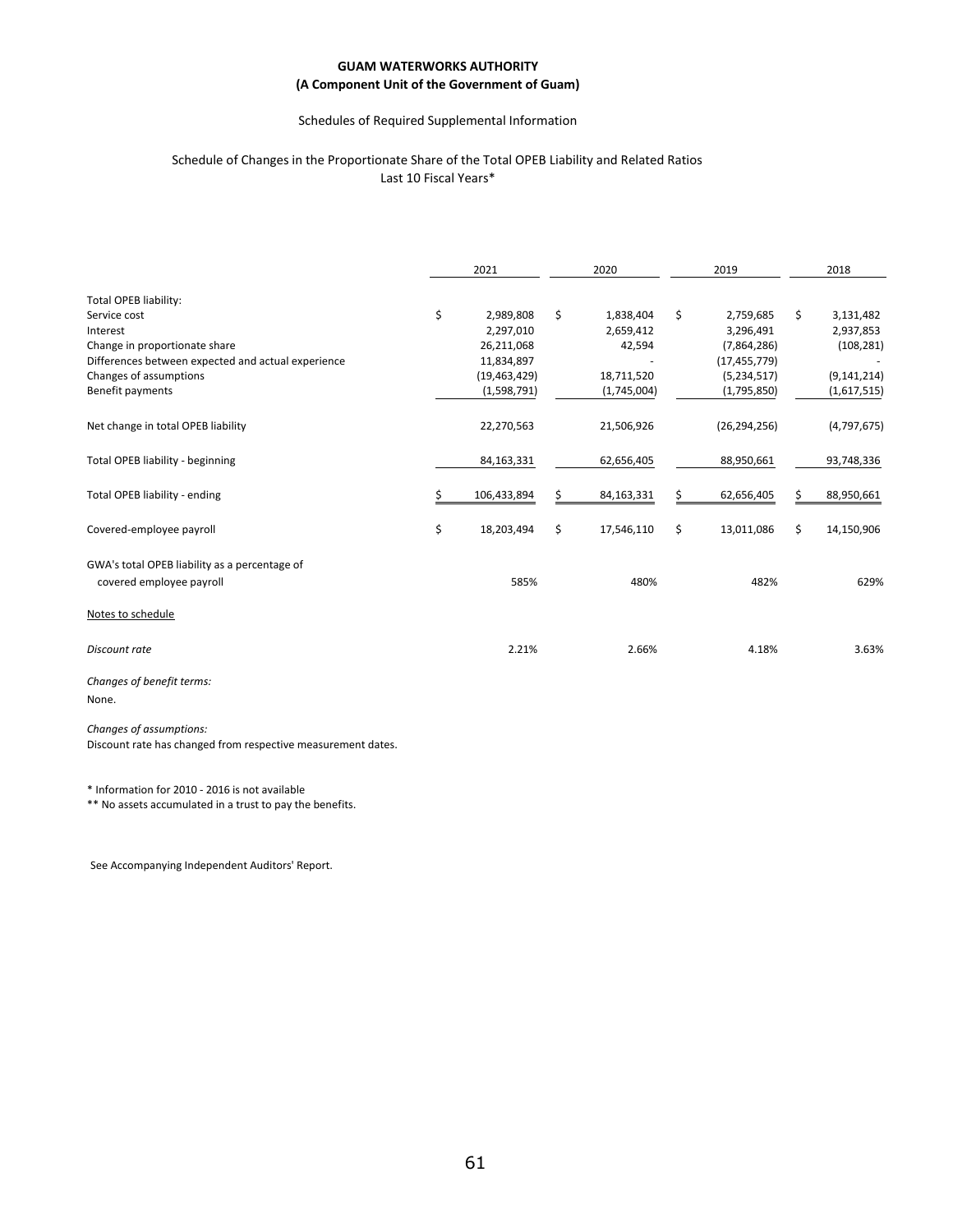**GUAM WATERWORKS AUTHORITY**
**(A Component Unit of the Government of Guam)**

Schedules of Required Supplemental Information

Schedule of Changes in the Proportionate Share of the Total OPEB Liability and Related Ratios
Last 10 Fiscal Years*

| | 2021 | 2020 | 2019 | 2018 |
|---|---|---|---|---|
| Total OPEB liability: | | | | |
| Service cost | $ 2,989,808 | $ 1,838,404 | $ 2,759,685 | $ 3,131,482 |
| Interest | 2,297,010 | 2,659,412 | 3,296,491 | 2,937,853 |
| Change in proportionate share | 26,211,068 | 42,594 | (7,864,286) | (108,281) |
| Differences between expected and actual experience | 11,834,897 | - | (17,455,779) | - |
| Changes of assumptions | (19,463,429) | 18,711,520 | (5,234,517) | (9,141,214) |
| Benefit payments | (1,598,791) | (1,745,004) | (1,795,850) | (1,617,515) |
| Net change in total OPEB liability | 22,270,563 | 21,506,926 | (26,294,256) | (4,797,675) |
| Total OPEB liability - beginning | 84,163,331 | 62,656,405 | 88,950,661 | 93,748,336 |
| Total OPEB liability - ending | $ 106,433,894 | $ 84,163,331 | $ 62,656,405 | $ 88,950,661 |
| Covered-employee payroll | $ 18,203,494 | $ 17,546,110 | $ 13,011,086 | $ 14,150,906 |
| GWA's total OPEB liability as a percentage of covered employee payroll | 585% | 480% | 482% | 629% |
| Notes to schedule | | | | |
| *Discount rate* | 2.21% | 2.66% | 4.18% | 3.63% |

*Changes of benefit terms:*
None.

*Changes of assumptions:*
Discount rate has changed from respective measurement dates.

\* Information for 2010 - 2016 is not available
\*\* No assets accumulated in a trust to pay the benefits.

See Accompanying Independent Auditors' Report.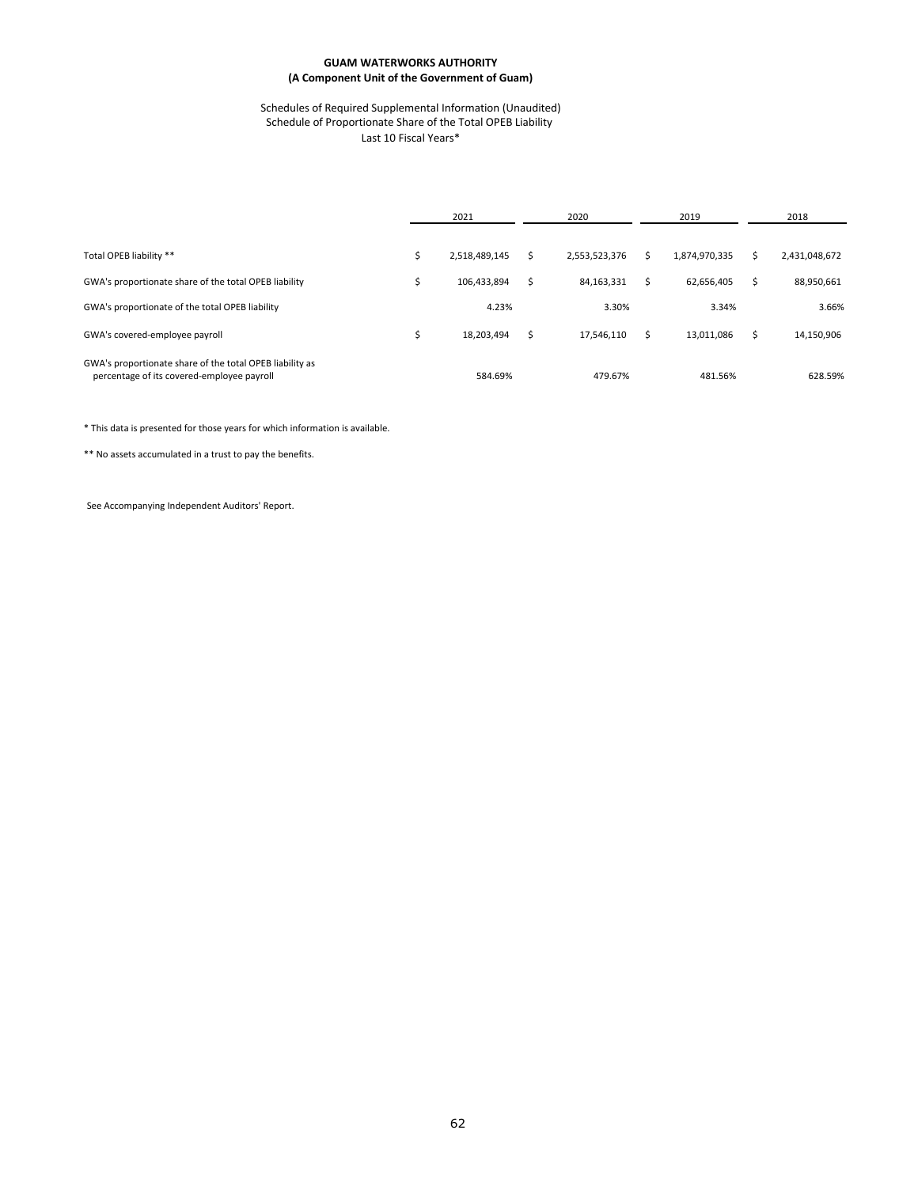**GUAM WATERWORKS AUTHORITY**
**(A Component Unit of the Government of Guam)**

Schedules of Required Supplemental Information (Unaudited)
Schedule of Proportionate Share of the Total OPEB Liability
Last 10 Fiscal Years*

| | 2021 | 2020 | 2019 | 2018 |
|---|---|---|---|---|
| Total OPEB liability ** | $ 2,518,489,145 | $ 2,553,523,376 | $ 1,874,970,335 | $ 2,431,048,672 |
| GWA's proportionate share of the total OPEB liability | $ 106,433,894 | $ 84,163,331 | $ 62,656,405 | $ 88,950,661 |
| GWA's proportionate of the total OPEB liability | 4.23% | 3.30% | 3.34% | 3.66% |
| GWA's covered-employee payroll | $ 18,203,494 | $ 17,546,110 | $ 13,011,086 | $ 14,150,906 |
| GWA's proportionate share of the total OPEB liability as percentage of its covered-employee payroll | 584.69% | 479.67% | 481.56% | 628.59% |

* This data is presented for those years for which information is available.

** No assets accumulated in a trust to pay the benefits.

See Accompanying Independent Auditors' Report.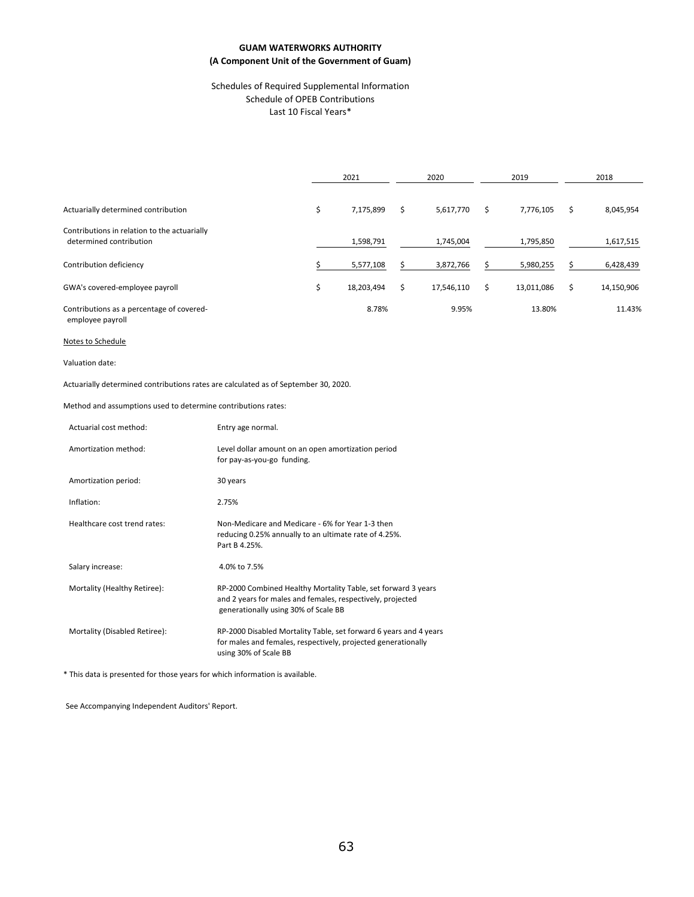**GUAM WATERWORKS AUTHORITY**
**(A Component Unit of the Government of Guam)**

Schedules of Required Supplemental Information
Schedule of OPEB Contributions
Last 10 Fiscal Years*

| | 2021 | 2020 | 2019 | 2018 |
|---|---|---|---|---|
| Actuarially determined contribution | $ 7,175,899 | $ 5,617,770 | $ 7,776,105 | $ 8,045,954 |
| Contributions in relation to the actuarially determined contribution | 1,598,791 | 1,745,004 | 1,795,850 | 1,617,515 |
| Contribution deficiency | $ 5,577,108 | $ 3,872,766 | $ 5,980,255 | $ 6,428,439 |
| GWA's covered-employee payroll | $ 18,203,494 | $ 17,546,110 | $ 13,011,086 | $ 14,150,906 |
| Contributions as a percentage of covered-employee payroll | 8.78% | 9.95% | 13.80% | 11.43% |

Notes to Schedule

Valuation date:

Actuarially determined contributions rates are calculated as of September 30, 2020.

Method and assumptions used to determine contributions rates:

| | |
|---|---|
| Actuarial cost method: | Entry age normal. |
| Amortization method: | Level dollar amount on an open amortization period for pay-as-you-go funding. |
| Amortization period: | 30 years |
| Inflation: | 2.75% |
| Healthcare cost trend rates: | Non-Medicare and Medicare - 6% for Year 1-3 then reducing 0.25% annually to an ultimate rate of 4.25%. Part B 4.25%. |
| Salary increase: | 4.0% to 7.5% |
| Mortality (Healthy Retiree): | RP-2000 Combined Healthy Mortality Table, set forward 3 years and 2 years for males and females, respectively, projected generationally using 30% of Scale BB |
| Mortality (Disabled Retiree): | RP-2000 Disabled Mortality Table, set forward 6 years and 4 years for males and females, respectively, projected generationally using 30% of Scale BB |

* This data is presented for those years for which information is available.

See Accompanying Independent Auditors' Report.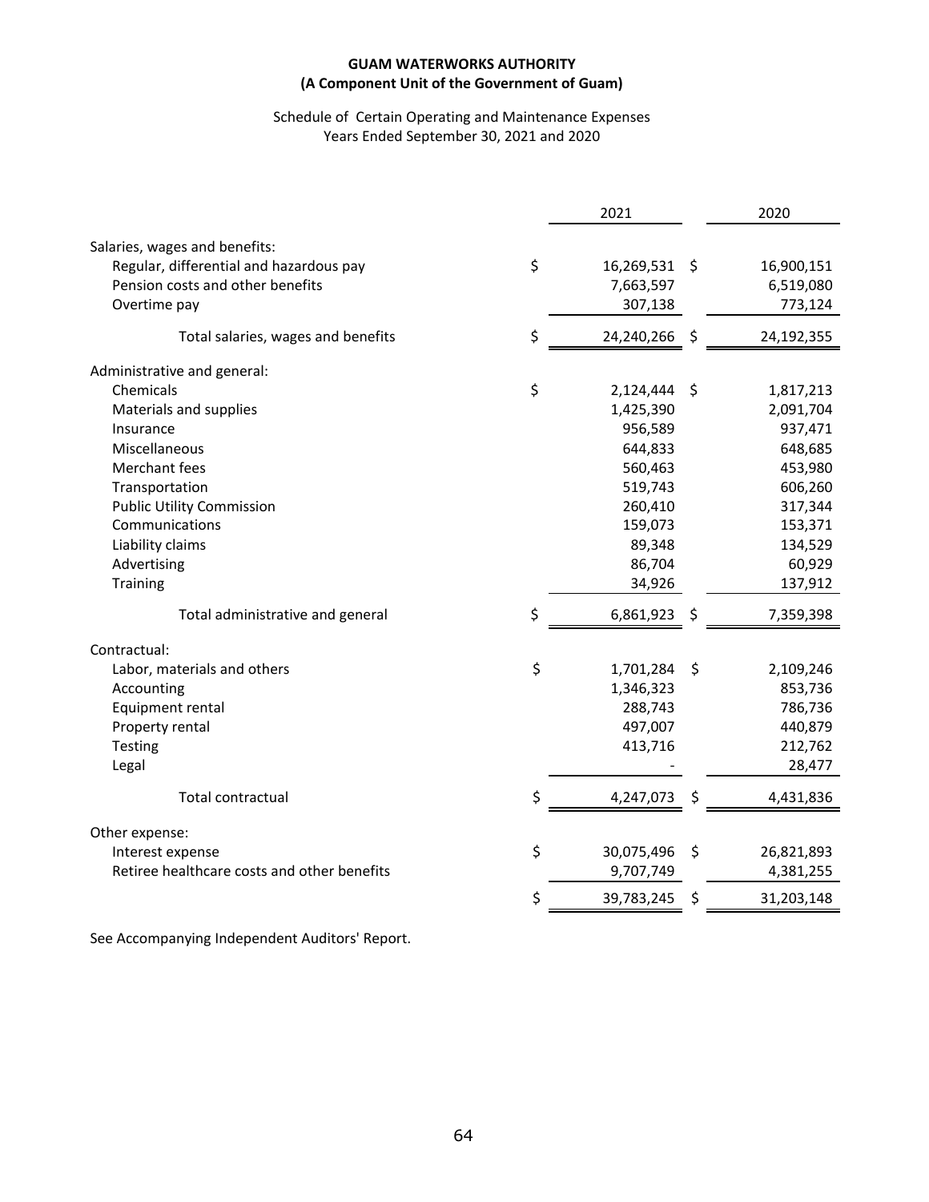**GUAM WATERWORKS AUTHORITY**
**(A Component Unit of the Government of Guam)**

Schedule of Certain Operating and Maintenance Expenses
Years Ended September 30, 2021 and 2020

| | 2021 | 2020 |
|---|---|---|
| Salaries, wages and benefits: | | |
| Regular, differential and hazardous pay | $ 16,269,531 | $ 16,900,151 |
| Pension costs and other benefits | 7,663,597 | 6,519,080 |
| Overtime pay | 307,138 | 773,124 |
| Total salaries, wages and benefits | $ 24,240,266 | $ 24,192,355 |
| Administrative and general: | | |
| Chemicals | $ 2,124,444 | $ 1,817,213 |
| Materials and supplies | 1,425,390 | 2,091,704 |
| Insurance | 956,589 | 937,471 |
| Miscellaneous | 644,833 | 648,685 |
| Merchant fees | 560,463 | 453,980 |
| Transportation | 519,743 | 606,260 |
| Public Utility Commission | 260,410 | 317,344 |
| Communications | 159,073 | 153,371 |
| Liability claims | 89,348 | 134,529 |
| Advertising | 86,704 | 60,929 |
| Training | 34,926 | 137,912 |
| Total administrative and general | $ 6,861,923 | $ 7,359,398 |
| Contractual: | | |
| Labor, materials and others | $ 1,701,284 | $ 2,109,246 |
| Accounting | 1,346,323 | 853,736 |
| Equipment rental | 288,743 | 786,736 |
| Property rental | 497,007 | 440,879 |
| Testing | 413,716 | 212,762 |
| Legal | - | 28,477 |
| Total contractual | $ 4,247,073 | $ 4,431,836 |
| Other expense: | | |
| Interest expense | $ 30,075,496 | $ 26,821,893 |
| Retiree healthcare costs and other benefits | 9,707,749 | 4,381,255 |
| | $ 39,783,245 | $ 31,203,148 |

See Accompanying Independent Auditors' Report.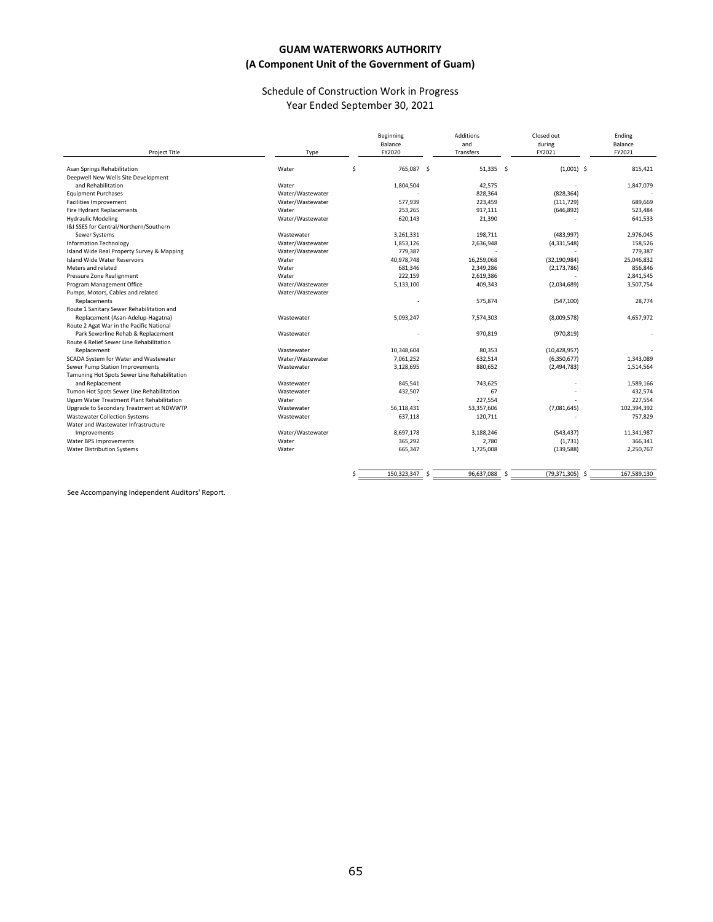# GUAM WATERWORKS AUTHORITY
## (A Component Unit of the Government of Guam)

### Schedule of Construction Work in Progress
### Year Ended September 30, 2021

| Project Title | Type | Beginning Balance FY2020 | Additions and Transfers | Closed out during FY2021 | Ending Balance FY2021 |
|---|---|---|---|---|---|
| Asan Springs Rehabilitation | Water | $ 765,087 | $ 51,335 | $ (1,001) | $ 815,421 |
| Deepwell New Wells Site Development and Rehabilitation | Water | 1,804,504 | 42,575 | - | 1,847,079 |
| Equipment Purchases | Water/Wastewater | - | 828,364 | (828,364) | - |
| Facilities Improvement | Water/Wastewater | 577,939 | 223,459 | (111,729) | 689,669 |
| Fire Hydrant Replacements | Water | 253,265 | 917,111 | (646,892) | 523,484 |
| Hydraulic Modeling | Water/Wastewater | 620,143 | 21,390 | - | 641,533 |
| I&I SSES for Central/Northern/Southern Sewer Systems | Wastewater | 3,261,331 | 198,711 | (483,997) | 2,976,045 |
| Information Technology | Water/Wastewater | 1,853,126 | 2,636,948 | (4,331,548) | 158,526 |
| Island Wide Real Property Survey & Mapping | Water/Wastewater | 779,387 | - | - | 779,387 |
| Island Wide Water Reservoirs | Water | 40,978,748 | 16,259,068 | (32,190,984) | 25,046,832 |
| Meters and related | Water | 681,346 | 2,349,286 | (2,173,786) | 856,846 |
| Pressure Zone Realignment | Water | 222,159 | 2,619,386 | - | 2,841,545 |
| Program Management Office | Water/Wastewater | 5,133,100 | 409,343 | (2,034,689) | 3,507,754 |
| Pumps, Motors, Cables and related Replacements | Water/Wastewater | - | 575,874 | (547,100) | 28,774 |
| Route 1 Sanitary Sewer Rehabilitation and Replacement (Asan-Adelup-Hagatna) | Wastewater | 5,093,247 | 7,574,303 | (8,009,578) | 4,657,972 |
| Route 2 Agat War in the Pacific National Park Sewerline Rehab & Replacement | Wastewater | - | 970,819 | (970,819) | - |
| Route 4 Relief Sewer Line Rehabilitation Replacement | Wastewater | 10,348,604 | 80,353 | (10,428,957) | - |
| SCADA System for Water and Wastewater | Water/Wastewater | 7,061,252 | 632,514 | (6,350,677) | 1,343,089 |
| Sewer Pump Station Improvements | Wastewater | 3,128,695 | 880,652 | (2,494,783) | 1,514,564 |
| Tamuning Hot Spots Sewer Line Rehabilitation and Replacement | Wastewater | 845,541 | 743,625 | - | 1,589,166 |
| Tumon Hot Spots Sewer Line Rehabilitation | Wastewater | 432,507 | 67 | - | 432,574 |
| Ugum Water Treatment Plant Rehabilitation | Water | - | 227,554 | - | 227,554 |
| Upgrade to Secondary Treatment at NDWWTP | Wastewater | 56,118,431 | 53,357,606 | (7,081,645) | 102,394,392 |
| Wastewater Collection Systems | Wastewater | 637,118 | 120,711 | - | 757,829 |
| Water and Wastewater Infrastructure Improvements | Water/Wastewater | 8,697,178 | 3,188,246 | (543,437) | 11,341,987 |
| Water BPS Improvements | Water | 365,292 | 2,780 | (1,731) | 366,341 |
| Water Distribution Systems | Water | 665,347 | 1,725,008 | (139,588) | 2,250,767 |
| | | $ 150,323,347 | $ 96,637,088 | $ (79,371,305) | $ 167,589,130 |

See Accompanying Independent Auditors' Report.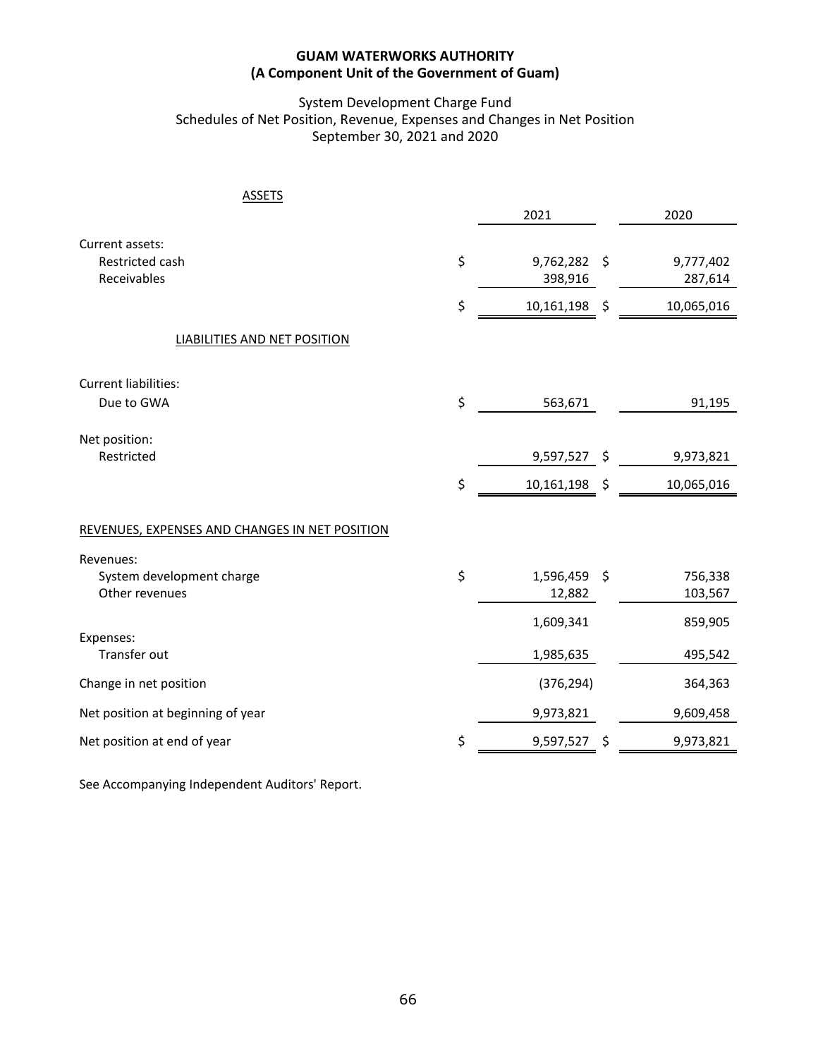**GUAM WATERWORKS AUTHORITY**
**(A Component Unit of the Government of Guam)**

System Development Charge Fund
Schedules of Net Position, Revenue, Expenses and Changes in Net Position
September 30, 2021 and 2020

| ASSETS | 2021 | 2020 |
|---|---|---|
| Current assets: | | |
| Restricted cash | $ 9,762,282 | $ 9,777,402 |
| Receivables | 398,916 | 287,614 |
| | $ 10,161,198 | $ 10,065,016 |
| **LIABILITIES AND NET POSITION** | | |
| Current liabilities: | | |
| Due to GWA | $ 563,671 | 91,195 |
| Net position: | | |
| Restricted | 9,597,527 | $ 9,973,821 |
| | $ 10,161,198 | $ 10,065,016 |
| **REVENUES, EXPENSES AND CHANGES IN NET POSITION** | | |
| Revenues: | | |
| System development charge | $ 1,596,459 | $ 756,338 |
| Other revenues | 12,882 | 103,567 |
| | 1,609,341 | 859,905 |
| Expenses: | | |
| Transfer out | 1,985,635 | 495,542 |
| Change in net position | (376,294) | 364,363 |
| Net position at beginning of year | 9,973,821 | 9,609,458 |
| Net position at end of year | $ 9,597,527 | $ 9,973,821 |

See Accompanying Independent Auditors' Report.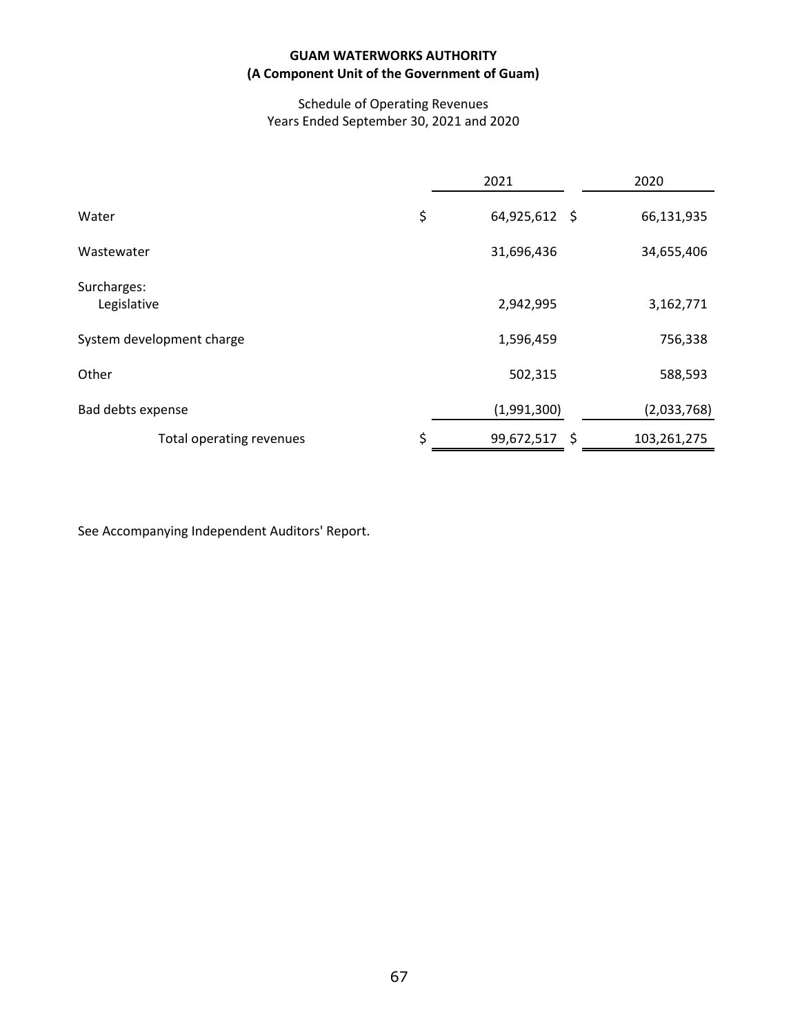# GUAM WATERWORKS AUTHORITY
## (A Component Unit of the Government of Guam)

Schedule of Operating Revenues
Years Ended September 30, 2021 and 2020

| | 2021 | 2020 |
|---|---|---|
| Water | $ 64,925,612 | $ 66,131,935 |
| Wastewater | 31,696,436 | 34,655,406 |
| Surcharges: | | |
| Legislative | 2,942,995 | 3,162,771 |
| System development charge | 1,596,459 | 756,338 |
| Other | 502,315 | 588,593 |
| Bad debts expense | (1,991,300) | (2,033,768) |
| Total operating revenues | $ 99,672,517 | $ 103,261,275 |

See Accompanying Independent Auditors' Report.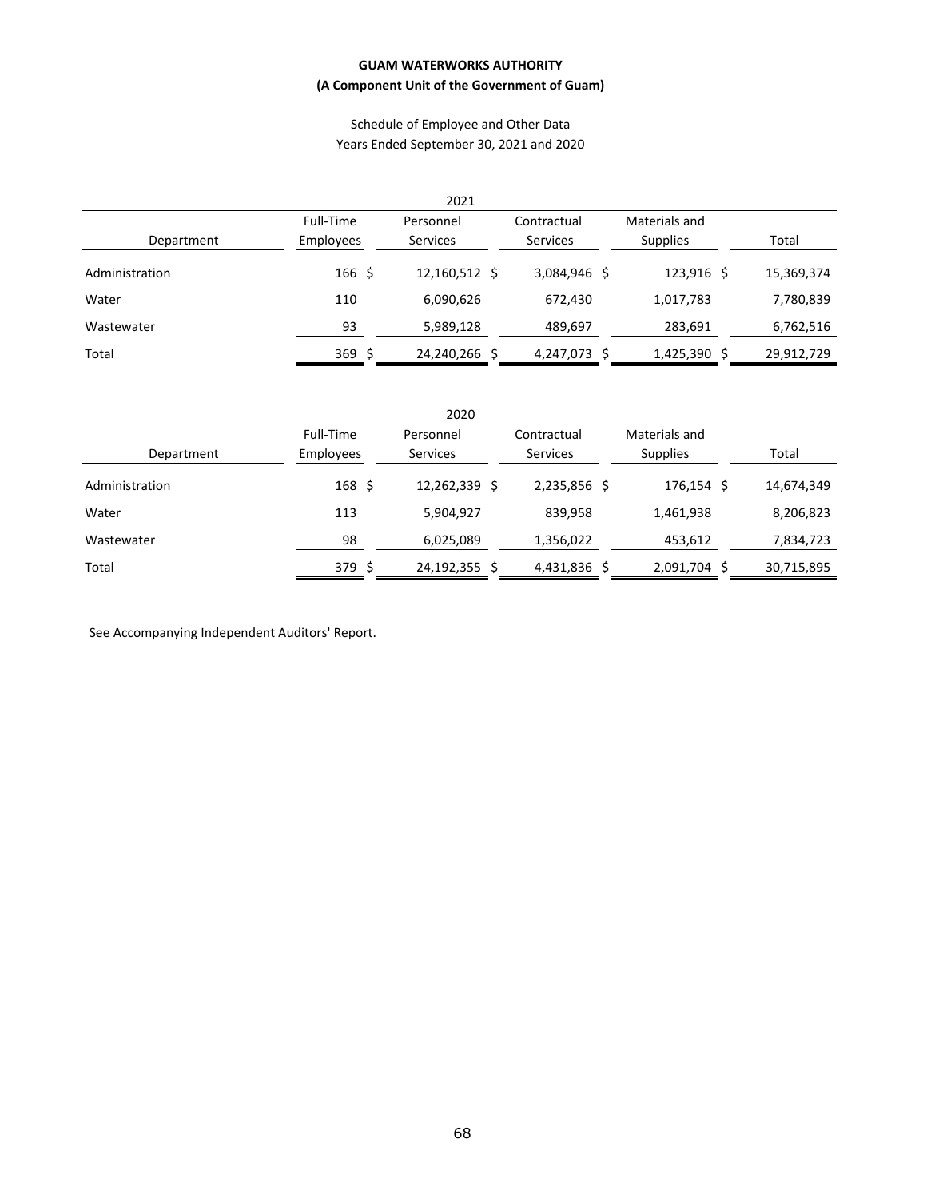**GUAM WATERWORKS AUTHORITY**

**(A Component Unit of the Government of Guam)**

Schedule of Employee and Other Data

Years Ended September 30, 2021 and 2020

| 2021 | | | | | |
|---|---|---|---|---|---|
| Department | Full-Time Employees | Personnel Services | Contractual Services | Materials and Supplies | Total |
| Administration | 166 | $ 12,160,512 | $ 3,084,946 | $ 123,916 | $ 15,369,374 |
| Water | 110 | 6,090,626 | 672,430 | 1,017,783 | 7,780,839 |
| Wastewater | 93 | 5,989,128 | 489,697 | 283,691 | 6,762,516 |
| Total | 369 | $ 24,240,266 | $ 4,247,073 | $ 1,425,390 | $ 29,912,729 |

| 2020 | | | | | |
|---|---|---|---|---|---|
| Department | Full-Time Employees | Personnel Services | Contractual Services | Materials and Supplies | Total |
| Administration | 168 | $ 12,262,339 | $ 2,235,856 | $ 176,154 | $ 14,674,349 |
| Water | 113 | 5,904,927 | 839,958 | 1,461,938 | 8,206,823 |
| Wastewater | 98 | 6,025,089 | 1,356,022 | 453,612 | 7,834,723 |
| Total | 379 | $ 24,192,355 | $ 4,431,836 | $ 2,091,704 | $ 30,715,895 |

See Accompanying Independent Auditors' Report.